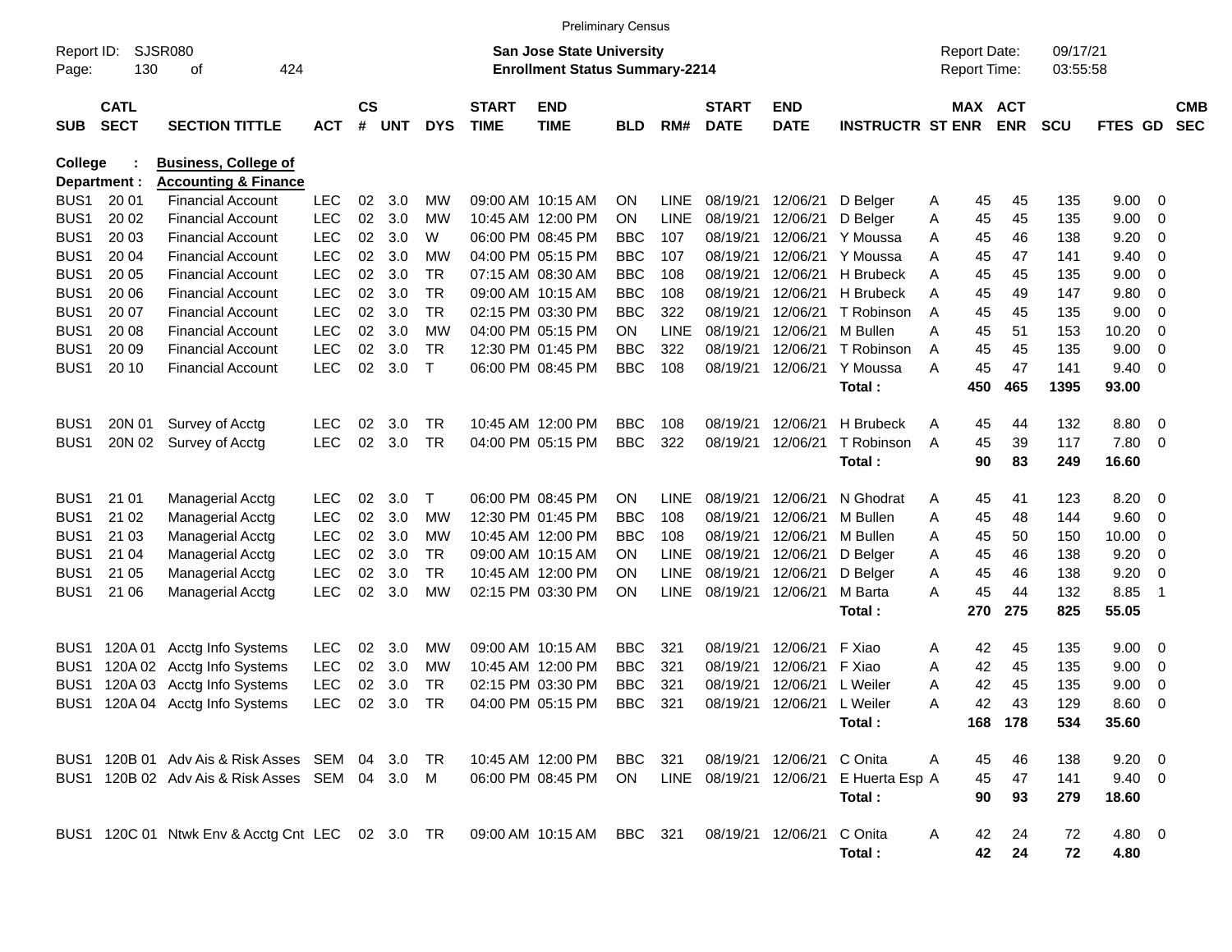Preliminary Census

Report ID: SJSR080
Page: 130 of 424

**San Jose State University**
**Enrollment Status Summary-2214**

Report Date: 09/17/21
Report Time: 03:55:58

College : **Business, College of**
Department : **Accounting & Finance**

| SUB | CATL SECT | SECTION TITTLE | ACT | CS # | UNT | DYS | START TIME | END TIME | BLD | RM# | START DATE | END DATE | INSTRUCTR | ST | MAX ENR | ACT ENR | SCU | FTES | GD | CMB SEC |
|---|---|---|---|---|---|---|---|---|---|---|---|---|---|---|---|---|---|---|---|---|
| BUS1 | 20 01 | Financial Account | LEC | 02 | 3.0 | MW | 09:00 AM | 10:15 AM | ON | LINE | 08/19/21 | 12/06/21 | D Belger | A | 45 | 45 | 135 | 9.00 | 0 | |
| BUS1 | 20 02 | Financial Account | LEC | 02 | 3.0 | MW | 10:45 AM | 12:00 PM | ON | LINE | 08/19/21 | 12/06/21 | D Belger | A | 45 | 45 | 135 | 9.00 | 0 | |
| BUS1 | 20 03 | Financial Account | LEC | 02 | 3.0 | W | 06:00 PM | 08:45 PM | BBC | 107 | 08/19/21 | 12/06/21 | Y Moussa | A | 45 | 46 | 138 | 9.20 | 0 | |
| BUS1 | 20 04 | Financial Account | LEC | 02 | 3.0 | MW | 04:00 PM | 05:15 PM | BBC | 107 | 08/19/21 | 12/06/21 | Y Moussa | A | 45 | 47 | 141 | 9.40 | 0 | |
| BUS1 | 20 05 | Financial Account | LEC | 02 | 3.0 | TR | 07:15 AM | 08:30 AM | BBC | 108 | 08/19/21 | 12/06/21 | H Brubeck | A | 45 | 45 | 135 | 9.00 | 0 | |
| BUS1 | 20 06 | Financial Account | LEC | 02 | 3.0 | TR | 09:00 AM | 10:15 AM | BBC | 108 | 08/19/21 | 12/06/21 | H Brubeck | A | 45 | 49 | 147 | 9.80 | 0 | |
| BUS1 | 20 07 | Financial Account | LEC | 02 | 3.0 | TR | 02:15 PM | 03:30 PM | BBC | 322 | 08/19/21 | 12/06/21 | T Robinson | A | 45 | 45 | 135 | 9.00 | 0 | |
| BUS1 | 20 08 | Financial Account | LEC | 02 | 3.0 | MW | 04:00 PM | 05:15 PM | ON | LINE | 08/19/21 | 12/06/21 | M Bullen | A | 45 | 51 | 153 | 10.20 | 0 | |
| BUS1 | 20 09 | Financial Account | LEC | 02 | 3.0 | TR | 12:30 PM | 01:45 PM | BBC | 322 | 08/19/21 | 12/06/21 | T Robinson | A | 45 | 45 | 135 | 9.00 | 0 | |
| BUS1 | 20 10 | Financial Account | LEC | 02 | 3.0 | T | 06:00 PM | 08:45 PM | BBC | 108 | 08/19/21 | 12/06/21 | Y Moussa | A | 45 | 47 | 141 | 9.40 | 0 | |
| | | | | | | | | | | | | | **Total :** | | **450** | **465** | **1395** | **93.00** | | |
| BUS1 | 20N 01 | Survey of Acctg | LEC | 02 | 3.0 | TR | 10:45 AM | 12:00 PM | BBC | 108 | 08/19/21 | 12/06/21 | H Brubeck | A | 45 | 44 | 132 | 8.80 | 0 | |
| BUS1 | 20N 02 | Survey of Acctg | LEC | 02 | 3.0 | TR | 04:00 PM | 05:15 PM | BBC | 322 | 08/19/21 | 12/06/21 | T Robinson | A | 45 | 39 | 117 | 7.80 | 0 | |
| | | | | | | | | | | | | | **Total :** | | **90** | **83** | **249** | **16.60** | | |
| BUS1 | 21 01 | Managerial Acctg | LEC | 02 | 3.0 | T | 06:00 PM | 08:45 PM | ON | LINE | 08/19/21 | 12/06/21 | N Ghodrat | A | 45 | 41 | 123 | 8.20 | 0 | |
| BUS1 | 21 02 | Managerial Acctg | LEC | 02 | 3.0 | MW | 12:30 PM | 01:45 PM | BBC | 108 | 08/19/21 | 12/06/21 | M Bullen | A | 45 | 48 | 144 | 9.60 | 0 | |
| BUS1 | 21 03 | Managerial Acctg | LEC | 02 | 3.0 | MW | 10:45 AM | 12:00 PM | BBC | 108 | 08/19/21 | 12/06/21 | M Bullen | A | 45 | 50 | 150 | 10.00 | 0 | |
| BUS1 | 21 04 | Managerial Acctg | LEC | 02 | 3.0 | TR | 09:00 AM | 10:15 AM | ON | LINE | 08/19/21 | 12/06/21 | D Belger | A | 45 | 46 | 138 | 9.20 | 0 | |
| BUS1 | 21 05 | Managerial Acctg | LEC | 02 | 3.0 | TR | 10:45 AM | 12:00 PM | ON | LINE | 08/19/21 | 12/06/21 | D Belger | A | 45 | 46 | 138 | 9.20 | 0 | |
| BUS1 | 21 06 | Managerial Acctg | LEC | 02 | 3.0 | MW | 02:15 PM | 03:30 PM | ON | LINE | 08/19/21 | 12/06/21 | M Barta | A | 45 | 44 | 132 | 8.85 | 1 | |
| | | | | | | | | | | | | | **Total :** | | **270** | **275** | **825** | **55.05** | | |
| BUS1 | 120A 01 | Acctg Info Systems | LEC | 02 | 3.0 | MW | 09:00 AM | 10:15 AM | BBC | 321 | 08/19/21 | 12/06/21 | F Xiao | A | 42 | 45 | 135 | 9.00 | 0 | |
| BUS1 | 120A 02 | Acctg Info Systems | LEC | 02 | 3.0 | MW | 10:45 AM | 12:00 PM | BBC | 321 | 08/19/21 | 12/06/21 | F Xiao | A | 42 | 45 | 135 | 9.00 | 0 | |
| BUS1 | 120A 03 | Acctg Info Systems | LEC | 02 | 3.0 | TR | 02:15 PM | 03:30 PM | BBC | 321 | 08/19/21 | 12/06/21 | L Weiler | A | 42 | 45 | 135 | 9.00 | 0 | |
| BUS1 | 120A 04 | Acctg Info Systems | LEC | 02 | 3.0 | TR | 04:00 PM | 05:15 PM | BBC | 321 | 08/19/21 | 12/06/21 | L Weiler | A | 42 | 43 | 129 | 8.60 | 0 | |
| | | | | | | | | | | | | | **Total :** | | **168** | **178** | **534** | **35.60** | | |
| BUS1 | 120B 01 | Adv Ais & Risk Asses | SEM | 04 | 3.0 | TR | 10:45 AM | 12:00 PM | BBC | 321 | 08/19/21 | 12/06/21 | C Onita | A | 45 | 46 | 138 | 9.20 | 0 | |
| BUS1 | 120B 02 | Adv Ais & Risk Asses | SEM | 04 | 3.0 | M | 06:00 PM | 08:45 PM | ON | LINE | 08/19/21 | 12/06/21 | E Huerta Esp | A | 45 | 47 | 141 | 9.40 | 0 | |
| | | | | | | | | | | | | | **Total :** | | **90** | **93** | **279** | **18.60** | | |
| BUS1 | 120C 01 | Ntwk Env & Acctg Cnt | LEC | 02 | 3.0 | TR | 09:00 AM | 10:15 AM | BBC | 321 | 08/19/21 | 12/06/21 | C Onita | A | 42 | 24 | 72 | 4.80 | 0 | |
| | | | | | | | | | | | | | **Total :** | | **42** | **24** | **72** | **4.80** | | |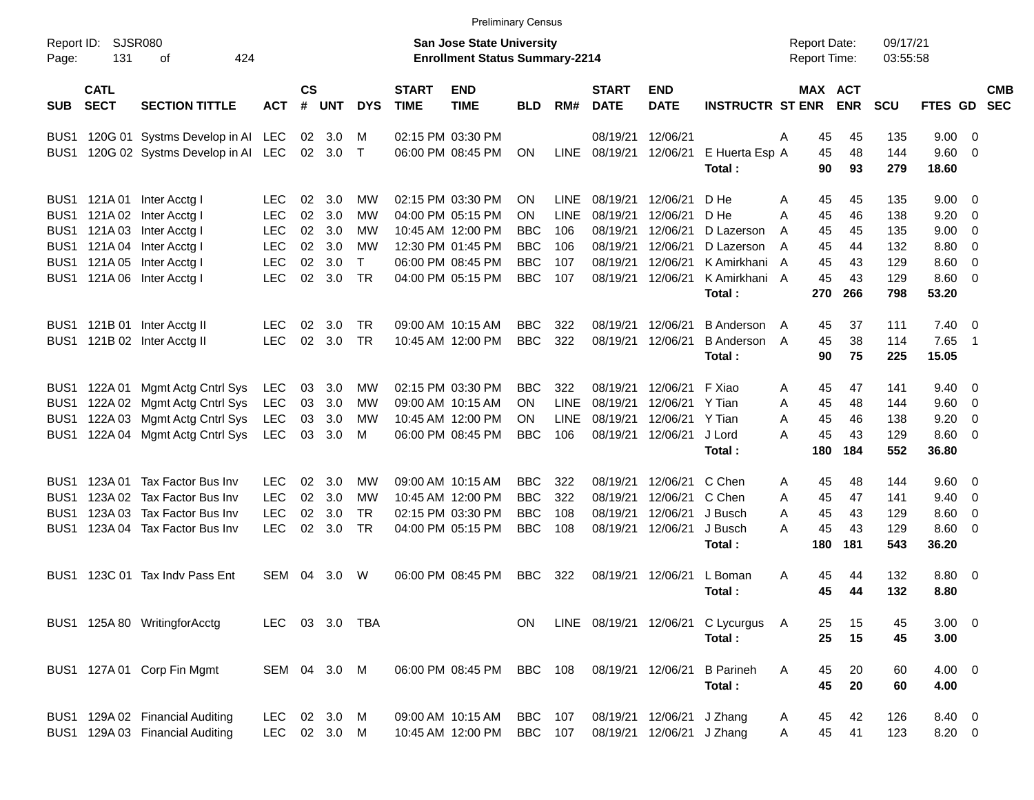Preliminary Census

Report ID: SJSR080

**San Jose State University**
**Enrollment Status Summary-2214**

Report Date: 09/17/21
Report Time: 03:55:58

| SUB | CATL SECT | SECTION TITTLE | ACT | CS # | UNT | DYS | START TIME | END TIME | BLD | RM# | START DATE | END DATE | INSTRUCTR | ST | MAX ENR | ACT ENR | SCU | FTES | GD | CMB SEC |
|---|---|---|---|---|---|---|---|---|---|---|---|---|---|---|---|---|---|---|---|---|
| BUS1 | 120G 01 | Systms Develop in AI | LEC | 02 | 3.0 | M | 02:15 PM | 03:30 PM | | | 08/19/21 | 12/06/21 | | A | 45 | 45 | 135 | 9.00 | 0 | |
| BUS1 | 120G 02 | Systms Develop in AI | LEC | 02 | 3.0 | T | 06:00 PM | 08:45 PM | ON | LINE | 08/19/21 | 12/06/21 | E Huerta Esp | A | 45 | 48 | 144 | 9.60 | 0 | |
| | | | | | | | | | | | | | **Total :** | | **90** | **93** | **279** | **18.60** | | |
| BUS1 | 121A 01 | Inter Acctg I | LEC | 02 | 3.0 | MW | 02:15 PM | 03:30 PM | ON | LINE | 08/19/21 | 12/06/21 | D He | A | 45 | 45 | 135 | 9.00 | 0 | |
| BUS1 | 121A 02 | Inter Acctg I | LEC | 02 | 3.0 | MW | 04:00 PM | 05:15 PM | ON | LINE | 08/19/21 | 12/06/21 | D He | A | 45 | 46 | 138 | 9.20 | 0 | |
| BUS1 | 121A 03 | Inter Acctg I | LEC | 02 | 3.0 | MW | 10:45 AM | 12:00 PM | BBC | 106 | 08/19/21 | 12/06/21 | D Lazerson | A | 45 | 45 | 135 | 9.00 | 0 | |
| BUS1 | 121A 04 | Inter Acctg I | LEC | 02 | 3.0 | MW | 12:30 PM | 01:45 PM | BBC | 106 | 08/19/21 | 12/06/21 | D Lazerson | A | 45 | 44 | 132 | 8.80 | 0 | |
| BUS1 | 121A 05 | Inter Acctg I | LEC | 02 | 3.0 | T | 06:00 PM | 08:45 PM | BBC | 107 | 08/19/21 | 12/06/21 | K Amirkhani | A | 45 | 43 | 129 | 8.60 | 0 | |
| BUS1 | 121A 06 | Inter Acctg I | LEC | 02 | 3.0 | TR | 04:00 PM | 05:15 PM | BBC | 107 | 08/19/21 | 12/06/21 | K Amirkhani | A | 45 | 43 | 129 | 8.60 | 0 | |
| | | | | | | | | | | | | | **Total :** | | **270** | **266** | **798** | **53.20** | | |
| BUS1 | 121B 01 | Inter Acctg II | LEC | 02 | 3.0 | TR | 09:00 AM | 10:15 AM | BBC | 322 | 08/19/21 | 12/06/21 | B Anderson | A | 45 | 37 | 111 | 7.40 | 0 | |
| BUS1 | 121B 02 | Inter Acctg II | LEC | 02 | 3.0 | TR | 10:45 AM | 12:00 PM | BBC | 322 | 08/19/21 | 12/06/21 | B Anderson | A | 45 | 38 | 114 | 7.65 | 1 | |
| | | | | | | | | | | | | | **Total :** | | **90** | **75** | **225** | **15.05** | | |
| BUS1 | 122A 01 | Mgmt Actg Cntrl Sys | LEC | 03 | 3.0 | MW | 02:15 PM | 03:30 PM | BBC | 322 | 08/19/21 | 12/06/21 | F Xiao | A | 45 | 47 | 141 | 9.40 | 0 | |
| BUS1 | 122A 02 | Mgmt Actg Cntrl Sys | LEC | 03 | 3.0 | MW | 09:00 AM | 10:15 AM | ON | LINE | 08/19/21 | 12/06/21 | Y Tian | A | 45 | 48 | 144 | 9.60 | 0 | |
| BUS1 | 122A 03 | Mgmt Actg Cntrl Sys | LEC | 03 | 3.0 | MW | 10:45 AM | 12:00 PM | ON | LINE | 08/19/21 | 12/06/21 | Y Tian | A | 45 | 46 | 138 | 9.20 | 0 | |
| BUS1 | 122A 04 | Mgmt Actg Cntrl Sys | LEC | 03 | 3.0 | M | 06:00 PM | 08:45 PM | BBC | 106 | 08/19/21 | 12/06/21 | J Lord | A | 45 | 43 | 129 | 8.60 | 0 | |
| | | | | | | | | | | | | | **Total :** | | **180** | **184** | **552** | **36.80** | | |
| BUS1 | 123A 01 | Tax Factor Bus Inv | LEC | 02 | 3.0 | MW | 09:00 AM | 10:15 AM | BBC | 322 | 08/19/21 | 12/06/21 | C Chen | A | 45 | 48 | 144 | 9.60 | 0 | |
| BUS1 | 123A 02 | Tax Factor Bus Inv | LEC | 02 | 3.0 | MW | 10:45 AM | 12:00 PM | BBC | 322 | 08/19/21 | 12/06/21 | C Chen | A | 45 | 47 | 141 | 9.40 | 0 | |
| BUS1 | 123A 03 | Tax Factor Bus Inv | LEC | 02 | 3.0 | TR | 02:15 PM | 03:30 PM | BBC | 108 | 08/19/21 | 12/06/21 | J Busch | A | 45 | 43 | 129 | 8.60 | 0 | |
| BUS1 | 123A 04 | Tax Factor Bus Inv | LEC | 02 | 3.0 | TR | 04:00 PM | 05:15 PM | BBC | 108 | 08/19/21 | 12/06/21 | J Busch | A | 45 | 43 | 129 | 8.60 | 0 | |
| | | | | | | | | | | | | | **Total :** | | **180** | **181** | **543** | **36.20** | | |
| BUS1 | 123C 01 | Tax Indv Pass Ent | SEM | 04 | 3.0 | W | 06:00 PM | 08:45 PM | BBC | 322 | 08/19/21 | 12/06/21 | L Boman | A | 45 | 44 | 132 | 8.80 | 0 | |
| | | | | | | | | | | | | | **Total :** | | **45** | **44** | **132** | **8.80** | | |
| BUS1 | 125A 80 | WritingforAcctg | LEC | 03 | 3.0 | TBA | | | ON | LINE | 08/19/21 | 12/06/21 | C Lycurgus | A | 25 | 15 | 45 | 3.00 | 0 | |
| | | | | | | | | | | | | | **Total :** | | **25** | **15** | **45** | **3.00** | | |
| BUS1 | 127A 01 | Corp Fin Mgmt | SEM | 04 | 3.0 | M | 06:00 PM | 08:45 PM | BBC | 108 | 08/19/21 | 12/06/21 | B Parineh | A | 45 | 20 | 60 | 4.00 | 0 | |
| | | | | | | | | | | | | | **Total :** | | **45** | **20** | **60** | **4.00** | | |
| BUS1 | 129A 02 | Financial Auditing | LEC | 02 | 3.0 | M | 09:00 AM | 10:15 AM | BBC | 107 | 08/19/21 | 12/06/21 | J Zhang | A | 45 | 42 | 126 | 8.40 | 0 | |
| BUS1 | 129A 03 | Financial Auditing | LEC | 02 | 3.0 | M | 10:45 AM | 12:00 PM | BBC | 107 | 08/19/21 | 12/06/21 | J Zhang | A | 45 | 41 | 123 | 8.20 | 0 | |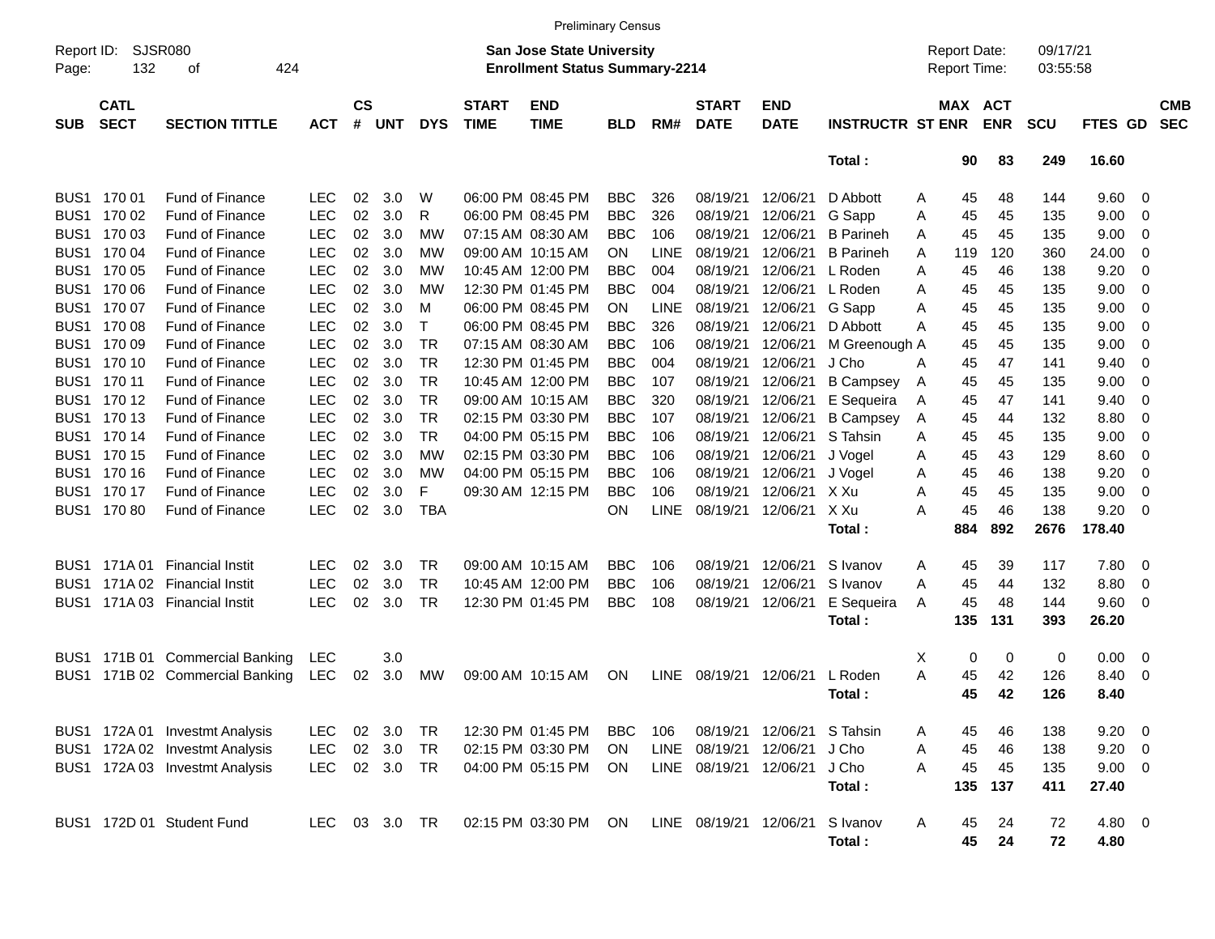Preliminary Census

Report ID: SJSR080
Page: 132 of 424

**San Jose State University**
**Enrollment Status Summary-2214**

Report Date: 09/17/21
Report Time: 03:55:58

| SUB | CATL SECT | SECTION TITTLE | ACT | CS # | UNT | DYS | START TIME | END TIME | BLD | RM# | START DATE | END DATE | INSTRUCTR | ST | MAX ENR | ACT ENR | SCU | FTES | GD | CMB SEC |
|---|---|---|---|---|---|---|---|---|---|---|---|---|---|---|---|---|---|---|---|---|
| | | | | | | | | | | | | | **Total :** | | **90** | **83** | **249** | **16.60** | | |
| BUS1 | 170 01 | Fund of Finance | LEC | 02 | 3.0 | W | 06:00 PM | 08:45 PM | BBC | 326 | 08/19/21 | 12/06/21 | D Abbott | A | 45 | 48 | 144 | 9.60 | 0 | |
| BUS1 | 170 02 | Fund of Finance | LEC | 02 | 3.0 | R | 06:00 PM | 08:45 PM | BBC | 326 | 08/19/21 | 12/06/21 | G Sapp | A | 45 | 45 | 135 | 9.00 | 0 | |
| BUS1 | 170 03 | Fund of Finance | LEC | 02 | 3.0 | MW | 07:15 AM | 08:30 AM | BBC | 106 | 08/19/21 | 12/06/21 | B Parineh | A | 45 | 45 | 135 | 9.00 | 0 | |
| BUS1 | 170 04 | Fund of Finance | LEC | 02 | 3.0 | MW | 09:00 AM | 10:15 AM | ON | LINE | 08/19/21 | 12/06/21 | B Parineh | A | 119 | 120 | 360 | 24.00 | 0 | |
| BUS1 | 170 05 | Fund of Finance | LEC | 02 | 3.0 | MW | 10:45 AM | 12:00 PM | BBC | 004 | 08/19/21 | 12/06/21 | L Roden | A | 45 | 46 | 138 | 9.20 | 0 | |
| BUS1 | 170 06 | Fund of Finance | LEC | 02 | 3.0 | MW | 12:30 PM | 01:45 PM | BBC | 004 | 08/19/21 | 12/06/21 | L Roden | A | 45 | 45 | 135 | 9.00 | 0 | |
| BUS1 | 170 07 | Fund of Finance | LEC | 02 | 3.0 | M | 06:00 PM | 08:45 PM | ON | LINE | 08/19/21 | 12/06/21 | G Sapp | A | 45 | 45 | 135 | 9.00 | 0 | |
| BUS1 | 170 08 | Fund of Finance | LEC | 02 | 3.0 | T | 06:00 PM | 08:45 PM | BBC | 326 | 08/19/21 | 12/06/21 | D Abbott | A | 45 | 45 | 135 | 9.00 | 0 | |
| BUS1 | 170 09 | Fund of Finance | LEC | 02 | 3.0 | TR | 07:15 AM | 08:30 AM | BBC | 106 | 08/19/21 | 12/06/21 | M Greenough | A | 45 | 45 | 135 | 9.00 | 0 | |
| BUS1 | 170 10 | Fund of Finance | LEC | 02 | 3.0 | TR | 12:30 PM | 01:45 PM | BBC | 004 | 08/19/21 | 12/06/21 | J Cho | A | 45 | 47 | 141 | 9.40 | 0 | |
| BUS1 | 170 11 | Fund of Finance | LEC | 02 | 3.0 | TR | 10:45 AM | 12:00 PM | BBC | 107 | 08/19/21 | 12/06/21 | B Campsey | A | 45 | 45 | 135 | 9.00 | 0 | |
| BUS1 | 170 12 | Fund of Finance | LEC | 02 | 3.0 | TR | 09:00 AM | 10:15 AM | BBC | 320 | 08/19/21 | 12/06/21 | E Sequeira | A | 45 | 47 | 141 | 9.40 | 0 | |
| BUS1 | 170 13 | Fund of Finance | LEC | 02 | 3.0 | TR | 02:15 PM | 03:30 PM | BBC | 107 | 08/19/21 | 12/06/21 | B Campsey | A | 45 | 44 | 132 | 8.80 | 0 | |
| BUS1 | 170 14 | Fund of Finance | LEC | 02 | 3.0 | TR | 04:00 PM | 05:15 PM | BBC | 106 | 08/19/21 | 12/06/21 | S Tahsin | A | 45 | 45 | 135 | 9.00 | 0 | |
| BUS1 | 170 15 | Fund of Finance | LEC | 02 | 3.0 | MW | 02:15 PM | 03:30 PM | BBC | 106 | 08/19/21 | 12/06/21 | J Vogel | A | 45 | 43 | 129 | 8.60 | 0 | |
| BUS1 | 170 16 | Fund of Finance | LEC | 02 | 3.0 | MW | 04:00 PM | 05:15 PM | BBC | 106 | 08/19/21 | 12/06/21 | J Vogel | A | 45 | 46 | 138 | 9.20 | 0 | |
| BUS1 | 170 17 | Fund of Finance | LEC | 02 | 3.0 | F | 09:30 AM | 12:15 PM | BBC | 106 | 08/19/21 | 12/06/21 | X Xu | A | 45 | 45 | 135 | 9.00 | 0 | |
| BUS1 | 170 80 | Fund of Finance | LEC | 02 | 3.0 | TBA | | | ON | LINE | 08/19/21 | 12/06/21 | X Xu | A | 45 | 46 | 138 | 9.20 | 0 | |
| | | | | | | | | | | | | | **Total :** | | **884** | **892** | **2676** | **178.40** | | |
| BUS1 | 171A 01 | Financial Instit | LEC | 02 | 3.0 | TR | 09:00 AM | 10:15 AM | BBC | 106 | 08/19/21 | 12/06/21 | S Ivanov | A | 45 | 39 | 117 | 7.80 | 0 | |
| BUS1 | 171A 02 | Financial Instit | LEC | 02 | 3.0 | TR | 10:45 AM | 12:00 PM | BBC | 106 | 08/19/21 | 12/06/21 | S Ivanov | A | 45 | 44 | 132 | 8.80 | 0 | |
| BUS1 | 171A 03 | Financial Instit | LEC | 02 | 3.0 | TR | 12:30 PM | 01:45 PM | BBC | 108 | 08/19/21 | 12/06/21 | E Sequeira | A | 45 | 48 | 144 | 9.60 | 0 | |
| | | | | | | | | | | | | | **Total :** | | **135** | **131** | **393** | **26.20** | | |
| BUS1 | 171B 01 | Commercial Banking | LEC | | 3.0 | | | | | | | | | X | 0 | 0 | 0 | 0.00 | 0 | |
| BUS1 | 171B 02 | Commercial Banking | LEC | 02 | 3.0 | MW | 09:00 AM | 10:15 AM | ON | LINE | 08/19/21 | 12/06/21 | L Roden | A | 45 | 42 | 126 | 8.40 | 0 | |
| | | | | | | | | | | | | | **Total :** | | **45** | **42** | **126** | **8.40** | | |
| BUS1 | 172A 01 | Investmt Analysis | LEC | 02 | 3.0 | TR | 12:30 PM | 01:45 PM | BBC | 106 | 08/19/21 | 12/06/21 | S Tahsin | A | 45 | 46 | 138 | 9.20 | 0 | |
| BUS1 | 172A 02 | Investmt Analysis | LEC | 02 | 3.0 | TR | 02:15 PM | 03:30 PM | ON | LINE | 08/19/21 | 12/06/21 | J Cho | A | 45 | 46 | 138 | 9.20 | 0 | |
| BUS1 | 172A 03 | Investmt Analysis | LEC | 02 | 3.0 | TR | 04:00 PM | 05:15 PM | ON | LINE | 08/19/21 | 12/06/21 | J Cho | A | 45 | 45 | 135 | 9.00 | 0 | |
| | | | | | | | | | | | | | **Total :** | | **135** | **137** | **411** | **27.40** | | |
| BUS1 | 172D 01 | Student Fund | LEC | 03 | 3.0 | TR | 02:15 PM | 03:30 PM | ON | LINE | 08/19/21 | 12/06/21 | S Ivanov | A | 45 | 24 | 72 | 4.80 | 0 | |
| | | | | | | | | | | | | | **Total :** | | **45** | **24** | **72** | **4.80** | | |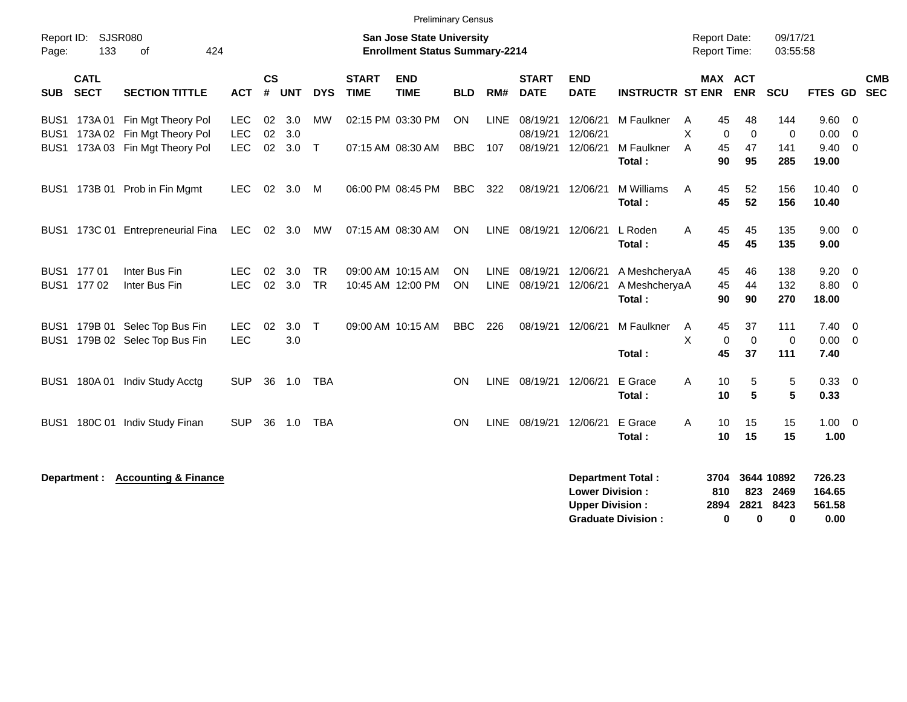Preliminary Census

Report ID: SJSR080

**San Jose State University**
**Enrollment Status Summary-2214**

Report Date: 09/17/21
Report Time: 03:55:58

| SUB | CATL SECT | SECTION TITTLE | ACT | CS # | UNT | DYS | START TIME | END TIME | BLD | RM# | START DATE | END DATE | INSTRUCTR | ST | MAX ENR | ACT ENR | SCU | FTES | GD | CMB SEC |
|---|---|---|---|---|---|---|---|---|---|---|---|---|---|---|---|---|---|---|---|---|
| BUS1 | 173A 01 | Fin Mgt Theory Pol | LEC | 02 | 3.0 | MW | 02:15 PM | 03:30 PM | ON | LINE | 08/19/21 | 12/06/21 | M Faulkner | A | 45 | 48 | 144 | 9.60 | 0 | |
| BUS1 | 173A 02 | Fin Mgt Theory Pol | LEC | 02 | 3.0 | | | | | | 08/19/21 | 12/06/21 | | X | 0 | 0 | 0 | 0.00 | 0 | |
| BUS1 | 173A 03 | Fin Mgt Theory Pol | LEC | 02 | 3.0 | T | 07:15 AM | 08:30 AM | BBC | 107 | 08/19/21 | 12/06/21 | M Faulkner | A | 45 | 47 | 141 | 9.40 | 0 | |
| | | | | | | | | | | | | | **Total :** | | **90** | **95** | **285** | **19.00** | | |
| BUS1 | 173B 01 | Prob in Fin Mgmt | LEC | 02 | 3.0 | M | 06:00 PM | 08:45 PM | BBC | 322 | 08/19/21 | 12/06/21 | M Williams | A | 45 | 52 | 156 | 10.40 | 0 | |
| | | | | | | | | | | | | | **Total :** | | **45** | **52** | **156** | **10.40** | | |
| BUS1 | 173C 01 | Entrepreneurial Fina | LEC | 02 | 3.0 | MW | 07:15 AM | 08:30 AM | ON | LINE | 08/19/21 | 12/06/21 | L Roden | A | 45 | 45 | 135 | 9.00 | 0 | |
| | | | | | | | | | | | | | **Total :** | | **45** | **45** | **135** | **9.00** | | |
| BUS1 | 177 01 | Inter Bus Fin | LEC | 02 | 3.0 | TR | 09:00 AM | 10:15 AM | ON | LINE | 08/19/21 | 12/06/21 | A Meshcherya | A | 45 | 46 | 138 | 9.20 | 0 | |
| BUS1 | 177 02 | Inter Bus Fin | LEC | 02 | 3.0 | TR | 10:45 AM | 12:00 PM | ON | LINE | 08/19/21 | 12/06/21 | A Meshcherya | A | 45 | 44 | 132 | 8.80 | 0 | |
| | | | | | | | | | | | | | **Total :** | | **90** | **90** | **270** | **18.00** | | |
| BUS1 | 179B 01 | Selec Top Bus Fin | LEC | 02 | 3.0 | T | 09:00 AM | 10:15 AM | BBC | 226 | 08/19/21 | 12/06/21 | M Faulkner | A | 45 | 37 | 111 | 7.40 | 0 | |
| BUS1 | 179B 02 | Selec Top Bus Fin | LEC | | 3.0 | | | | | | | | | X | 0 | 0 | 0 | 0.00 | 0 | |
| | | | | | | | | | | | | | **Total :** | | **45** | **37** | **111** | **7.40** | | |
| BUS1 | 180A 01 | Indiv Study Acctg | SUP | 36 | 1.0 | TBA | | | ON | LINE | 08/19/21 | 12/06/21 | E Grace | A | 10 | 5 | 5 | 0.33 | 0 | |
| | | | | | | | | | | | | | **Total :** | | **10** | **5** | **5** | **0.33** | | |
| BUS1 | 180C 01 | Indiv Study Finan | SUP | 36 | 1.0 | TBA | | | ON | LINE | 08/19/21 | 12/06/21 | E Grace | A | 10 | 15 | 15 | 1.00 | 0 | |
| | | | | | | | | | | | | | **Total :** | | **10** | **15** | **15** | **1.00** | | |

**Department :** **Accounting & Finance**

| | MAX ENR | ACT ENR | SCU | FTES |
|---|---|---|---|---|
| **Department Total :** | **3704** | **3644** | **10892** | **726.23** |
| **Lower Division :** | **810** | **823** | **2469** | **164.65** |
| **Upper Division :** | **2894** | **2821** | **8423** | **561.58** |
| **Graduate Division :** | **0** | **0** | **0** | **0.00** |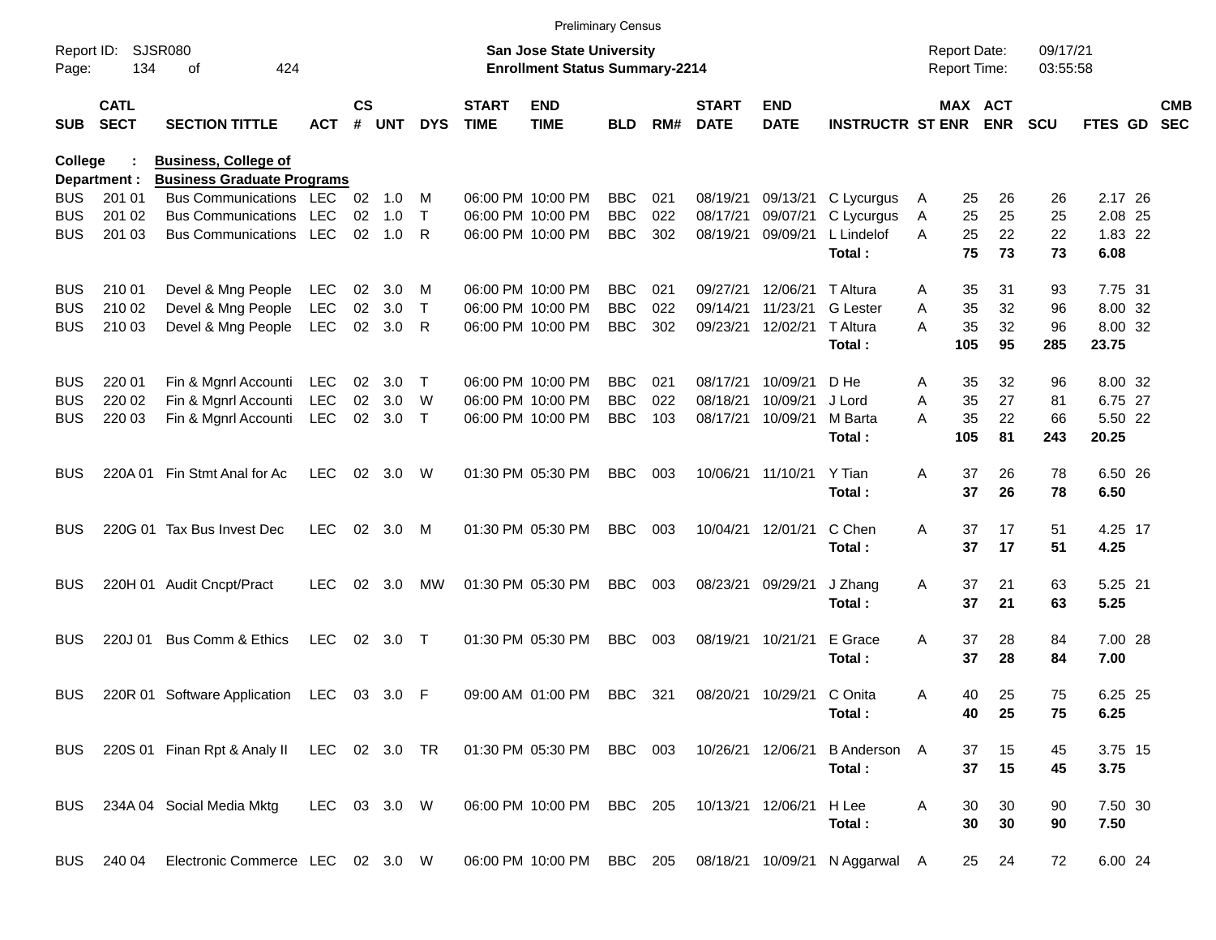Preliminary Census

Report ID: SJSR080
**San Jose State University**
**Enrollment Status Summary-2214**
Report Date: 09/17/21
Report Time: 03:55:58

**College : Business, College of**
**Department : Business Graduate Programs**

| SUB | CATL SECT | SECTION TITTLE | ACT | CS # | UNT | DYS | START TIME | END TIME | BLD | RM# | START DATE | END DATE | INSTRUCTR | ST | MAX ENR | ACT ENR | SCU | FTES | GD | CMB SEC |
|---|---|---|---|---|---|---|---|---|---|---|---|---|---|---|---|---|---|---|---|---|
| BUS | 201 01 | Bus Communications | LEC | 02 | 1.0 | M | 06:00 PM | 10:00 PM | BBC | 021 | 08/19/21 | 09/13/21 | C Lycurgus | A | 25 | 26 | 26 | 2.17 | 26 | |
| BUS | 201 02 | Bus Communications | LEC | 02 | 1.0 | T | 06:00 PM | 10:00 PM | BBC | 022 | 08/17/21 | 09/07/21 | C Lycurgus | A | 25 | 25 | 25 | 2.08 | 25 | |
| BUS | 201 03 | Bus Communications | LEC | 02 | 1.0 | R | 06:00 PM | 10:00 PM | BBC | 302 | 08/19/21 | 09/09/21 | L Lindelof | A | 25 | 22 | 22 | 1.83 | 22 | |
| | | | | | | | | | | | | | **Total :** | | **75** | **73** | **73** | **6.08** | | |
| BUS | 210 01 | Devel & Mng People | LEC | 02 | 3.0 | M | 06:00 PM | 10:00 PM | BBC | 021 | 09/27/21 | 12/06/21 | T Altura | A | 35 | 31 | 93 | 7.75 | 31 | |
| BUS | 210 02 | Devel & Mng People | LEC | 02 | 3.0 | T | 06:00 PM | 10:00 PM | BBC | 022 | 09/14/21 | 11/23/21 | G Lester | A | 35 | 32 | 96 | 8.00 | 32 | |
| BUS | 210 03 | Devel & Mng People | LEC | 02 | 3.0 | R | 06:00 PM | 10:00 PM | BBC | 302 | 09/23/21 | 12/02/21 | T Altura | A | 35 | 32 | 96 | 8.00 | 32 | |
| | | | | | | | | | | | | | **Total :** | | **105** | **95** | **285** | **23.75** | | |
| BUS | 220 01 | Fin & Mgnrl Accounti | LEC | 02 | 3.0 | T | 06:00 PM | 10:00 PM | BBC | 021 | 08/17/21 | 10/09/21 | D He | A | 35 | 32 | 96 | 8.00 | 32 | |
| BUS | 220 02 | Fin & Mgnrl Accounti | LEC | 02 | 3.0 | W | 06:00 PM | 10:00 PM | BBC | 022 | 08/18/21 | 10/09/21 | J Lord | A | 35 | 27 | 81 | 6.75 | 27 | |
| BUS | 220 03 | Fin & Mgnrl Accounti | LEC | 02 | 3.0 | T | 06:00 PM | 10:00 PM | BBC | 103 | 08/17/21 | 10/09/21 | M Barta | A | 35 | 22 | 66 | 5.50 | 22 | |
| | | | | | | | | | | | | | **Total :** | | **105** | **81** | **243** | **20.25** | | |
| BUS | 220A 01 | Fin Stmt Anal for Ac | LEC | 02 | 3.0 | W | 01:30 PM | 05:30 PM | BBC | 003 | 10/06/21 | 11/10/21 | Y Tian | A | 37 | 26 | 78 | 6.50 | 26 | |
| | | | | | | | | | | | | | **Total :** | | **37** | **26** | **78** | **6.50** | | |
| BUS | 220G 01 | Tax Bus Invest Dec | LEC | 02 | 3.0 | M | 01:30 PM | 05:30 PM | BBC | 003 | 10/04/21 | 12/01/21 | C Chen | A | 37 | 17 | 51 | 4.25 | 17 | |
| | | | | | | | | | | | | | **Total :** | | **37** | **17** | **51** | **4.25** | | |
| BUS | 220H 01 | Audit Cncpt/Pract | LEC | 02 | 3.0 | MW | 01:30 PM | 05:30 PM | BBC | 003 | 08/23/21 | 09/29/21 | J Zhang | A | 37 | 21 | 63 | 5.25 | 21 | |
| | | | | | | | | | | | | | **Total :** | | **37** | **21** | **63** | **5.25** | | |
| BUS | 220J 01 | Bus Comm & Ethics | LEC | 02 | 3.0 | T | 01:30 PM | 05:30 PM | BBC | 003 | 08/19/21 | 10/21/21 | E Grace | A | 37 | 28 | 84 | 7.00 | 28 | |
| | | | | | | | | | | | | | **Total :** | | **37** | **28** | **84** | **7.00** | | |
| BUS | 220R 01 | Software Application | LEC | 03 | 3.0 | F | 09:00 AM | 01:00 PM | BBC | 321 | 08/20/21 | 10/29/21 | C Onita | A | 40 | 25 | 75 | 6.25 | 25 | |
| | | | | | | | | | | | | | **Total :** | | **40** | **25** | **75** | **6.25** | | |
| BUS | 220S 01 | Finan Rpt & Analy II | LEC | 02 | 3.0 | TR | 01:30 PM | 05:30 PM | BBC | 003 | 10/26/21 | 12/06/21 | B Anderson | A | 37 | 15 | 45 | 3.75 | 15 | |
| | | | | | | | | | | | | | **Total :** | | **37** | **15** | **45** | **3.75** | | |
| BUS | 234A 04 | Social Media Mktg | LEC | 03 | 3.0 | W | 06:00 PM | 10:00 PM | BBC | 205 | 10/13/21 | 12/06/21 | H Lee | A | 30 | 30 | 90 | 7.50 | 30 | |
| | | | | | | | | | | | | | **Total :** | | **30** | **30** | **90** | **7.50** | | |
| BUS | 240 04 | Electronic Commerce | LEC | 02 | 3.0 | W | 06:00 PM | 10:00 PM | BBC | 205 | 08/18/21 | 10/09/21 | N Aggarwal | A | 25 | 24 | 72 | 6.00 | 24 | |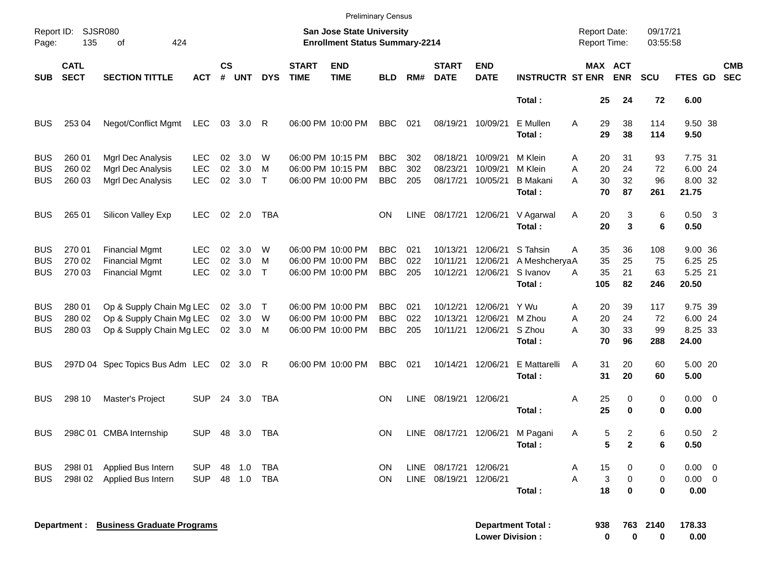Preliminary Census

Report ID: SJSR080
Page: 135 of 424

**San Jose State University**
**Enrollment Status Summary-2214**

Report Date: 09/17/21
Report Time: 03:55:58

| SUB | CATL SECT | SECTION TITTLE | ACT | CS # | UNT | DYS | START TIME | END TIME | BLD | RM# | START DATE | END DATE | INSTRUCTR | ST | MAX ENR | ACT ENR | SCU | FTES | GD | CMB SEC |
|---|---|---|---|---|---|---|---|---|---|---|---|---|---|---|---|---|---|---|---|---|
| | | | | | | | | | | | | | **Total :** | | **25** | **24** | **72** | **6.00** | | |
| BUS | 253 04 | Negot/Conflict Mgmt | LEC | 03 | 3.0 | R | 06:00 PM | 10:00 PM | BBC | 021 | 08/19/21 | 10/09/21 | E Mullen | A | 29 | 38 | 114 | 9.50 | 38 | |
| | | | | | | | | | | | | | **Total :** | | **29** | **38** | **114** | **9.50** | | |
| BUS | 260 01 | Mgrl Dec Analysis | LEC | 02 | 3.0 | W | 06:00 PM | 10:15 PM | BBC | 302 | 08/18/21 | 10/09/21 | M Klein | A | 20 | 31 | 93 | 7.75 | 31 | |
| BUS | 260 02 | Mgrl Dec Analysis | LEC | 02 | 3.0 | M | 06:00 PM | 10:15 PM | BBC | 302 | 08/23/21 | 10/09/21 | M Klein | A | 20 | 24 | 72 | 6.00 | 24 | |
| BUS | 260 03 | Mgrl Dec Analysis | LEC | 02 | 3.0 | T | 06:00 PM | 10:00 PM | BBC | 205 | 08/17/21 | 10/05/21 | B Makani | A | 30 | 32 | 96 | 8.00 | 32 | |
| | | | | | | | | | | | | | **Total :** | | **70** | **87** | **261** | **21.75** | | |
| BUS | 265 01 | Silicon Valley Exp | LEC | 02 | 2.0 | TBA | | | ON | LINE | 08/17/21 | 12/06/21 | V Agarwal | A | 20 | 3 | 6 | 0.50 | 3 | |
| | | | | | | | | | | | | | **Total :** | | **20** | **3** | **6** | **0.50** | | |
| BUS | 270 01 | Financial Mgmt | LEC | 02 | 3.0 | W | 06:00 PM | 10:00 PM | BBC | 021 | 10/13/21 | 12/06/21 | S Tahsin | A | 35 | 36 | 108 | 9.00 | 36 | |
| BUS | 270 02 | Financial Mgmt | LEC | 02 | 3.0 | M | 06:00 PM | 10:00 PM | BBC | 022 | 10/11/21 | 12/06/21 | A Meshcherya | A | 35 | 25 | 75 | 6.25 | 25 | |
| BUS | 270 03 | Financial Mgmt | LEC | 02 | 3.0 | T | 06:00 PM | 10:00 PM | BBC | 205 | 10/12/21 | 12/06/21 | S Ivanov | A | 35 | 21 | 63 | 5.25 | 21 | |
| | | | | | | | | | | | | | **Total :** | | **105** | **82** | **246** | **20.50** | | |
| BUS | 280 01 | Op & Supply Chain Mg | LEC | 02 | 3.0 | T | 06:00 PM | 10:00 PM | BBC | 021 | 10/12/21 | 12/06/21 | Y Wu | A | 20 | 39 | 117 | 9.75 | 39 | |
| BUS | 280 02 | Op & Supply Chain Mg | LEC | 02 | 3.0 | W | 06:00 PM | 10:00 PM | BBC | 022 | 10/13/21 | 12/06/21 | M Zhou | A | 20 | 24 | 72 | 6.00 | 24 | |
| BUS | 280 03 | Op & Supply Chain Mg | LEC | 02 | 3.0 | M | 06:00 PM | 10:00 PM | BBC | 205 | 10/11/21 | 12/06/21 | S Zhou | A | 30 | 33 | 99 | 8.25 | 33 | |
| | | | | | | | | | | | | | **Total :** | | **70** | **96** | **288** | **24.00** | | |
| BUS | 297D 04 | Spec Topics Bus Adm | LEC | 02 | 3.0 | R | 06:00 PM | 10:00 PM | BBC | 021 | 10/14/21 | 12/06/21 | E Mattarelli | A | 31 | 20 | 60 | 5.00 | 20 | |
| | | | | | | | | | | | | | **Total :** | | **31** | **20** | **60** | **5.00** | | |
| BUS | 298 10 | Master's Project | SUP | 24 | 3.0 | TBA | | | ON | LINE | 08/19/21 | 12/06/21 | | A | 25 | 0 | 0 | 0.00 | 0 | |
| | | | | | | | | | | | | | **Total :** | | **25** | **0** | **0** | **0.00** | | |
| BUS | 298C 01 | CMBA Internship | SUP | 48 | 3.0 | TBA | | | ON | LINE | 08/17/21 | 12/06/21 | M Pagani | A | 5 | 2 | 6 | 0.50 | 2 | |
| | | | | | | | | | | | | | **Total :** | | **5** | **2** | **6** | **0.50** | | |
| BUS | 298I 01 | Applied Bus Intern | SUP | 48 | 1.0 | TBA | | | ON | LINE | 08/17/21 | 12/06/21 | | A | 15 | 0 | 0 | 0.00 | 0 | |
| BUS | 298I 02 | Applied Bus Intern | SUP | 48 | 1.0 | TBA | | | ON | LINE | 08/19/21 | 12/06/21 | | A | 3 | 0 | 0 | 0.00 | 0 | |
| | | | | | | | | | | | | | **Total :** | | **18** | **0** | **0** | **0.00** | | |

**Department : Business Graduate Programs**

| | MAX ENR | ACT ENR | SCU | FTES |
|---|---|---|---|---|
| **Department Total :** | **938** | **763** | **2140** | **178.33** |
| **Lower Division :** | **0** | **0** | **0** | **0.00** |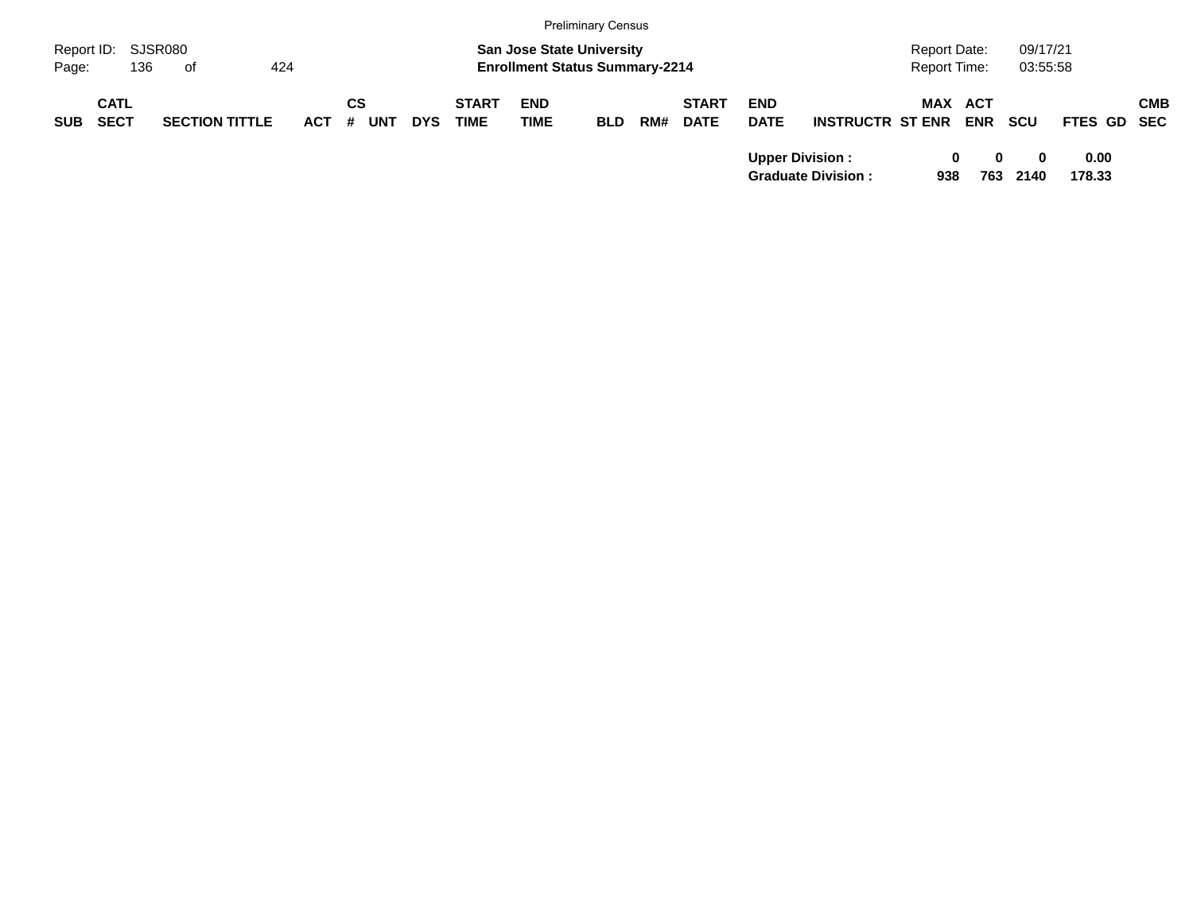| SUB | CATL SECT | SECTION TITTLE | ACT | CS # | UNT | DYS | START TIME | END TIME | BLD | RM# | START DATE | END DATE | INSTRUCTR | ST | MAX ENR | ACT ENR | SCU | FTES | GD | CMB SEC |
|---|---|---|---|---|---|---|---|---|---|---|---|---|---|---|---|---|---|---|---|---|
| | | | | | | | | | | | | **Upper Division :** | | | **0** | **0** | **0** | **0.00** | | |
| | | | | | | | | | | | | **Graduate Division :** | | | **938** | **763** | **2140** | **178.33** | | |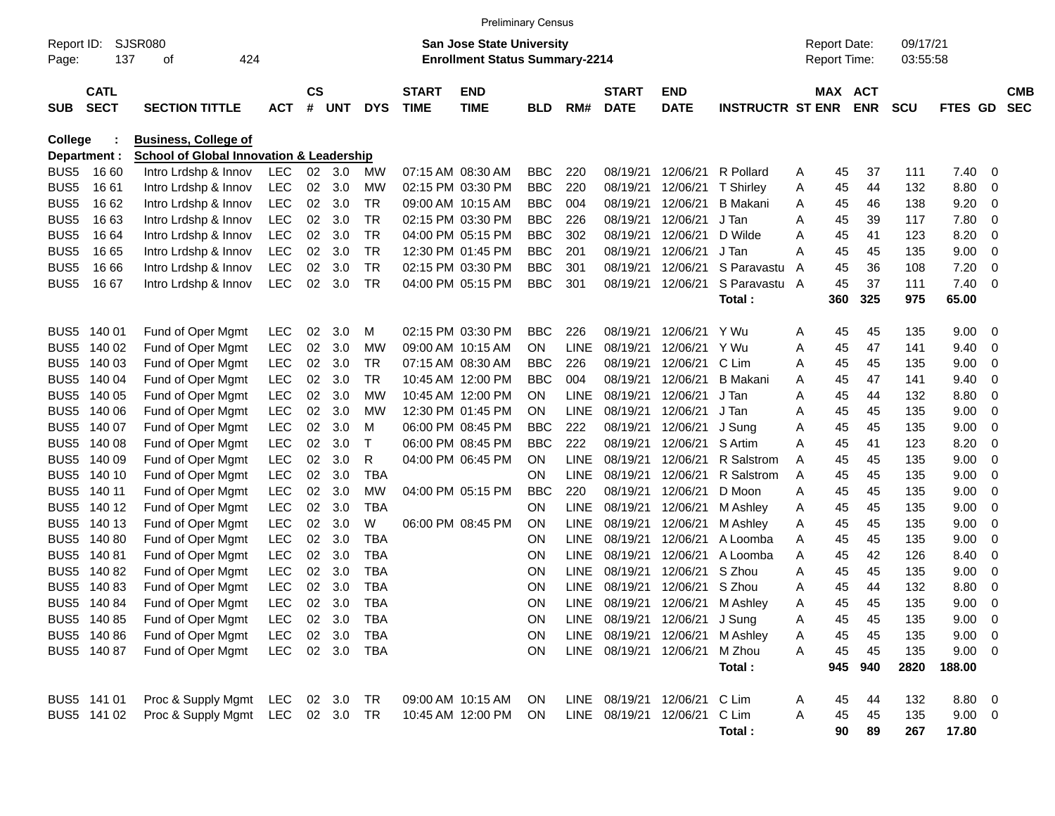Preliminary Census

Report ID: SJSR080
Page: 137 of 424

**San Jose State University**
**Enrollment Status Summary-2214**

Report Date: 09/17/21
Report Time: 03:55:58

**College : Business, College of**
**Department : School of Global Innovation & Leadership**

| SUB | CATL SECT | SECTION TITTLE | ACT | CS # | UNT | DYS | START TIME | END TIME | BLD | RM# | START DATE | END DATE | INSTRUCTR | ST | MAX ENR | ACT ENR | SCU | FTES | GD | CMB SEC |
|---|---|---|---|---|---|---|---|---|---|---|---|---|---|---|---|---|---|---|---|---|
| BUS5 | 16 60 | Intro Lrdshp & Innov | LEC | 02 | 3.0 | MW | 07:15 AM | 08:30 AM | BBC | 220 | 08/19/21 | 12/06/21 | R Pollard | A | 45 | 37 | 111 | 7.40 | 0 | |
| BUS5 | 16 61 | Intro Lrdshp & Innov | LEC | 02 | 3.0 | MW | 02:15 PM | 03:30 PM | BBC | 220 | 08/19/21 | 12/06/21 | T Shirley | A | 45 | 44 | 132 | 8.80 | 0 | |
| BUS5 | 16 62 | Intro Lrdshp & Innov | LEC | 02 | 3.0 | TR | 09:00 AM | 10:15 AM | BBC | 004 | 08/19/21 | 12/06/21 | B Makani | A | 45 | 46 | 138 | 9.20 | 0 | |
| BUS5 | 16 63 | Intro Lrdshp & Innov | LEC | 02 | 3.0 | TR | 02:15 PM | 03:30 PM | BBC | 226 | 08/19/21 | 12/06/21 | J Tan | A | 45 | 39 | 117 | 7.80 | 0 | |
| BUS5 | 16 64 | Intro Lrdshp & Innov | LEC | 02 | 3.0 | TR | 04:00 PM | 05:15 PM | BBC | 302 | 08/19/21 | 12/06/21 | D Wilde | A | 45 | 41 | 123 | 8.20 | 0 | |
| BUS5 | 16 65 | Intro Lrdshp & Innov | LEC | 02 | 3.0 | TR | 12:30 PM | 01:45 PM | BBC | 201 | 08/19/21 | 12/06/21 | J Tan | A | 45 | 45 | 135 | 9.00 | 0 | |
| BUS5 | 16 66 | Intro Lrdshp & Innov | LEC | 02 | 3.0 | TR | 02:15 PM | 03:30 PM | BBC | 301 | 08/19/21 | 12/06/21 | S Paravastu | A | 45 | 36 | 108 | 7.20 | 0 | |
| BUS5 | 16 67 | Intro Lrdshp & Innov | LEC | 02 | 3.0 | TR | 04:00 PM | 05:15 PM | BBC | 301 | 08/19/21 | 12/06/21 | S Paravastu | A | 45 | 37 | 111 | 7.40 | 0 | |
| | | | | | | | | | | | | | **Total :** | | **360** | **325** | **975** | **65.00** | | |
| BUS5 | 140 01 | Fund of Oper Mgmt | LEC | 02 | 3.0 | M | 02:15 PM | 03:30 PM | BBC | 226 | 08/19/21 | 12/06/21 | Y Wu | A | 45 | 45 | 135 | 9.00 | 0 | |
| BUS5 | 140 02 | Fund of Oper Mgmt | LEC | 02 | 3.0 | MW | 09:00 AM | 10:15 AM | ON | LINE | 08/19/21 | 12/06/21 | Y Wu | A | 45 | 47 | 141 | 9.40 | 0 | |
| BUS5 | 140 03 | Fund of Oper Mgmt | LEC | 02 | 3.0 | TR | 07:15 AM | 08:30 AM | BBC | 226 | 08/19/21 | 12/06/21 | C Lim | A | 45 | 45 | 135 | 9.00 | 0 | |
| BUS5 | 140 04 | Fund of Oper Mgmt | LEC | 02 | 3.0 | TR | 10:45 AM | 12:00 PM | BBC | 004 | 08/19/21 | 12/06/21 | B Makani | A | 45 | 47 | 141 | 9.40 | 0 | |
| BUS5 | 140 05 | Fund of Oper Mgmt | LEC | 02 | 3.0 | MW | 10:45 AM | 12:00 PM | ON | LINE | 08/19/21 | 12/06/21 | J Tan | A | 45 | 44 | 132 | 8.80 | 0 | |
| BUS5 | 140 06 | Fund of Oper Mgmt | LEC | 02 | 3.0 | MW | 12:30 PM | 01:45 PM | ON | LINE | 08/19/21 | 12/06/21 | J Tan | A | 45 | 45 | 135 | 9.00 | 0 | |
| BUS5 | 140 07 | Fund of Oper Mgmt | LEC | 02 | 3.0 | M | 06:00 PM | 08:45 PM | BBC | 222 | 08/19/21 | 12/06/21 | J Sung | A | 45 | 45 | 135 | 9.00 | 0 | |
| BUS5 | 140 08 | Fund of Oper Mgmt | LEC | 02 | 3.0 | T | 06:00 PM | 08:45 PM | BBC | 222 | 08/19/21 | 12/06/21 | S Artim | A | 45 | 41 | 123 | 8.20 | 0 | |
| BUS5 | 140 09 | Fund of Oper Mgmt | LEC | 02 | 3.0 | R | 04:00 PM | 06:45 PM | ON | LINE | 08/19/21 | 12/06/21 | R Salstrom | A | 45 | 45 | 135 | 9.00 | 0 | |
| BUS5 | 140 10 | Fund of Oper Mgmt | LEC | 02 | 3.0 | TBA | | | ON | LINE | 08/19/21 | 12/06/21 | R Salstrom | A | 45 | 45 | 135 | 9.00 | 0 | |
| BUS5 | 140 11 | Fund of Oper Mgmt | LEC | 02 | 3.0 | MW | 04:00 PM | 05:15 PM | BBC | 220 | 08/19/21 | 12/06/21 | D Moon | A | 45 | 45 | 135 | 9.00 | 0 | |
| BUS5 | 140 12 | Fund of Oper Mgmt | LEC | 02 | 3.0 | TBA | | | ON | LINE | 08/19/21 | 12/06/21 | M Ashley | A | 45 | 45 | 135 | 9.00 | 0 | |
| BUS5 | 140 13 | Fund of Oper Mgmt | LEC | 02 | 3.0 | W | 06:00 PM | 08:45 PM | ON | LINE | 08/19/21 | 12/06/21 | M Ashley | A | 45 | 45 | 135 | 9.00 | 0 | |
| BUS5 | 140 80 | Fund of Oper Mgmt | LEC | 02 | 3.0 | TBA | | | ON | LINE | 08/19/21 | 12/06/21 | A Loomba | A | 45 | 45 | 135 | 9.00 | 0 | |
| BUS5 | 140 81 | Fund of Oper Mgmt | LEC | 02 | 3.0 | TBA | | | ON | LINE | 08/19/21 | 12/06/21 | A Loomba | A | 45 | 42 | 126 | 8.40 | 0 | |
| BUS5 | 140 82 | Fund of Oper Mgmt | LEC | 02 | 3.0 | TBA | | | ON | LINE | 08/19/21 | 12/06/21 | S Zhou | A | 45 | 45 | 135 | 9.00 | 0 | |
| BUS5 | 140 83 | Fund of Oper Mgmt | LEC | 02 | 3.0 | TBA | | | ON | LINE | 08/19/21 | 12/06/21 | S Zhou | A | 45 | 44 | 132 | 8.80 | 0 | |
| BUS5 | 140 84 | Fund of Oper Mgmt | LEC | 02 | 3.0 | TBA | | | ON | LINE | 08/19/21 | 12/06/21 | M Ashley | A | 45 | 45 | 135 | 9.00 | 0 | |
| BUS5 | 140 85 | Fund of Oper Mgmt | LEC | 02 | 3.0 | TBA | | | ON | LINE | 08/19/21 | 12/06/21 | J Sung | A | 45 | 45 | 135 | 9.00 | 0 | |
| BUS5 | 140 86 | Fund of Oper Mgmt | LEC | 02 | 3.0 | TBA | | | ON | LINE | 08/19/21 | 12/06/21 | M Ashley | A | 45 | 45 | 135 | 9.00 | 0 | |
| BUS5 | 140 87 | Fund of Oper Mgmt | LEC | 02 | 3.0 | TBA | | | ON | LINE | 08/19/21 | 12/06/21 | M Zhou | A | 45 | 45 | 135 | 9.00 | 0 | |
| | | | | | | | | | | | | | **Total :** | | **945** | **940** | **2820** | **188.00** | | |
| BUS5 | 141 01 | Proc & Supply Mgmt | LEC | 02 | 3.0 | TR | 09:00 AM | 10:15 AM | ON | LINE | 08/19/21 | 12/06/21 | C Lim | A | 45 | 44 | 132 | 8.80 | 0 | |
| BUS5 | 141 02 | Proc & Supply Mgmt | LEC | 02 | 3.0 | TR | 10:45 AM | 12:00 PM | ON | LINE | 08/19/21 | 12/06/21 | C Lim | A | 45 | 45 | 135 | 9.00 | 0 | |
| | | | | | | | | | | | | | **Total :** | | **90** | **89** | **267** | **17.80** | | |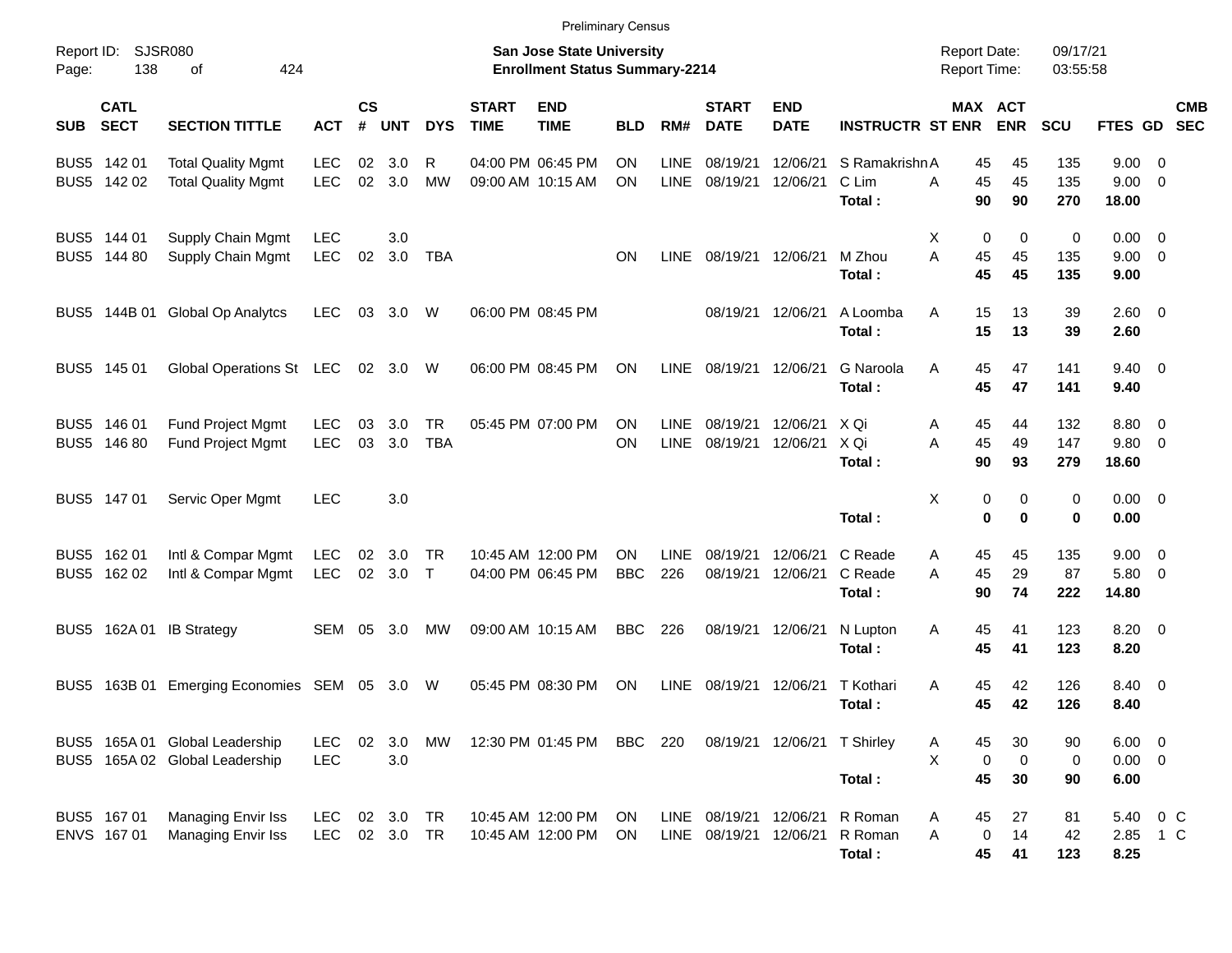Preliminary Census

Report ID: SJSR080

**San Jose State University**
**Enrollment Status Summary-2214**

Report Date: 09/17/21
Report Time: 03:55:58

| SUB | CATL SECT | SECTION TITTLE | ACT | CS # | UNT | DYS | START TIME | END TIME | BLD | RM# | START DATE | END DATE | INSTRUCTR | ST | MAX ENR | ACT ENR | SCU | FTES | GD | CMB SEC |
|---|---|---|---|---|---|---|---|---|---|---|---|---|---|---|---|---|---|---|---|---|
| BUS5 | 142 01 | Total Quality Mgmt | LEC | 02 | 3.0 | R | 04:00 PM | 06:45 PM | ON | LINE | 08/19/21 | 12/06/21 | S Ramakrishn | A | 45 | 45 | 135 | 9.00 | 0 | |
| BUS5 | 142 02 | Total Quality Mgmt | LEC | 02 | 3.0 | MW | 09:00 AM | 10:15 AM | ON | LINE | 08/19/21 | 12/06/21 | C Lim | A | 45 | 45 | 135 | 9.00 | 0 | |
| | | | | | | | | | | | | | **Total :** | | **90** | **90** | **270** | **18.00** | | |
| BUS5 | 144 01 | Supply Chain Mgmt | LEC | | 3.0 | | | | | | | | | X | 0 | 0 | 0 | 0.00 | 0 | |
| BUS5 | 144 80 | Supply Chain Mgmt | LEC | 02 | 3.0 | TBA | | | ON | LINE | 08/19/21 | 12/06/21 | M Zhou | A | 45 | 45 | 135 | 9.00 | 0 | |
| | | | | | | | | | | | | | **Total :** | | **45** | **45** | **135** | **9.00** | | |
| BUS5 | 144B 01 | Global Op Analytcs | LEC | 03 | 3.0 | W | 06:00 PM | 08:45 PM | | | 08/19/21 | 12/06/21 | A Loomba | A | 15 | 13 | 39 | 2.60 | 0 | |
| | | | | | | | | | | | | | **Total :** | | **15** | **13** | **39** | **2.60** | | |
| BUS5 | 145 01 | Global Operations St | LEC | 02 | 3.0 | W | 06:00 PM | 08:45 PM | ON | LINE | 08/19/21 | 12/06/21 | G Naroola | A | 45 | 47 | 141 | 9.40 | 0 | |
| | | | | | | | | | | | | | **Total :** | | **45** | **47** | **141** | **9.40** | | |
| BUS5 | 146 01 | Fund Project Mgmt | LEC | 03 | 3.0 | TR | 05:45 PM | 07:00 PM | ON | LINE | 08/19/21 | 12/06/21 | X Qi | A | 45 | 44 | 132 | 8.80 | 0 | |
| BUS5 | 146 80 | Fund Project Mgmt | LEC | 03 | 3.0 | TBA | | | ON | LINE | 08/19/21 | 12/06/21 | X Qi | A | 45 | 49 | 147 | 9.80 | 0 | |
| | | | | | | | | | | | | | **Total :** | | **90** | **93** | **279** | **18.60** | | |
| BUS5 | 147 01 | Servic Oper Mgmt | LEC | | 3.0 | | | | | | | | | X | 0 | 0 | 0 | 0.00 | 0 | |
| | | | | | | | | | | | | | **Total :** | | **0** | **0** | **0** | **0.00** | | |
| BUS5 | 162 01 | Intl & Compar Mgmt | LEC | 02 | 3.0 | TR | 10:45 AM | 12:00 PM | ON | LINE | 08/19/21 | 12/06/21 | C Reade | A | 45 | 45 | 135 | 9.00 | 0 | |
| BUS5 | 162 02 | Intl & Compar Mgmt | LEC | 02 | 3.0 | T | 04:00 PM | 06:45 PM | BBC | 226 | 08/19/21 | 12/06/21 | C Reade | A | 45 | 29 | 87 | 5.80 | 0 | |
| | | | | | | | | | | | | | **Total :** | | **90** | **74** | **222** | **14.80** | | |
| BUS5 | 162A 01 | IB Strategy | SEM | 05 | 3.0 | MW | 09:00 AM | 10:15 AM | BBC | 226 | 08/19/21 | 12/06/21 | N Lupton | A | 45 | 41 | 123 | 8.20 | 0 | |
| | | | | | | | | | | | | | **Total :** | | **45** | **41** | **123** | **8.20** | | |
| BUS5 | 163B 01 | Emerging Economies | SEM | 05 | 3.0 | W | 05:45 PM | 08:30 PM | ON | LINE | 08/19/21 | 12/06/21 | T Kothari | A | 45 | 42 | 126 | 8.40 | 0 | |
| | | | | | | | | | | | | | **Total :** | | **45** | **42** | **126** | **8.40** | | |
| BUS5 | 165A 01 | Global Leadership | LEC | 02 | 3.0 | MW | 12:30 PM | 01:45 PM | BBC | 220 | 08/19/21 | 12/06/21 | T Shirley | A | 45 | 30 | 90 | 6.00 | 0 | |
| BUS5 | 165A 02 | Global Leadership | LEC | | 3.0 | | | | | | | | | X | 0 | 0 | 0 | 0.00 | 0 | |
| | | | | | | | | | | | | | **Total :** | | **45** | **30** | **90** | **6.00** | | |
| BUS5 | 167 01 | Managing Envir Iss | LEC | 02 | 3.0 | TR | 10:45 AM | 12:00 PM | ON | LINE | 08/19/21 | 12/06/21 | R Roman | A | 45 | 27 | 81 | 5.40 | 0 | C |
| ENVS | 167 01 | Managing Envir Iss | LEC | 02 | 3.0 | TR | 10:45 AM | 12:00 PM | ON | LINE | 08/19/21 | 12/06/21 | R Roman | A | 0 | 14 | 42 | 2.85 | 1 | C |
| | | | | | | | | | | | | | **Total :** | | **45** | **41** | **123** | **8.25** | | |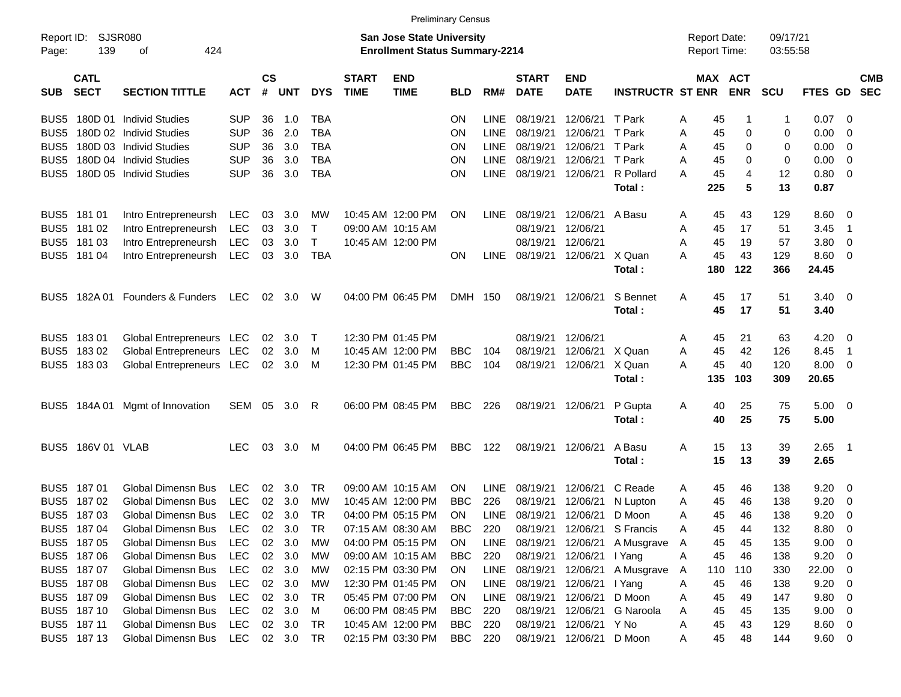Preliminary Census

Report ID: SJSR080 | San Jose State University | Report Date: 09/17/21
Page: 139 of 424 | Enrollment Status Summary-2214 | Report Time: 03:55:58

| SUB | CATL SECT | SECTION TITTLE | ACT | CS # | UNT | DYS | START TIME | END TIME | BLD | RM# | START DATE | END DATE | INSTRUCTR | ST | MAX ENR | ACT ENR | SCU | FTES | GD | CMB SEC |
|---|---|---|---|---|---|---|---|---|---|---|---|---|---|---|---|---|---|---|---|---|
| BUS5 | 180D 01 | Individ Studies | SUP | 36 | 1.0 | TBA | | | ON | LINE | 08/19/21 | 12/06/21 | T Park | A | 45 | 1 | 1 | 0.07 | 0 | |
| BUS5 | 180D 02 | Individ Studies | SUP | 36 | 2.0 | TBA | | | ON | LINE | 08/19/21 | 12/06/21 | T Park | A | 45 | 0 | 0 | 0.00 | 0 | |
| BUS5 | 180D 03 | Individ Studies | SUP | 36 | 3.0 | TBA | | | ON | LINE | 08/19/21 | 12/06/21 | T Park | A | 45 | 0 | 0 | 0.00 | 0 | |
| BUS5 | 180D 04 | Individ Studies | SUP | 36 | 3.0 | TBA | | | ON | LINE | 08/19/21 | 12/06/21 | T Park | A | 45 | 0 | 0 | 0.00 | 0 | |
| BUS5 | 180D 05 | Individ Studies | SUP | 36 | 3.0 | TBA | | | ON | LINE | 08/19/21 | 12/06/21 | R Pollard | A | 45 | 4 | 12 | 0.80 | 0 | |
| | | | | | | | | | | | | | **Total :** | | **225** | **5** | **13** | **0.87** | | |
| BUS5 | 181 01 | Intro Entrepreneursh | LEC | 03 | 3.0 | MW | 10:45 AM | 12:00 PM | ON | LINE | 08/19/21 | 12/06/21 | A Basu | A | 45 | 43 | 129 | 8.60 | 0 | |
| BUS5 | 181 02 | Intro Entrepreneursh | LEC | 03 | 3.0 | T | 09:00 AM | 10:15 AM | | | 08/19/21 | 12/06/21 | | A | 45 | 17 | 51 | 3.45 | 1 | |
| BUS5 | 181 03 | Intro Entrepreneursh | LEC | 03 | 3.0 | T | 10:45 AM | 12:00 PM | | | 08/19/21 | 12/06/21 | | A | 45 | 19 | 57 | 3.80 | 0 | |
| BUS5 | 181 04 | Intro Entrepreneursh | LEC | 03 | 3.0 | TBA | | | ON | LINE | 08/19/21 | 12/06/21 | X Quan | A | 45 | 43 | 129 | 8.60 | 0 | |
| | | | | | | | | | | | | | **Total :** | | **180** | **122** | **366** | **24.45** | | |
| BUS5 | 182A 01 | Founders & Funders | LEC | 02 | 3.0 | W | 04:00 PM | 06:45 PM | DMH | 150 | 08/19/21 | 12/06/21 | S Bennet | A | 45 | 17 | 51 | 3.40 | 0 | |
| | | | | | | | | | | | | | **Total :** | | **45** | **17** | **51** | **3.40** | | |
| BUS5 | 183 01 | Global Entrepreneurs | LEC | 02 | 3.0 | T | 12:30 PM | 01:45 PM | | | 08/19/21 | 12/06/21 | | A | 45 | 21 | 63 | 4.20 | 0 | |
| BUS5 | 183 02 | Global Entrepreneurs | LEC | 02 | 3.0 | M | 10:45 AM | 12:00 PM | BBC | 104 | 08/19/21 | 12/06/21 | X Quan | A | 45 | 42 | 126 | 8.45 | 1 | |
| BUS5 | 183 03 | Global Entrepreneurs | LEC | 02 | 3.0 | M | 12:30 PM | 01:45 PM | BBC | 104 | 08/19/21 | 12/06/21 | X Quan | A | 45 | 40 | 120 | 8.00 | 0 | |
| | | | | | | | | | | | | | **Total :** | | **135** | **103** | **309** | **20.65** | | |
| BUS5 | 184A 01 | Mgmt of Innovation | SEM | 05 | 3.0 | R | 06:00 PM | 08:45 PM | BBC | 226 | 08/19/21 | 12/06/21 | P Gupta | A | 40 | 25 | 75 | 5.00 | 0 | |
| | | | | | | | | | | | | | **Total :** | | **40** | **25** | **75** | **5.00** | | |
| BUS5 | 186V 01 | VLAB | LEC | 03 | 3.0 | M | 04:00 PM | 06:45 PM | BBC | 122 | 08/19/21 | 12/06/21 | A Basu | A | 15 | 13 | 39 | 2.65 | 1 | |
| | | | | | | | | | | | | | **Total :** | | **15** | **13** | **39** | **2.65** | | |
| BUS5 | 187 01 | Global Dimensn Bus | LEC | 02 | 3.0 | TR | 09:00 AM | 10:15 AM | ON | LINE | 08/19/21 | 12/06/21 | C Reade | A | 45 | 46 | 138 | 9.20 | 0 | |
| BUS5 | 187 02 | Global Dimensn Bus | LEC | 02 | 3.0 | MW | 10:45 AM | 12:00 PM | BBC | 226 | 08/19/21 | 12/06/21 | N Lupton | A | 45 | 46 | 138 | 9.20 | 0 | |
| BUS5 | 187 03 | Global Dimensn Bus | LEC | 02 | 3.0 | TR | 04:00 PM | 05:15 PM | ON | LINE | 08/19/21 | 12/06/21 | D Moon | A | 45 | 46 | 138 | 9.20 | 0 | |
| BUS5 | 187 04 | Global Dimensn Bus | LEC | 02 | 3.0 | TR | 07:15 AM | 08:30 AM | BBC | 220 | 08/19/21 | 12/06/21 | S Francis | A | 45 | 44 | 132 | 8.80 | 0 | |
| BUS5 | 187 05 | Global Dimensn Bus | LEC | 02 | 3.0 | MW | 04:00 PM | 05:15 PM | ON | LINE | 08/19/21 | 12/06/21 | A Musgrave | A | 45 | 45 | 135 | 9.00 | 0 | |
| BUS5 | 187 06 | Global Dimensn Bus | LEC | 02 | 3.0 | MW | 09:00 AM | 10:15 AM | BBC | 220 | 08/19/21 | 12/06/21 | I Yang | A | 45 | 46 | 138 | 9.20 | 0 | |
| BUS5 | 187 07 | Global Dimensn Bus | LEC | 02 | 3.0 | MW | 02:15 PM | 03:30 PM | ON | LINE | 08/19/21 | 12/06/21 | A Musgrave | A | 110 | 110 | 330 | 22.00 | 0 | |
| BUS5 | 187 08 | Global Dimensn Bus | LEC | 02 | 3.0 | MW | 12:30 PM | 01:45 PM | ON | LINE | 08/19/21 | 12/06/21 | I Yang | A | 45 | 46 | 138 | 9.20 | 0 | |
| BUS5 | 187 09 | Global Dimensn Bus | LEC | 02 | 3.0 | TR | 05:45 PM | 07:00 PM | ON | LINE | 08/19/21 | 12/06/21 | D Moon | A | 45 | 49 | 147 | 9.80 | 0 | |
| BUS5 | 187 10 | Global Dimensn Bus | LEC | 02 | 3.0 | M | 06:00 PM | 08:45 PM | BBC | 220 | 08/19/21 | 12/06/21 | G Naroola | A | 45 | 45 | 135 | 9.00 | 0 | |
| BUS5 | 187 11 | Global Dimensn Bus | LEC | 02 | 3.0 | TR | 10:45 AM | 12:00 PM | BBC | 220 | 08/19/21 | 12/06/21 | Y No | A | 45 | 43 | 129 | 8.60 | 0 | |
| BUS5 | 187 13 | Global Dimensn Bus | LEC | 02 | 3.0 | TR | 02:15 PM | 03:30 PM | BBC | 220 | 08/19/21 | 12/06/21 | D Moon | A | 45 | 48 | 144 | 9.60 | 0 | |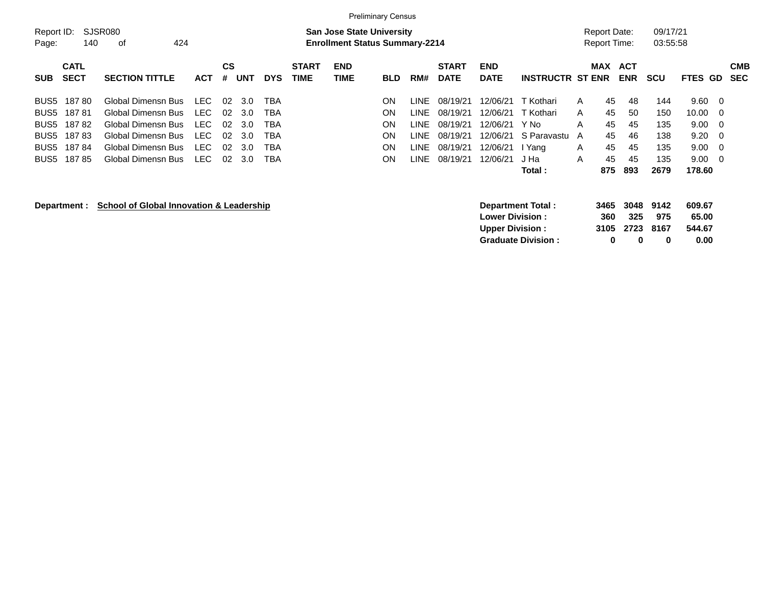Preliminary Census

Report ID: SJSR080
Page: 140 of 424

**San Jose State University**
**Enrollment Status Summary-2214**

Report Date: 09/17/21
Report Time: 03:55:58

| SUB | CATL SECT | SECTION TITTLE | ACT | CS # | UNT | DYS | START TIME | END TIME | BLD | RM# | START DATE | END DATE | INSTRUCTR | ST | MAX ENR | ACT ENR | SCU | FTES | GD | CMB SEC |
|---|---|---|---|---|---|---|---|---|---|---|---|---|---|---|---|---|---|---|---|---|
| BUS5 | 187 80 | Global Dimensn Bus | LEC | 02 | 3.0 | TBA | | | ON | LINE | 08/19/21 | 12/06/21 | T Kothari | A | 45 | 48 | 144 | 9.60 | 0 | |
| BUS5 | 187 81 | Global Dimensn Bus | LEC | 02 | 3.0 | TBA | | | ON | LINE | 08/19/21 | 12/06/21 | T Kothari | A | 45 | 50 | 150 | 10.00 | 0 | |
| BUS5 | 187 82 | Global Dimensn Bus | LEC | 02 | 3.0 | TBA | | | ON | LINE | 08/19/21 | 12/06/21 | Y No | A | 45 | 45 | 135 | 9.00 | 0 | |
| BUS5 | 187 83 | Global Dimensn Bus | LEC | 02 | 3.0 | TBA | | | ON | LINE | 08/19/21 | 12/06/21 | S Paravastu | A | 45 | 46 | 138 | 9.20 | 0 | |
| BUS5 | 187 84 | Global Dimensn Bus | LEC | 02 | 3.0 | TBA | | | ON | LINE | 08/19/21 | 12/06/21 | I Yang | A | 45 | 45 | 135 | 9.00 | 0 | |
| BUS5 | 187 85 | Global Dimensn Bus | LEC | 02 | 3.0 | TBA | | | ON | LINE | 08/19/21 | 12/06/21 | J Ha | A | 45 | 45 | 135 | 9.00 | 0 | |
| | | | | | | | | | | | | | **Total :** | | **875** | **893** | **2679** | **178.60** | | |

**Department :** **School of Global Innovation & Leadership**

| | MAX ENR | ACT ENR | SCU | FTES |
|---|---|---|---|---|
| **Department Total :** | **3465** | **3048** | **9142** | **609.67** |
| **Lower Division :** | **360** | **325** | **975** | **65.00** |
| **Upper Division :** | **3105** | **2723** | **8167** | **544.67** |
| **Graduate Division :** | **0** | **0** | **0** | **0.00** |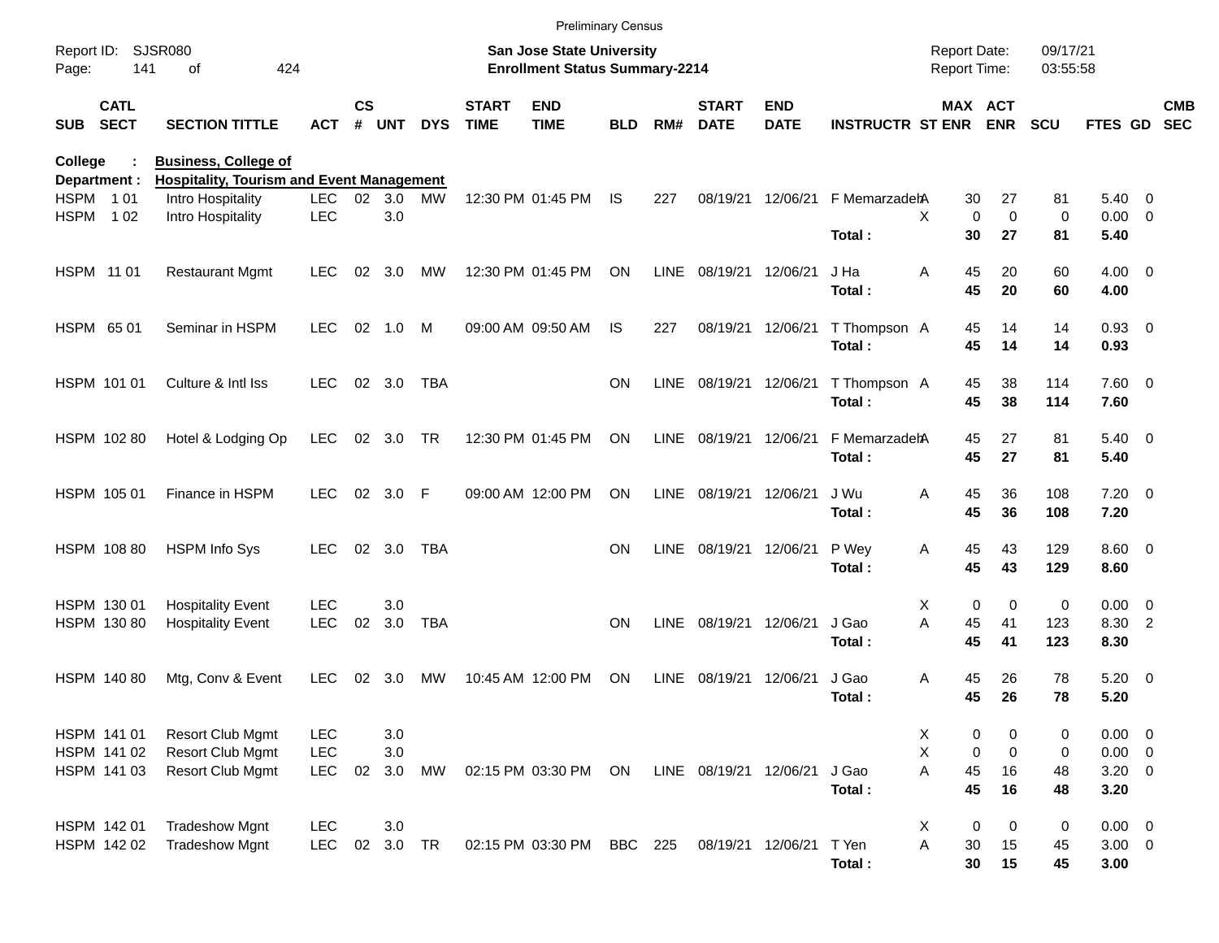Preliminary Census

Report ID: SJSR080

**San Jose State University**
**Enrollment Status Summary-2214**

Report Date: 09/17/21
Report Time: 03:55:58

**College : Business, College of**
**Department : Hospitality, Tourism and Event Management**

| SUB | CATL SECT | SECTION TITTLE | ACT | CS # | UNT | DYS | START TIME | END TIME | BLD | RM# | START DATE | END DATE | INSTRUCTR | ST | MAX ENR | ACT ENR | SCU | FTES | GD | CMB SEC |
|---|---|---|---|---|---|---|---|---|---|---|---|---|---|---|---|---|---|---|---|---|
| HSPM | 1 01 | Intro Hospitality | LEC | 02 | 3.0 | MW | 12:30 PM | 01:45 PM | IS | 227 | 08/19/21 | 12/06/21 | F Memarzadeh | A | 30 | 27 | 81 | 5.40 | 0 | |
| HSPM | 1 02 | Intro Hospitality | LEC | | 3.0 | | | | | | | | | X | 0 | 0 | 0 | 0.00 | 0 | |
| | | | | | | | | | | | | | **Total :** | | **30** | **27** | **81** | **5.40** | | |
| HSPM | 11 01 | Restaurant Mgmt | LEC | 02 | 3.0 | MW | 12:30 PM | 01:45 PM | ON | LINE | 08/19/21 | 12/06/21 | J Ha | A | 45 | 20 | 60 | 4.00 | 0 | |
| | | | | | | | | | | | | | **Total :** | | **45** | **20** | **60** | **4.00** | | |
| HSPM | 65 01 | Seminar in HSPM | LEC | 02 | 1.0 | M | 09:00 AM | 09:50 AM | IS | 227 | 08/19/21 | 12/06/21 | T Thompson | A | 45 | 14 | 14 | 0.93 | 0 | |
| | | | | | | | | | | | | | **Total :** | | **45** | **14** | **14** | **0.93** | | |
| HSPM | 101 01 | Culture & Intl Iss | LEC | 02 | 3.0 | TBA | | | ON | LINE | 08/19/21 | 12/06/21 | T Thompson | A | 45 | 38 | 114 | 7.60 | 0 | |
| | | | | | | | | | | | | | **Total :** | | **45** | **38** | **114** | **7.60** | | |
| HSPM | 102 80 | Hotel & Lodging Op | LEC | 02 | 3.0 | TR | 12:30 PM | 01:45 PM | ON | LINE | 08/19/21 | 12/06/21 | F Memarzadeh | A | 45 | 27 | 81 | 5.40 | 0 | |
| | | | | | | | | | | | | | **Total :** | | **45** | **27** | **81** | **5.40** | | |
| HSPM | 105 01 | Finance in HSPM | LEC | 02 | 3.0 | F | 09:00 AM | 12:00 PM | ON | LINE | 08/19/21 | 12/06/21 | J Wu | A | 45 | 36 | 108 | 7.20 | 0 | |
| | | | | | | | | | | | | | **Total :** | | **45** | **36** | **108** | **7.20** | | |
| HSPM | 108 80 | HSPM Info Sys | LEC | 02 | 3.0 | TBA | | | ON | LINE | 08/19/21 | 12/06/21 | P Wey | A | 45 | 43 | 129 | 8.60 | 0 | |
| | | | | | | | | | | | | | **Total :** | | **45** | **43** | **129** | **8.60** | | |
| HSPM | 130 01 | Hospitality Event | LEC | | 3.0 | | | | | | | | | X | 0 | 0 | 0 | 0.00 | 0 | |
| HSPM | 130 80 | Hospitality Event | LEC | 02 | 3.0 | TBA | | | ON | LINE | 08/19/21 | 12/06/21 | J Gao | A | 45 | 41 | 123 | 8.30 | 2 | |
| | | | | | | | | | | | | | **Total :** | | **45** | **41** | **123** | **8.30** | | |
| HSPM | 140 80 | Mtg, Conv & Event | LEC | 02 | 3.0 | MW | 10:45 AM | 12:00 PM | ON | LINE | 08/19/21 | 12/06/21 | J Gao | A | 45 | 26 | 78 | 5.20 | 0 | |
| | | | | | | | | | | | | | **Total :** | | **45** | **26** | **78** | **5.20** | | |
| HSPM | 141 01 | Resort Club Mgmt | LEC | | 3.0 | | | | | | | | | X | 0 | 0 | 0 | 0.00 | 0 | |
| HSPM | 141 02 | Resort Club Mgmt | LEC | | 3.0 | | | | | | | | | X | 0 | 0 | 0 | 0.00 | 0 | |
| HSPM | 141 03 | Resort Club Mgmt | LEC | 02 | 3.0 | MW | 02:15 PM | 03:30 PM | ON | LINE | 08/19/21 | 12/06/21 | J Gao | A | 45 | 16 | 48 | 3.20 | 0 | |
| | | | | | | | | | | | | | **Total :** | | **45** | **16** | **48** | **3.20** | | |
| HSPM | 142 01 | Tradeshow Mgnt | LEC | | 3.0 | | | | | | | | | X | 0 | 0 | 0 | 0.00 | 0 | |
| HSPM | 142 02 | Tradeshow Mgnt | LEC | 02 | 3.0 | TR | 02:15 PM | 03:30 PM | BBC | 225 | 08/19/21 | 12/06/21 | T Yen | A | 30 | 15 | 45 | 3.00 | 0 | |
| | | | | | | | | | | | | | **Total :** | | **30** | **15** | **45** | **3.00** | | |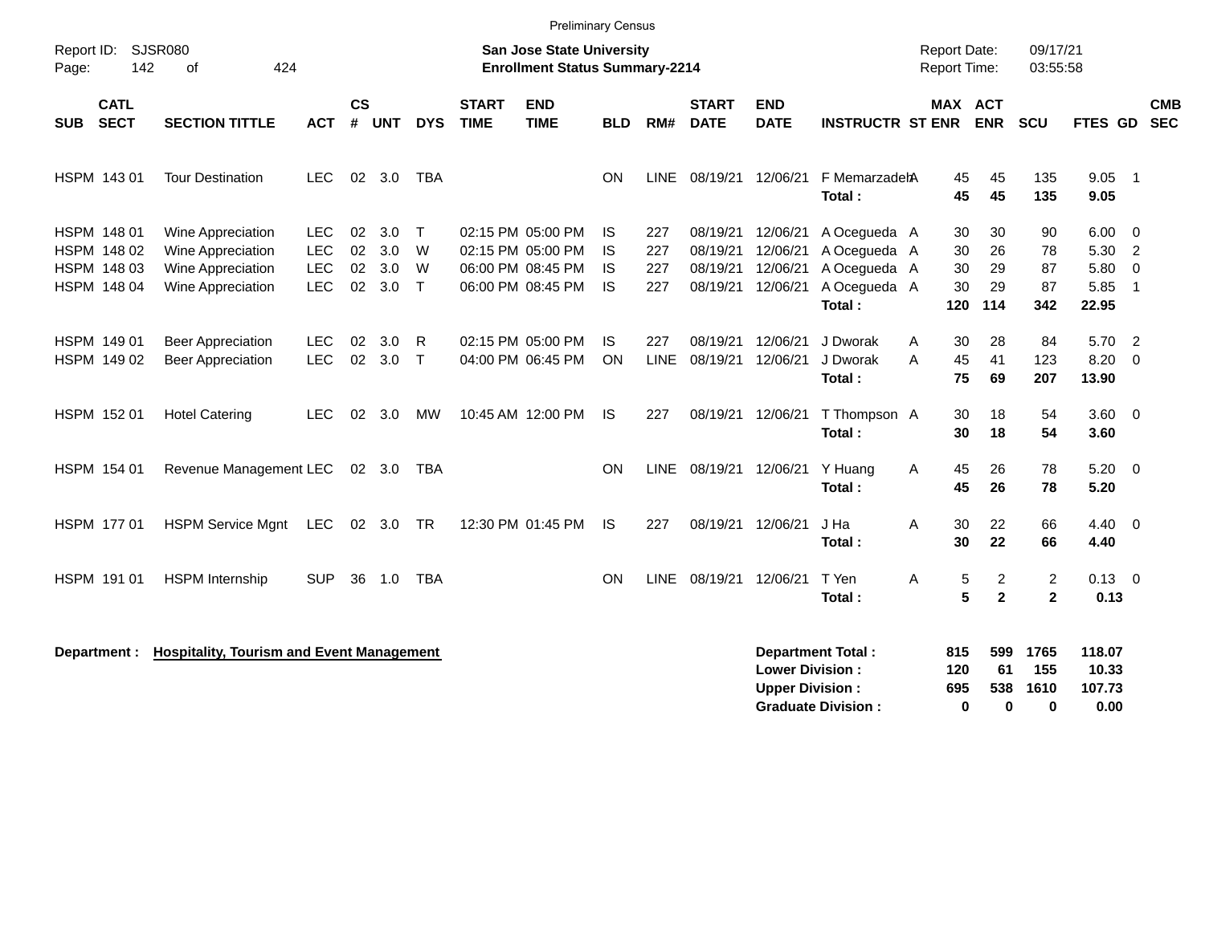Preliminary Census

Report ID: SJSR080

**San Jose State University**
**Enrollment Status Summary-2214**

Report Date: 09/17/21
Report Time: 03:55:58

| SUB | CATL SECT | SECTION TITTLE | ACT | CS # | UNT | DYS | START TIME | END TIME | BLD | RM# | START DATE | END DATE | INSTRUCTR | ST | MAX ENR | ACT ENR | SCU | FTES | GD | CMB SEC |
|---|---|---|---|---|---|---|---|---|---|---|---|---|---|---|---|---|---|---|---|---|
| HSPM | 143 01 | Tour Destination | LEC | 02 | 3.0 | TBA | | | ON | LINE | 08/19/21 | 12/06/21 | F Memarzadeh | A | 45 | 45 | 135 | 9.05 | 1 | |
| | | | | | | | | | | | | | **Total :** | | **45** | **45** | **135** | **9.05** | | |
| HSPM | 148 01 | Wine Appreciation | LEC | 02 | 3.0 | T | 02:15 PM | 05:00 PM | IS | 227 | 08/19/21 | 12/06/21 | A Ocegueda | A | 30 | 30 | 90 | 6.00 | 0 | |
| HSPM | 148 02 | Wine Appreciation | LEC | 02 | 3.0 | W | 02:15 PM | 05:00 PM | IS | 227 | 08/19/21 | 12/06/21 | A Ocegueda | A | 30 | 26 | 78 | 5.30 | 2 | |
| HSPM | 148 03 | Wine Appreciation | LEC | 02 | 3.0 | W | 06:00 PM | 08:45 PM | IS | 227 | 08/19/21 | 12/06/21 | A Ocegueda | A | 30 | 29 | 87 | 5.80 | 0 | |
| HSPM | 148 04 | Wine Appreciation | LEC | 02 | 3.0 | T | 06:00 PM | 08:45 PM | IS | 227 | 08/19/21 | 12/06/21 | A Ocegueda | A | 30 | 29 | 87 | 5.85 | 1 | |
| | | | | | | | | | | | | | **Total :** | | **120** | **114** | **342** | **22.95** | | |
| HSPM | 149 01 | Beer Appreciation | LEC | 02 | 3.0 | R | 02:15 PM | 05:00 PM | IS | 227 | 08/19/21 | 12/06/21 | J Dworak | A | 30 | 28 | 84 | 5.70 | 2 | |
| HSPM | 149 02 | Beer Appreciation | LEC | 02 | 3.0 | T | 04:00 PM | 06:45 PM | ON | LINE | 08/19/21 | 12/06/21 | J Dworak | A | 45 | 41 | 123 | 8.20 | 0 | |
| | | | | | | | | | | | | | **Total :** | | **75** | **69** | **207** | **13.90** | | |
| HSPM | 152 01 | Hotel Catering | LEC | 02 | 3.0 | MW | 10:45 AM | 12:00 PM | IS | 227 | 08/19/21 | 12/06/21 | T Thompson | A | 30 | 18 | 54 | 3.60 | 0 | |
| | | | | | | | | | | | | | **Total :** | | **30** | **18** | **54** | **3.60** | | |
| HSPM | 154 01 | Revenue Management | LEC | 02 | 3.0 | TBA | | | ON | LINE | 08/19/21 | 12/06/21 | Y Huang | A | 45 | 26 | 78 | 5.20 | 0 | |
| | | | | | | | | | | | | | **Total :** | | **45** | **26** | **78** | **5.20** | | |
| HSPM | 177 01 | HSPM Service Mgnt | LEC | 02 | 3.0 | TR | 12:30 PM | 01:45 PM | IS | 227 | 08/19/21 | 12/06/21 | J Ha | A | 30 | 22 | 66 | 4.40 | 0 | |
| | | | | | | | | | | | | | **Total :** | | **30** | **22** | **66** | **4.40** | | |
| HSPM | 191 01 | HSPM Internship | SUP | 36 | 1.0 | TBA | | | ON | LINE | 08/19/21 | 12/06/21 | T Yen | A | 5 | 2 | 2 | 0.13 | 0 | |
| | | | | | | | | | | | | | **Total :** | | **5** | **2** | **2** | **0.13** | | |

**Department :** **Hospitality, Tourism and Event Management**

| | MAX ENR | ACT ENR | SCU | FTES |
|---|---|---|---|---|
| **Department Total :** | **815** | **599** | **1765** | **118.07** |
| **Lower Division :** | **120** | **61** | **155** | **10.33** |
| **Upper Division :** | **695** | **538** | **1610** | **107.73** |
| **Graduate Division :** | **0** | **0** | **0** | **0.00** |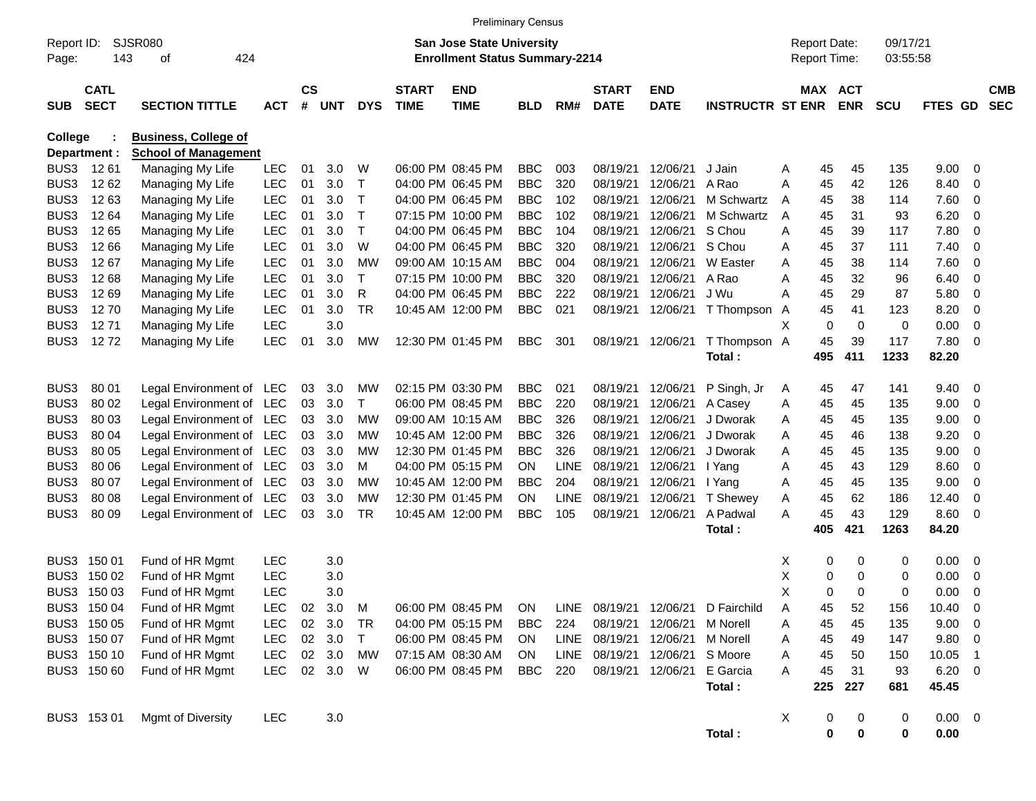Preliminary Census

Report ID: SJSR080

**San Jose State University**
**Enrollment Status Summary-2214**

Report Date: 09/17/21
Report Time: 03:55:58

**College : Business, College of**
**Department : School of Management**

| SUB | CATL SECT | SECTION TITTLE | ACT | CS # | UNT | DYS | START TIME | END TIME | BLD | RM# | START DATE | END DATE | INSTRUCTR | ST | MAX ENR | ACT ENR | SCU | FTES | GD | CMB SEC |
|---|---|---|---|---|---|---|---|---|---|---|---|---|---|---|---|---|---|---|---|---|
| BUS3 | 12 61 | Managing My Life | LEC | 01 | 3.0 | W | 06:00 PM | 08:45 PM | BBC | 003 | 08/19/21 | 12/06/21 | J Jain | A | 45 | 45 | 135 | 9.00 | 0 | |
| BUS3 | 12 62 | Managing My Life | LEC | 01 | 3.0 | T | 04:00 PM | 06:45 PM | BBC | 320 | 08/19/21 | 12/06/21 | A Rao | A | 45 | 42 | 126 | 8.40 | 0 | |
| BUS3 | 12 63 | Managing My Life | LEC | 01 | 3.0 | T | 04:00 PM | 06:45 PM | BBC | 102 | 08/19/21 | 12/06/21 | M Schwartz | A | 45 | 38 | 114 | 7.60 | 0 | |
| BUS3 | 12 64 | Managing My Life | LEC | 01 | 3.0 | T | 07:15 PM | 10:00 PM | BBC | 102 | 08/19/21 | 12/06/21 | M Schwartz | A | 45 | 31 | 93 | 6.20 | 0 | |
| BUS3 | 12 65 | Managing My Life | LEC | 01 | 3.0 | T | 04:00 PM | 06:45 PM | BBC | 104 | 08/19/21 | 12/06/21 | S Chou | A | 45 | 39 | 117 | 7.80 | 0 | |
| BUS3 | 12 66 | Managing My Life | LEC | 01 | 3.0 | W | 04:00 PM | 06:45 PM | BBC | 320 | 08/19/21 | 12/06/21 | S Chou | A | 45 | 37 | 111 | 7.40 | 0 | |
| BUS3 | 12 67 | Managing My Life | LEC | 01 | 3.0 | MW | 09:00 AM | 10:15 AM | BBC | 004 | 08/19/21 | 12/06/21 | W Easter | A | 45 | 38 | 114 | 7.60 | 0 | |
| BUS3 | 12 68 | Managing My Life | LEC | 01 | 3.0 | T | 07:15 PM | 10:00 PM | BBC | 320 | 08/19/21 | 12/06/21 | A Rao | A | 45 | 32 | 96 | 6.40 | 0 | |
| BUS3 | 12 69 | Managing My Life | LEC | 01 | 3.0 | R | 04:00 PM | 06:45 PM | BBC | 222 | 08/19/21 | 12/06/21 | J Wu | A | 45 | 29 | 87 | 5.80 | 0 | |
| BUS3 | 12 70 | Managing My Life | LEC | 01 | 3.0 | TR | 10:45 AM | 12:00 PM | BBC | 021 | 08/19/21 | 12/06/21 | T Thompson | A | 45 | 41 | 123 | 8.20 | 0 | |
| BUS3 | 12 71 | Managing My Life | LEC | | 3.0 | | | | | | | | | X | 0 | 0 | 0 | 0.00 | 0 | |
| BUS3 | 12 72 | Managing My Life | LEC | 01 | 3.0 | MW | 12:30 PM | 01:45 PM | BBC | 301 | 08/19/21 | 12/06/21 | T Thompson | A | 45 | 39 | 117 | 7.80 | 0 | |
| | | | | | | | | | | | | | **Total :** | | **495** | **411** | **1233** | **82.20** | | |
| BUS3 | 80 01 | Legal Environment of | LEC | 03 | 3.0 | MW | 02:15 PM | 03:30 PM | BBC | 021 | 08/19/21 | 12/06/21 | P Singh, Jr | A | 45 | 47 | 141 | 9.40 | 0 | |
| BUS3 | 80 02 | Legal Environment of | LEC | 03 | 3.0 | T | 06:00 PM | 08:45 PM | BBC | 220 | 08/19/21 | 12/06/21 | A Casey | A | 45 | 45 | 135 | 9.00 | 0 | |
| BUS3 | 80 03 | Legal Environment of | LEC | 03 | 3.0 | MW | 09:00 AM | 10:15 AM | BBC | 326 | 08/19/21 | 12/06/21 | J Dworak | A | 45 | 45 | 135 | 9.00 | 0 | |
| BUS3 | 80 04 | Legal Environment of | LEC | 03 | 3.0 | MW | 10:45 AM | 12:00 PM | BBC | 326 | 08/19/21 | 12/06/21 | J Dworak | A | 45 | 46 | 138 | 9.20 | 0 | |
| BUS3 | 80 05 | Legal Environment of | LEC | 03 | 3.0 | MW | 12:30 PM | 01:45 PM | BBC | 326 | 08/19/21 | 12/06/21 | J Dworak | A | 45 | 45 | 135 | 9.00 | 0 | |
| BUS3 | 80 06 | Legal Environment of | LEC | 03 | 3.0 | M | 04:00 PM | 05:15 PM | ON | LINE | 08/19/21 | 12/06/21 | I Yang | A | 45 | 43 | 129 | 8.60 | 0 | |
| BUS3 | 80 07 | Legal Environment of | LEC | 03 | 3.0 | MW | 10:45 AM | 12:00 PM | BBC | 204 | 08/19/21 | 12/06/21 | I Yang | A | 45 | 45 | 135 | 9.00 | 0 | |
| BUS3 | 80 08 | Legal Environment of | LEC | 03 | 3.0 | MW | 12:30 PM | 01:45 PM | ON | LINE | 08/19/21 | 12/06/21 | T Shewey | A | 45 | 62 | 186 | 12.40 | 0 | |
| BUS3 | 80 09 | Legal Environment of | LEC | 03 | 3.0 | TR | 10:45 AM | 12:00 PM | BBC | 105 | 08/19/21 | 12/06/21 | A Padwal | A | 45 | 43 | 129 | 8.60 | 0 | |
| | | | | | | | | | | | | | **Total :** | | **405** | **421** | **1263** | **84.20** | | |
| BUS3 | 150 01 | Fund of HR Mgmt | LEC | | 3.0 | | | | | | | | | X | 0 | 0 | 0 | 0.00 | 0 | |
| BUS3 | 150 02 | Fund of HR Mgmt | LEC | | 3.0 | | | | | | | | | X | 0 | 0 | 0 | 0.00 | 0 | |
| BUS3 | 150 03 | Fund of HR Mgmt | LEC | | 3.0 | | | | | | | | | X | 0 | 0 | 0 | 0.00 | 0 | |
| BUS3 | 150 04 | Fund of HR Mgmt | LEC | 02 | 3.0 | M | 06:00 PM | 08:45 PM | ON | LINE | 08/19/21 | 12/06/21 | D Fairchild | A | 45 | 52 | 156 | 10.40 | 0 | |
| BUS3 | 150 05 | Fund of HR Mgmt | LEC | 02 | 3.0 | TR | 04:00 PM | 05:15 PM | BBC | 224 | 08/19/21 | 12/06/21 | M Norell | A | 45 | 45 | 135 | 9.00 | 0 | |
| BUS3 | 150 07 | Fund of HR Mgmt | LEC | 02 | 3.0 | T | 06:00 PM | 08:45 PM | ON | LINE | 08/19/21 | 12/06/21 | M Norell | A | 45 | 49 | 147 | 9.80 | 0 | |
| BUS3 | 150 10 | Fund of HR Mgmt | LEC | 02 | 3.0 | MW | 07:15 AM | 08:30 AM | ON | LINE | 08/19/21 | 12/06/21 | S Moore | A | 45 | 50 | 150 | 10.05 | 1 | |
| BUS3 | 150 60 | Fund of HR Mgmt | LEC | 02 | 3.0 | W | 06:00 PM | 08:45 PM | BBC | 220 | 08/19/21 | 12/06/21 | E Garcia | A | 45 | 31 | 93 | 6.20 | 0 | |
| | | | | | | | | | | | | | **Total :** | | **225** | **227** | **681** | **45.45** | | |
| BUS3 | 153 01 | Mgmt of Diversity | LEC | | 3.0 | | | | | | | | | X | 0 | 0 | 0 | 0.00 | 0 | |
| | | | | | | | | | | | | | **Total :** | | **0** | **0** | **0** | **0.00** | | |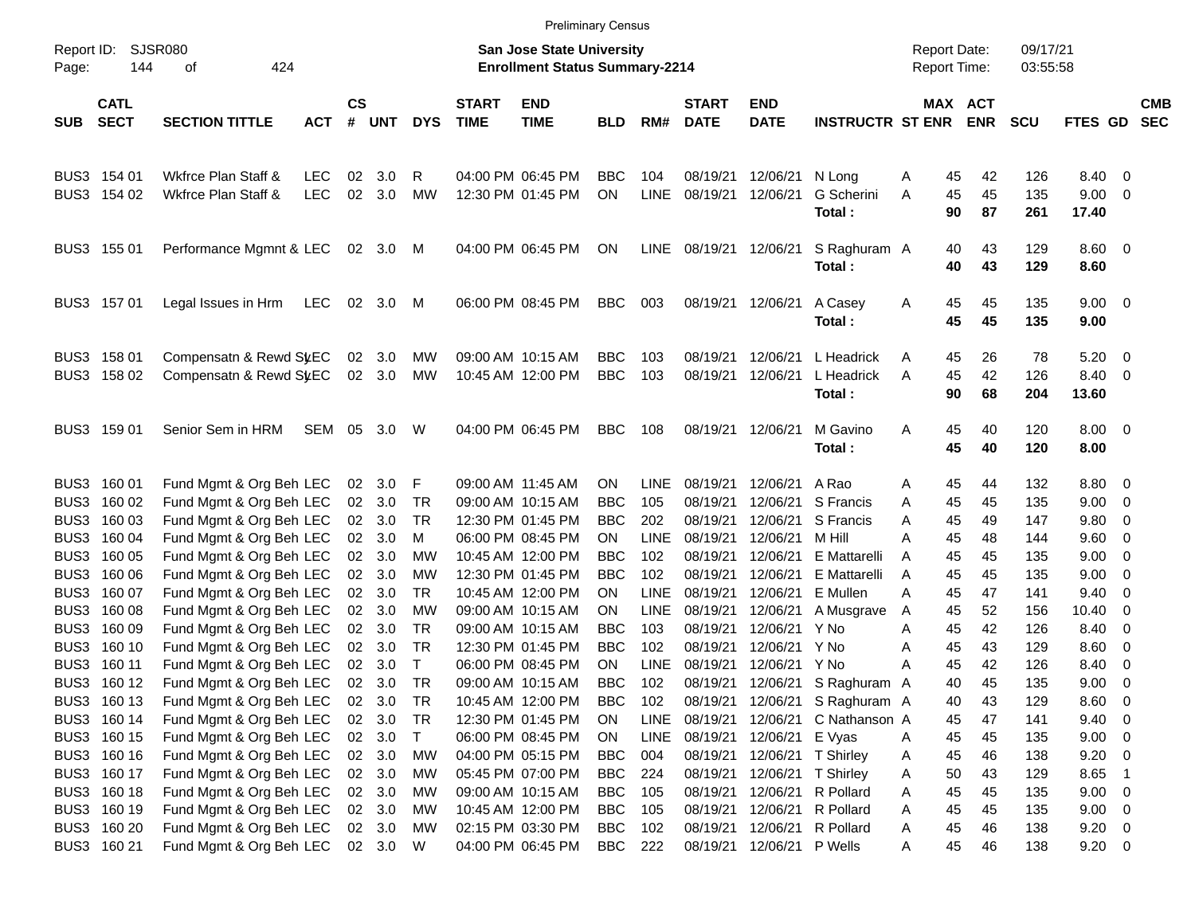Preliminary Census

Report ID: SJSR080

**San Jose State University**
**Enrollment Status Summary-2214**

Report Date: 09/17/21
Report Time: 03:55:58

| SUB | CATL SECT | SECTION TITTLE | ACT | CS # | UNT | DYS | START TIME | END TIME | BLD | RM# | START DATE | END DATE | INSTRUCTR | ST | MAX ENR | ACT ENR | SCU | FTES | GD | CMB SEC |
|---|---|---|---|---|---|---|---|---|---|---|---|---|---|---|---|---|---|---|---|---|
| BUS3 | 154 01 | Wkfrce Plan Staff & | LEC | 02 | 3.0 | R | 04:00 PM | 06:45 PM | BBC | 104 | 08/19/21 | 12/06/21 | N Long | A | 45 | 42 | 126 | 8.40 | 0 | |
| BUS3 | 154 02 | Wkfrce Plan Staff & | LEC | 02 | 3.0 | MW | 12:30 PM | 01:45 PM | ON | LINE | 08/19/21 | 12/06/21 | G Scherini | A | 45 | 45 | 135 | 9.00 | 0 | |
| | | | | | | | | | | | | | **Total :** | | **90** | **87** | **261** | **17.40** | | |
| BUS3 | 155 01 | Performance Mgmnt & | LEC | 02 | 3.0 | M | 04:00 PM | 06:45 PM | ON | LINE | 08/19/21 | 12/06/21 | S Raghuram | A | 40 | 43 | 129 | 8.60 | 0 | |
| | | | | | | | | | | | | | **Total :** | | **40** | **43** | **129** | **8.60** | | |
| BUS3 | 157 01 | Legal Issues in Hrm | LEC | 02 | 3.0 | M | 06:00 PM | 08:45 PM | BBC | 003 | 08/19/21 | 12/06/21 | A Casey | A | 45 | 45 | 135 | 9.00 | 0 | |
| | | | | | | | | | | | | | **Total :** | | **45** | **45** | **135** | **9.00** | | |
| BUS3 | 158 01 | Compensatn & Rewd Sy | LEC | 02 | 3.0 | MW | 09:00 AM | 10:15 AM | BBC | 103 | 08/19/21 | 12/06/21 | L Headrick | A | 45 | 26 | 78 | 5.20 | 0 | |
| BUS3 | 158 02 | Compensatn & Rewd Sy | LEC | 02 | 3.0 | MW | 10:45 AM | 12:00 PM | BBC | 103 | 08/19/21 | 12/06/21 | L Headrick | A | 45 | 42 | 126 | 8.40 | 0 | |
| | | | | | | | | | | | | | **Total :** | | **90** | **68** | **204** | **13.60** | | |
| BUS3 | 159 01 | Senior Sem in HRM | SEM | 05 | 3.0 | W | 04:00 PM | 06:45 PM | BBC | 108 | 08/19/21 | 12/06/21 | M Gavino | A | 45 | 40 | 120 | 8.00 | 0 | |
| | | | | | | | | | | | | | **Total :** | | **45** | **40** | **120** | **8.00** | | |
| BUS3 | 160 01 | Fund Mgmt & Org Beh | LEC | 02 | 3.0 | F | 09:00 AM | 11:45 AM | ON | LINE | 08/19/21 | 12/06/21 | A Rao | A | 45 | 44 | 132 | 8.80 | 0 | |
| BUS3 | 160 02 | Fund Mgmt & Org Beh | LEC | 02 | 3.0 | TR | 09:00 AM | 10:15 AM | BBC | 105 | 08/19/21 | 12/06/21 | S Francis | A | 45 | 45 | 135 | 9.00 | 0 | |
| BUS3 | 160 03 | Fund Mgmt & Org Beh | LEC | 02 | 3.0 | TR | 12:30 PM | 01:45 PM | BBC | 202 | 08/19/21 | 12/06/21 | S Francis | A | 45 | 49 | 147 | 9.80 | 0 | |
| BUS3 | 160 04 | Fund Mgmt & Org Beh | LEC | 02 | 3.0 | M | 06:00 PM | 08:45 PM | ON | LINE | 08/19/21 | 12/06/21 | M Hill | A | 45 | 48 | 144 | 9.60 | 0 | |
| BUS3 | 160 05 | Fund Mgmt & Org Beh | LEC | 02 | 3.0 | MW | 10:45 AM | 12:00 PM | BBC | 102 | 08/19/21 | 12/06/21 | E Mattarelli | A | 45 | 45 | 135 | 9.00 | 0 | |
| BUS3 | 160 06 | Fund Mgmt & Org Beh | LEC | 02 | 3.0 | MW | 12:30 PM | 01:45 PM | BBC | 102 | 08/19/21 | 12/06/21 | E Mattarelli | A | 45 | 45 | 135 | 9.00 | 0 | |
| BUS3 | 160 07 | Fund Mgmt & Org Beh | LEC | 02 | 3.0 | TR | 10:45 AM | 12:00 PM | ON | LINE | 08/19/21 | 12/06/21 | E Mullen | A | 45 | 47 | 141 | 9.40 | 0 | |
| BUS3 | 160 08 | Fund Mgmt & Org Beh | LEC | 02 | 3.0 | MW | 09:00 AM | 10:15 AM | ON | LINE | 08/19/21 | 12/06/21 | A Musgrave | A | 45 | 52 | 156 | 10.40 | 0 | |
| BUS3 | 160 09 | Fund Mgmt & Org Beh | LEC | 02 | 3.0 | TR | 09:00 AM | 10:15 AM | BBC | 103 | 08/19/21 | 12/06/21 | Y No | A | 45 | 42 | 126 | 8.40 | 0 | |
| BUS3 | 160 10 | Fund Mgmt & Org Beh | LEC | 02 | 3.0 | TR | 12:30 PM | 01:45 PM | BBC | 102 | 08/19/21 | 12/06/21 | Y No | A | 45 | 43 | 129 | 8.60 | 0 | |
| BUS3 | 160 11 | Fund Mgmt & Org Beh | LEC | 02 | 3.0 | T | 06:00 PM | 08:45 PM | ON | LINE | 08/19/21 | 12/06/21 | Y No | A | 45 | 42 | 126 | 8.40 | 0 | |
| BUS3 | 160 12 | Fund Mgmt & Org Beh | LEC | 02 | 3.0 | TR | 09:00 AM | 10:15 AM | BBC | 102 | 08/19/21 | 12/06/21 | S Raghuram | A | 40 | 45 | 135 | 9.00 | 0 | |
| BUS3 | 160 13 | Fund Mgmt & Org Beh | LEC | 02 | 3.0 | TR | 10:45 AM | 12:00 PM | BBC | 102 | 08/19/21 | 12/06/21 | S Raghuram | A | 40 | 43 | 129 | 8.60 | 0 | |
| BUS3 | 160 14 | Fund Mgmt & Org Beh | LEC | 02 | 3.0 | TR | 12:30 PM | 01:45 PM | ON | LINE | 08/19/21 | 12/06/21 | C Nathanson | A | 45 | 47 | 141 | 9.40 | 0 | |
| BUS3 | 160 15 | Fund Mgmt & Org Beh | LEC | 02 | 3.0 | T | 06:00 PM | 08:45 PM | ON | LINE | 08/19/21 | 12/06/21 | E Vyas | A | 45 | 45 | 135 | 9.00 | 0 | |
| BUS3 | 160 16 | Fund Mgmt & Org Beh | LEC | 02 | 3.0 | MW | 04:00 PM | 05:15 PM | BBC | 004 | 08/19/21 | 12/06/21 | T Shirley | A | 45 | 46 | 138 | 9.20 | 0 | |
| BUS3 | 160 17 | Fund Mgmt & Org Beh | LEC | 02 | 3.0 | MW | 05:45 PM | 07:00 PM | BBC | 224 | 08/19/21 | 12/06/21 | T Shirley | A | 50 | 43 | 129 | 8.65 | 1 | |
| BUS3 | 160 18 | Fund Mgmt & Org Beh | LEC | 02 | 3.0 | MW | 09:00 AM | 10:15 AM | BBC | 105 | 08/19/21 | 12/06/21 | R Pollard | A | 45 | 45 | 135 | 9.00 | 0 | |
| BUS3 | 160 19 | Fund Mgmt & Org Beh | LEC | 02 | 3.0 | MW | 10:45 AM | 12:00 PM | BBC | 105 | 08/19/21 | 12/06/21 | R Pollard | A | 45 | 45 | 135 | 9.00 | 0 | |
| BUS3 | 160 20 | Fund Mgmt & Org Beh | LEC | 02 | 3.0 | MW | 02:15 PM | 03:30 PM | BBC | 102 | 08/19/21 | 12/06/21 | R Pollard | A | 45 | 46 | 138 | 9.20 | 0 | |
| BUS3 | 160 21 | Fund Mgmt & Org Beh | LEC | 02 | 3.0 | W | 04:00 PM | 06:45 PM | BBC | 222 | 08/19/21 | 12/06/21 | P Wells | A | 45 | 46 | 138 | 9.20 | 0 | |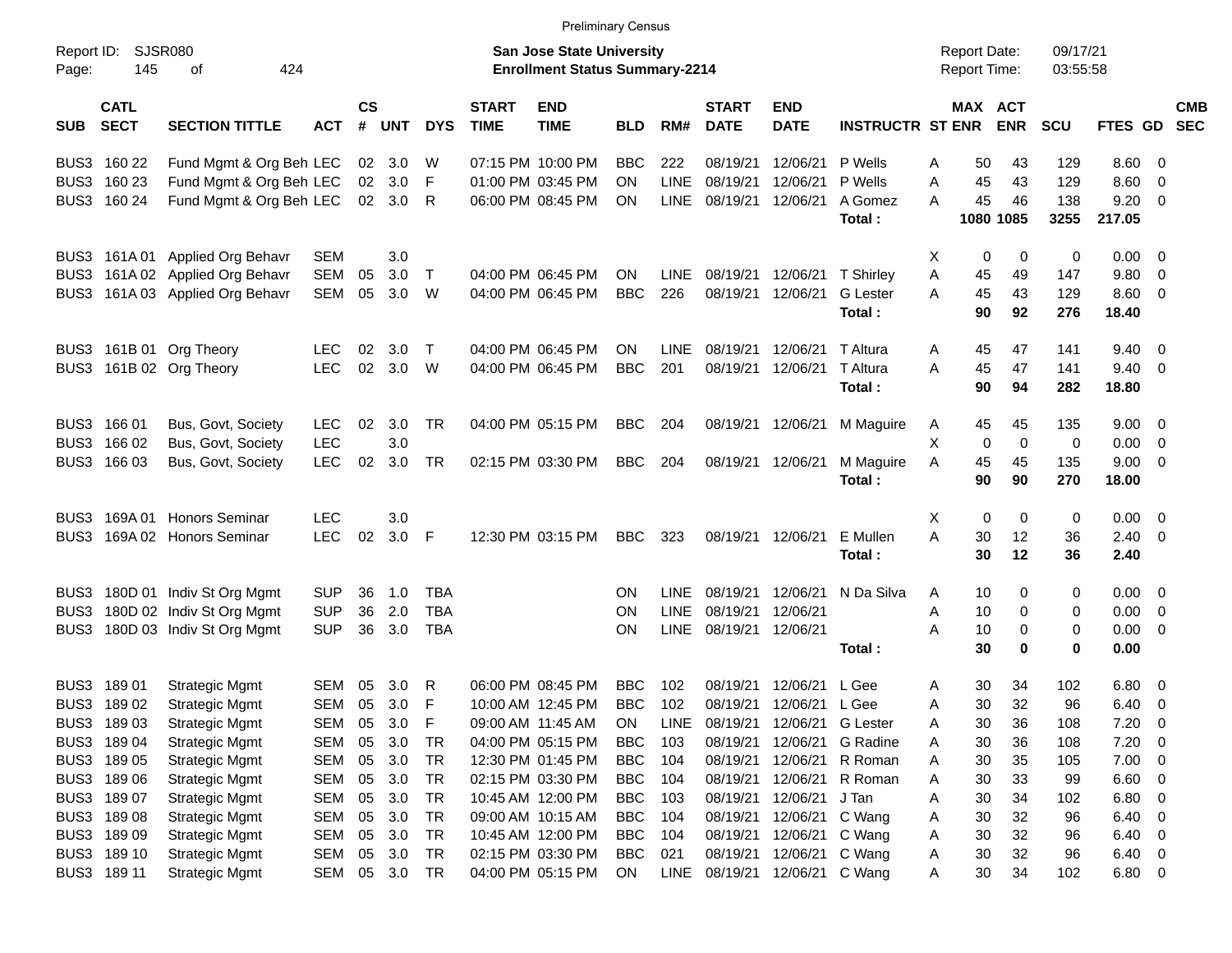Preliminary Census

Report ID: SJSR080
Page: 145 of 424

**San Jose State University**
**Enrollment Status Summary-2214**

Report Date: 09/17/21
Report Time: 03:55:58

| SUB | CATL SECT | SECTION TITTLE | ACT | CS # | UNT | DYS | START TIME | END TIME | BLD | RM# | START DATE | END DATE | INSTRUCTR | ST | MAX ENR | ACT ENR | SCU | FTES | GD | CMB SEC |
|---|---|---|---|---|---|---|---|---|---|---|---|---|---|---|---|---|---|---|---|---|
| BUS3 | 160 22 | Fund Mgmt & Org Beh | LEC | 02 | 3.0 | W | 07:15 PM | 10:00 PM | BBC | 222 | 08/19/21 | 12/06/21 | P Wells | A | 50 | 43 | 129 | 8.60 | 0 | |
| BUS3 | 160 23 | Fund Mgmt & Org Beh | LEC | 02 | 3.0 | F | 01:00 PM | 03:45 PM | ON | LINE | 08/19/21 | 12/06/21 | P Wells | A | 45 | 43 | 129 | 8.60 | 0 | |
| BUS3 | 160 24 | Fund Mgmt & Org Beh | LEC | 02 | 3.0 | R | 06:00 PM | 08:45 PM | ON | LINE | 08/19/21 | 12/06/21 | A Gomez | A | 45 | 46 | 138 | 9.20 | 0 | |
| | | | | | | | | | | | | | **Total :** | | **1080** | **1085** | **3255** | **217.05** | | |
| BUS3 | 161A 01 | Applied Org Behavr | SEM | | 3.0 | | | | | | | | | X | 0 | 0 | 0 | 0.00 | 0 | |
| BUS3 | 161A 02 | Applied Org Behavr | SEM | 05 | 3.0 | T | 04:00 PM | 06:45 PM | ON | LINE | 08/19/21 | 12/06/21 | T Shirley | A | 45 | 49 | 147 | 9.80 | 0 | |
| BUS3 | 161A 03 | Applied Org Behavr | SEM | 05 | 3.0 | W | 04:00 PM | 06:45 PM | BBC | 226 | 08/19/21 | 12/06/21 | G Lester | A | 45 | 43 | 129 | 8.60 | 0 | |
| | | | | | | | | | | | | | **Total :** | | **90** | **92** | **276** | **18.40** | | |
| BUS3 | 161B 01 | Org Theory | LEC | 02 | 3.0 | T | 04:00 PM | 06:45 PM | ON | LINE | 08/19/21 | 12/06/21 | T Altura | A | 45 | 47 | 141 | 9.40 | 0 | |
| BUS3 | 161B 02 | Org Theory | LEC | 02 | 3.0 | W | 04:00 PM | 06:45 PM | BBC | 201 | 08/19/21 | 12/06/21 | T Altura | A | 45 | 47 | 141 | 9.40 | 0 | |
| | | | | | | | | | | | | | **Total :** | | **90** | **94** | **282** | **18.80** | | |
| BUS3 | 166 01 | Bus, Govt, Society | LEC | 02 | 3.0 | TR | 04:00 PM | 05:15 PM | BBC | 204 | 08/19/21 | 12/06/21 | M Maguire | A | 45 | 45 | 135 | 9.00 | 0 | |
| BUS3 | 166 02 | Bus, Govt, Society | LEC | | 3.0 | | | | | | | | | X | 0 | 0 | 0 | 0.00 | 0 | |
| BUS3 | 166 03 | Bus, Govt, Society | LEC | 02 | 3.0 | TR | 02:15 PM | 03:30 PM | BBC | 204 | 08/19/21 | 12/06/21 | M Maguire | A | 45 | 45 | 135 | 9.00 | 0 | |
| | | | | | | | | | | | | | **Total :** | | **90** | **90** | **270** | **18.00** | | |
| BUS3 | 169A 01 | Honors Seminar | LEC | | 3.0 | | | | | | | | | X | 0 | 0 | 0 | 0.00 | 0 | |
| BUS3 | 169A 02 | Honors Seminar | LEC | 02 | 3.0 | F | 12:30 PM | 03:15 PM | BBC | 323 | 08/19/21 | 12/06/21 | E Mullen | A | 30 | 12 | 36 | 2.40 | 0 | |
| | | | | | | | | | | | | | **Total :** | | **30** | **12** | **36** | **2.40** | | |
| BUS3 | 180D 01 | Indiv St Org Mgmt | SUP | 36 | 1.0 | TBA | | | ON | LINE | 08/19/21 | 12/06/21 | N Da Silva | A | 10 | 0 | 0 | 0.00 | 0 | |
| BUS3 | 180D 02 | Indiv St Org Mgmt | SUP | 36 | 2.0 | TBA | | | ON | LINE | 08/19/21 | 12/06/21 | | A | 10 | 0 | 0 | 0.00 | 0 | |
| BUS3 | 180D 03 | Indiv St Org Mgmt | SUP | 36 | 3.0 | TBA | | | ON | LINE | 08/19/21 | 12/06/21 | | A | 10 | 0 | 0 | 0.00 | 0 | |
| | | | | | | | | | | | | | **Total :** | | **30** | **0** | **0** | **0.00** | | |
| BUS3 | 189 01 | Strategic Mgmt | SEM | 05 | 3.0 | R | 06:00 PM | 08:45 PM | BBC | 102 | 08/19/21 | 12/06/21 | L Gee | A | 30 | 34 | 102 | 6.80 | 0 | |
| BUS3 | 189 02 | Strategic Mgmt | SEM | 05 | 3.0 | F | 10:00 AM | 12:45 PM | BBC | 102 | 08/19/21 | 12/06/21 | L Gee | A | 30 | 32 | 96 | 6.40 | 0 | |
| BUS3 | 189 03 | Strategic Mgmt | SEM | 05 | 3.0 | F | 09:00 AM | 11:45 AM | ON | LINE | 08/19/21 | 12/06/21 | G Lester | A | 30 | 36 | 108 | 7.20 | 0 | |
| BUS3 | 189 04 | Strategic Mgmt | SEM | 05 | 3.0 | TR | 04:00 PM | 05:15 PM | BBC | 103 | 08/19/21 | 12/06/21 | G Radine | A | 30 | 36 | 108 | 7.20 | 0 | |
| BUS3 | 189 05 | Strategic Mgmt | SEM | 05 | 3.0 | TR | 12:30 PM | 01:45 PM | BBC | 104 | 08/19/21 | 12/06/21 | R Roman | A | 30 | 35 | 105 | 7.00 | 0 | |
| BUS3 | 189 06 | Strategic Mgmt | SEM | 05 | 3.0 | TR | 02:15 PM | 03:30 PM | BBC | 104 | 08/19/21 | 12/06/21 | R Roman | A | 30 | 33 | 99 | 6.60 | 0 | |
| BUS3 | 189 07 | Strategic Mgmt | SEM | 05 | 3.0 | TR | 10:45 AM | 12:00 PM | BBC | 103 | 08/19/21 | 12/06/21 | J Tan | A | 30 | 34 | 102 | 6.80 | 0 | |
| BUS3 | 189 08 | Strategic Mgmt | SEM | 05 | 3.0 | TR | 09:00 AM | 10:15 AM | BBC | 104 | 08/19/21 | 12/06/21 | C Wang | A | 30 | 32 | 96 | 6.40 | 0 | |
| BUS3 | 189 09 | Strategic Mgmt | SEM | 05 | 3.0 | TR | 10:45 AM | 12:00 PM | BBC | 104 | 08/19/21 | 12/06/21 | C Wang | A | 30 | 32 | 96 | 6.40 | 0 | |
| BUS3 | 189 10 | Strategic Mgmt | SEM | 05 | 3.0 | TR | 02:15 PM | 03:30 PM | BBC | 021 | 08/19/21 | 12/06/21 | C Wang | A | 30 | 32 | 96 | 6.40 | 0 | |
| BUS3 | 189 11 | Strategic Mgmt | SEM | 05 | 3.0 | TR | 04:00 PM | 05:15 PM | ON | LINE | 08/19/21 | 12/06/21 | C Wang | A | 30 | 34 | 102 | 6.80 | 0 | |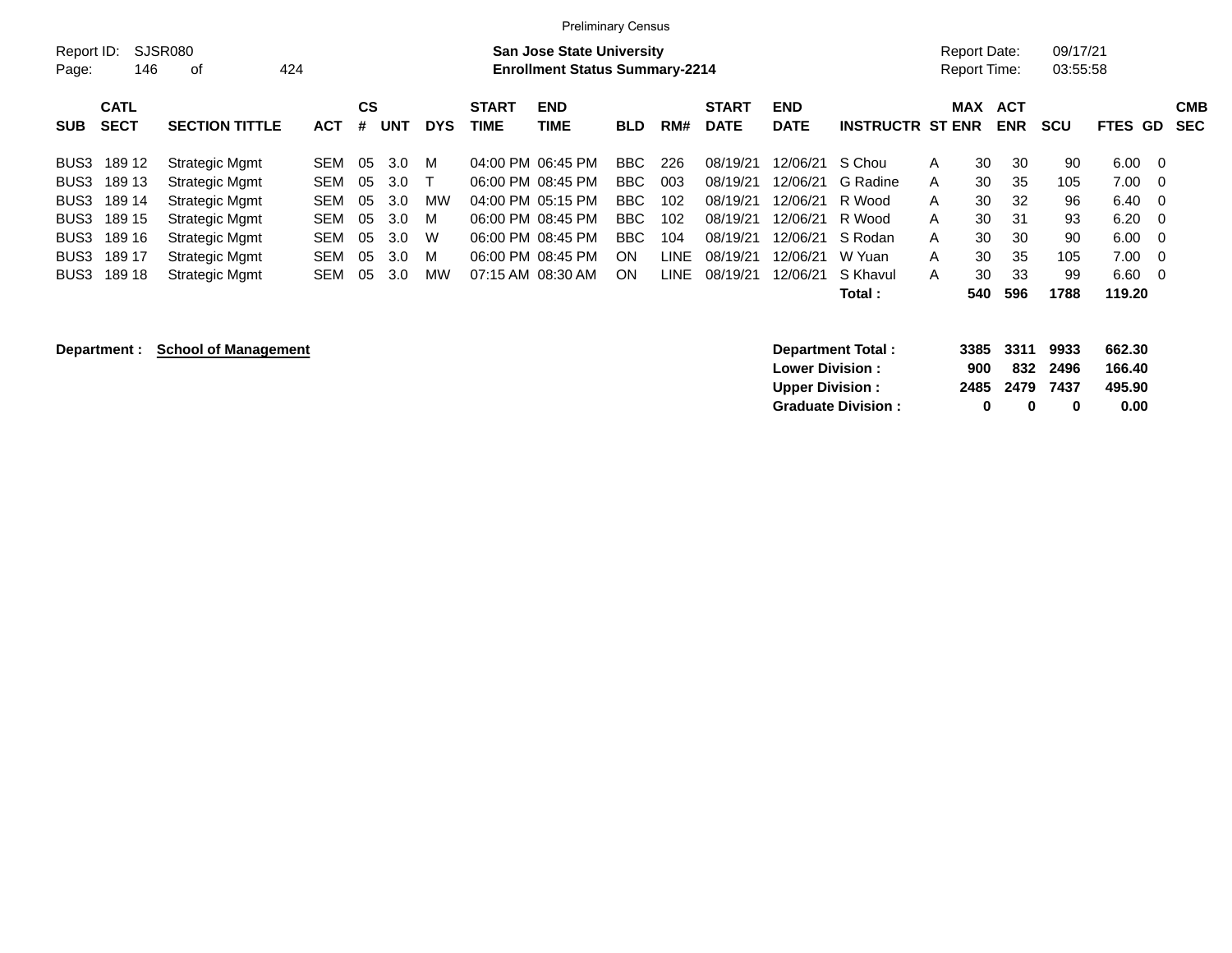Preliminary Census

Report ID: SJSR080
Page: 146 of 424

**San Jose State University**
**Enrollment Status Summary-2214**

Report Date: 09/17/21
Report Time: 03:55:58

| SUB | CATL SECT | SECTION TITTLE | ACT | CS # | UNT | DYS | START TIME | END TIME | BLD | RM# | START DATE | END DATE | INSTRUCTR | ST | MAX ENR | ACT ENR | SCU | FTES | GD | CMB SEC |
|---|---|---|---|---|---|---|---|---|---|---|---|---|---|---|---|---|---|---|---|---|
| BUS3 | 189 12 | Strategic Mgmt | SEM | 05 | 3.0 | M | 04:00 PM | 06:45 PM | BBC | 226 | 08/19/21 | 12/06/21 | S Chou | A | 30 | 30 | 90 | 6.00 | 0 | |
| BUS3 | 189 13 | Strategic Mgmt | SEM | 05 | 3.0 | T | 06:00 PM | 08:45 PM | BBC | 003 | 08/19/21 | 12/06/21 | G Radine | A | 30 | 35 | 105 | 7.00 | 0 | |
| BUS3 | 189 14 | Strategic Mgmt | SEM | 05 | 3.0 | MW | 04:00 PM | 05:15 PM | BBC | 102 | 08/19/21 | 12/06/21 | R Wood | A | 30 | 32 | 96 | 6.40 | 0 | |
| BUS3 | 189 15 | Strategic Mgmt | SEM | 05 | 3.0 | M | 06:00 PM | 08:45 PM | BBC | 102 | 08/19/21 | 12/06/21 | R Wood | A | 30 | 31 | 93 | 6.20 | 0 | |
| BUS3 | 189 16 | Strategic Mgmt | SEM | 05 | 3.0 | W | 06:00 PM | 08:45 PM | BBC | 104 | 08/19/21 | 12/06/21 | S Rodan | A | 30 | 30 | 90 | 6.00 | 0 | |
| BUS3 | 189 17 | Strategic Mgmt | SEM | 05 | 3.0 | M | 06:00 PM | 08:45 PM | ON | LINE | 08/19/21 | 12/06/21 | W Yuan | A | 30 | 35 | 105 | 7.00 | 0 | |
| BUS3 | 189 18 | Strategic Mgmt | SEM | 05 | 3.0 | MW | 07:15 AM | 08:30 AM | ON | LINE | 08/19/21 | 12/06/21 | S Khavul | A | 30 | 33 | 99 | 6.60 | 0 | |
| | | | | | | | | | | | | | **Total :** | | **540** | **596** | **1788** | **119.20** | | |

**Department :** **School of Management**

| | MAX ENR | ACT ENR | SCU | FTES |
|---|---|---|---|---|
| **Department Total :** | **3385** | **3311** | **9933** | **662.30** |
| **Lower Division :** | **900** | **832** | **2496** | **166.40** |
| **Upper Division :** | **2485** | **2479** | **7437** | **495.90** |
| **Graduate Division :** | **0** | **0** | **0** | **0.00** |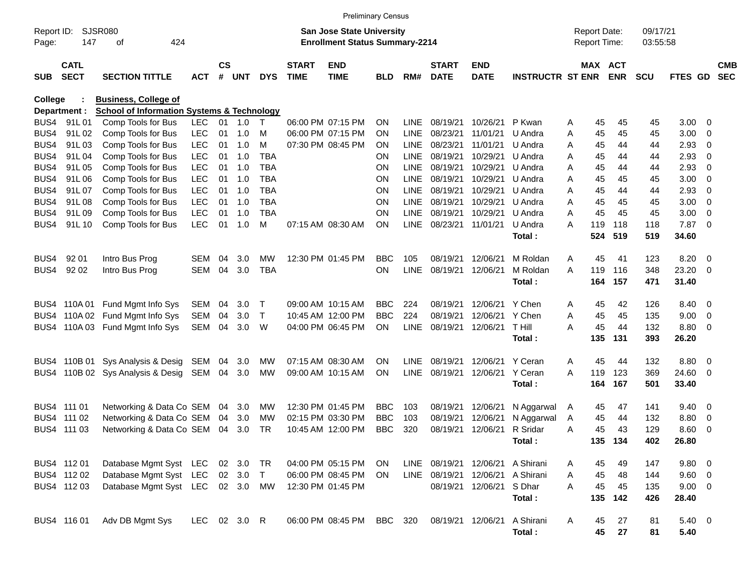Preliminary Census

Report ID: SJSR080
Page: 147 of 424

**San Jose State University**
**Enrollment Status Summary-2214**

Report Date: 09/17/21
Report Time: 03:55:58

| SUB | CATL SECT | SECTION TITTLE | ACT | CS # | UNT | DYS | START TIME | END TIME | BLD | RM# | START DATE | END DATE | INSTRUCTR | ST | MAX ENR | ACT ENR | SCU | FTES | GD | CMB SEC |
|---|---|---|---|---|---|---|---|---|---|---|---|---|---|---|---|---|---|---|---|---|
| **College :** | | **Business, College of** | | | | | | | | | | | | | | | | | | |
| **Department :** | | **School of Information Systems & Technology** | | | | | | | | | | | | | | | | | | |
| BUS4 | 91L 01 | Comp Tools for Bus | LEC | 01 | 1.0 | T | 06:00 PM | 07:15 PM | ON | LINE | 08/19/21 | 10/26/21 | P Kwan | A | 45 | 45 | 45 | 3.00 | 0 | |
| BUS4 | 91L 02 | Comp Tools for Bus | LEC | 01 | 1.0 | M | 06:00 PM | 07:15 PM | ON | LINE | 08/23/21 | 11/01/21 | U Andra | A | 45 | 45 | 45 | 3.00 | 0 | |
| BUS4 | 91L 03 | Comp Tools for Bus | LEC | 01 | 1.0 | M | 07:30 PM | 08:45 PM | ON | LINE | 08/23/21 | 11/01/21 | U Andra | A | 45 | 44 | 44 | 2.93 | 0 | |
| BUS4 | 91L 04 | Comp Tools for Bus | LEC | 01 | 1.0 | TBA | | | ON | LINE | 08/19/21 | 10/29/21 | U Andra | A | 45 | 44 | 44 | 2.93 | 0 | |
| BUS4 | 91L 05 | Comp Tools for Bus | LEC | 01 | 1.0 | TBA | | | ON | LINE | 08/19/21 | 10/29/21 | U Andra | A | 45 | 44 | 44 | 2.93 | 0 | |
| BUS4 | 91L 06 | Comp Tools for Bus | LEC | 01 | 1.0 | TBA | | | ON | LINE | 08/19/21 | 10/29/21 | U Andra | A | 45 | 45 | 45 | 3.00 | 0 | |
| BUS4 | 91L 07 | Comp Tools for Bus | LEC | 01 | 1.0 | TBA | | | ON | LINE | 08/19/21 | 10/29/21 | U Andra | A | 45 | 44 | 44 | 2.93 | 0 | |
| BUS4 | 91L 08 | Comp Tools for Bus | LEC | 01 | 1.0 | TBA | | | ON | LINE | 08/19/21 | 10/29/21 | U Andra | A | 45 | 45 | 45 | 3.00 | 0 | |
| BUS4 | 91L 09 | Comp Tools for Bus | LEC | 01 | 1.0 | TBA | | | ON | LINE | 08/19/21 | 10/29/21 | U Andra | A | 45 | 45 | 45 | 3.00 | 0 | |
| BUS4 | 91L 10 | Comp Tools for Bus | LEC | 01 | 1.0 | M | 07:15 AM | 08:30 AM | ON | LINE | 08/23/21 | 11/01/21 | U Andra | A | 119 | 118 | 118 | 7.87 | 0 | |
| | | | | | | | | | | | | | **Total :** | | **524** | **519** | **519** | **34.60** | | |
| BUS4 | 92 01 | Intro Bus Prog | SEM | 04 | 3.0 | MW | 12:30 PM | 01:45 PM | BBC | 105 | 08/19/21 | 12/06/21 | M Roldan | A | 45 | 41 | 123 | 8.20 | 0 | |
| BUS4 | 92 02 | Intro Bus Prog | SEM | 04 | 3.0 | TBA | | | ON | LINE | 08/19/21 | 12/06/21 | M Roldan | A | 119 | 116 | 348 | 23.20 | 0 | |
| | | | | | | | | | | | | | **Total :** | | **164** | **157** | **471** | **31.40** | | |
| BUS4 | 110A 01 | Fund Mgmt Info Sys | SEM | 04 | 3.0 | T | 09:00 AM | 10:15 AM | BBC | 224 | 08/19/21 | 12/06/21 | Y Chen | A | 45 | 42 | 126 | 8.40 | 0 | |
| BUS4 | 110A 02 | Fund Mgmt Info Sys | SEM | 04 | 3.0 | T | 10:45 AM | 12:00 PM | BBC | 224 | 08/19/21 | 12/06/21 | Y Chen | A | 45 | 45 | 135 | 9.00 | 0 | |
| BUS4 | 110A 03 | Fund Mgmt Info Sys | SEM | 04 | 3.0 | W | 04:00 PM | 06:45 PM | ON | LINE | 08/19/21 | 12/06/21 | T Hill | A | 45 | 44 | 132 | 8.80 | 0 | |
| | | | | | | | | | | | | | **Total :** | | **135** | **131** | **393** | **26.20** | | |
| BUS4 | 110B 01 | Sys Analysis & Desig | SEM | 04 | 3.0 | MW | 07:15 AM | 08:30 AM | ON | LINE | 08/19/21 | 12/06/21 | Y Ceran | A | 45 | 44 | 132 | 8.80 | 0 | |
| BUS4 | 110B 02 | Sys Analysis & Desig | SEM | 04 | 3.0 | MW | 09:00 AM | 10:15 AM | ON | LINE | 08/19/21 | 12/06/21 | Y Ceran | A | 119 | 123 | 369 | 24.60 | 0 | |
| | | | | | | | | | | | | | **Total :** | | **164** | **167** | **501** | **33.40** | | |
| BUS4 | 111 01 | Networking & Data Co | SEM | 04 | 3.0 | MW | 12:30 PM | 01:45 PM | BBC | 103 | 08/19/21 | 12/06/21 | N Aggarwal | A | 45 | 47 | 141 | 9.40 | 0 | |
| BUS4 | 111 02 | Networking & Data Co | SEM | 04 | 3.0 | MW | 02:15 PM | 03:30 PM | BBC | 103 | 08/19/21 | 12/06/21 | N Aggarwal | A | 45 | 44 | 132 | 8.80 | 0 | |
| BUS4 | 111 03 | Networking & Data Co | SEM | 04 | 3.0 | TR | 10:45 AM | 12:00 PM | BBC | 320 | 08/19/21 | 12/06/21 | R Sridar | A | 45 | 43 | 129 | 8.60 | 0 | |
| | | | | | | | | | | | | | **Total :** | | **135** | **134** | **402** | **26.80** | | |
| BUS4 | 112 01 | Database Mgmt Syst | LEC | 02 | 3.0 | TR | 04:00 PM | 05:15 PM | ON | LINE | 08/19/21 | 12/06/21 | A Shirani | A | 45 | 49 | 147 | 9.80 | 0 | |
| BUS4 | 112 02 | Database Mgmt Syst | LEC | 02 | 3.0 | T | 06:00 PM | 08:45 PM | ON | LINE | 08/19/21 | 12/06/21 | A Shirani | A | 45 | 48 | 144 | 9.60 | 0 | |
| BUS4 | 112 03 | Database Mgmt Syst | LEC | 02 | 3.0 | MW | 12:30 PM | 01:45 PM | | | 08/19/21 | 12/06/21 | S Dhar | A | 45 | 45 | 135 | 9.00 | 0 | |
| | | | | | | | | | | | | | **Total :** | | **135** | **142** | **426** | **28.40** | | |
| BUS4 | 116 01 | Adv DB Mgmt Sys | LEC | 02 | 3.0 | R | 06:00 PM | 08:45 PM | BBC | 320 | 08/19/21 | 12/06/21 | A Shirani | A | 45 | 27 | 81 | 5.40 | 0 | |
| | | | | | | | | | | | | | **Total :** | | **45** | **27** | **81** | **5.40** | | |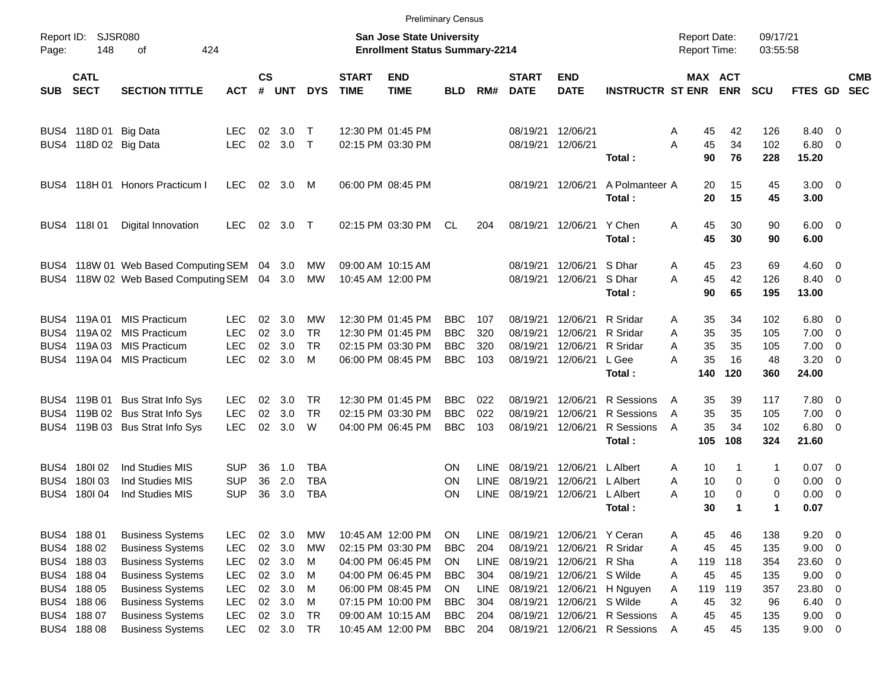Preliminary Census

Report ID: SJSR080

**San Jose State University**
**Enrollment Status Summary-2214**

Report Date: 09/17/21
Report Time: 03:55:58

| SUB | CATL SECT | SECTION TITTLE | ACT | CS # | UNT | DYS | START TIME | END TIME | BLD | RM# | START DATE | END DATE | INSTRUCTR | ST | MAX ENR | ACT ENR | SCU | FTES | GD | CMB SEC |
|---|---|---|---|---|---|---|---|---|---|---|---|---|---|---|---|---|---|---|---|---|
| BUS4 | 118D 01 | Big Data | LEC | 02 | 3.0 | T | 12:30 PM | 01:45 PM | | | 08/19/21 | 12/06/21 | | A | 45 | 42 | 126 | 8.40 | 0 | |
| BUS4 | 118D 02 | Big Data | LEC | 02 | 3.0 | T | 02:15 PM | 03:30 PM | | | 08/19/21 | 12/06/21 | | A | 45 | 34 | 102 | 6.80 | 0 | |
| | | | | | | | | | | | | | **Total :** | | **90** | **76** | **228** | **15.20** | | |
| BUS4 | 118H 01 | Honors Practicum I | LEC | 02 | 3.0 | M | 06:00 PM | 08:45 PM | | | 08/19/21 | 12/06/21 | A Polmanteer | A | 20 | 15 | 45 | 3.00 | 0 | |
| | | | | | | | | | | | | | **Total :** | | **20** | **15** | **45** | **3.00** | | |
| BUS4 | 118I 01 | Digital Innovation | LEC | 02 | 3.0 | T | 02:15 PM | 03:30 PM | CL | 204 | 08/19/21 | 12/06/21 | Y Chen | A | 45 | 30 | 90 | 6.00 | 0 | |
| | | | | | | | | | | | | | **Total :** | | **45** | **30** | **90** | **6.00** | | |
| BUS4 | 118W 01 | Web Based Computing | SEM | 04 | 3.0 | MW | 09:00 AM | 10:15 AM | | | 08/19/21 | 12/06/21 | S Dhar | A | 45 | 23 | 69 | 4.60 | 0 | |
| BUS4 | 118W 02 | Web Based Computing | SEM | 04 | 3.0 | MW | 10:45 AM | 12:00 PM | | | 08/19/21 | 12/06/21 | S Dhar | A | 45 | 42 | 126 | 8.40 | 0 | |
| | | | | | | | | | | | | | **Total :** | | **90** | **65** | **195** | **13.00** | | |
| BUS4 | 119A 01 | MIS Practicum | LEC | 02 | 3.0 | MW | 12:30 PM | 01:45 PM | BBC | 107 | 08/19/21 | 12/06/21 | R Sridar | A | 35 | 34 | 102 | 6.80 | 0 | |
| BUS4 | 119A 02 | MIS Practicum | LEC | 02 | 3.0 | TR | 12:30 PM | 01:45 PM | BBC | 320 | 08/19/21 | 12/06/21 | R Sridar | A | 35 | 35 | 105 | 7.00 | 0 | |
| BUS4 | 119A 03 | MIS Practicum | LEC | 02 | 3.0 | TR | 02:15 PM | 03:30 PM | BBC | 320 | 08/19/21 | 12/06/21 | R Sridar | A | 35 | 35 | 105 | 7.00 | 0 | |
| BUS4 | 119A 04 | MIS Practicum | LEC | 02 | 3.0 | M | 06:00 PM | 08:45 PM | BBC | 103 | 08/19/21 | 12/06/21 | L Gee | A | 35 | 16 | 48 | 3.20 | 0 | |
| | | | | | | | | | | | | | **Total :** | | **140** | **120** | **360** | **24.00** | | |
| BUS4 | 119B 01 | Bus Strat Info Sys | LEC | 02 | 3.0 | TR | 12:30 PM | 01:45 PM | BBC | 022 | 08/19/21 | 12/06/21 | R Sessions | A | 35 | 39 | 117 | 7.80 | 0 | |
| BUS4 | 119B 02 | Bus Strat Info Sys | LEC | 02 | 3.0 | TR | 02:15 PM | 03:30 PM | BBC | 022 | 08/19/21 | 12/06/21 | R Sessions | A | 35 | 35 | 105 | 7.00 | 0 | |
| BUS4 | 119B 03 | Bus Strat Info Sys | LEC | 02 | 3.0 | W | 04:00 PM | 06:45 PM | BBC | 103 | 08/19/21 | 12/06/21 | R Sessions | A | 35 | 34 | 102 | 6.80 | 0 | |
| | | | | | | | | | | | | | **Total :** | | **105** | **108** | **324** | **21.60** | | |
| BUS4 | 180I 02 | Ind Studies MIS | SUP | 36 | 1.0 | TBA | | | ON | LINE | 08/19/21 | 12/06/21 | L Albert | A | 10 | 1 | 1 | 0.07 | 0 | |
| BUS4 | 180I 03 | Ind Studies MIS | SUP | 36 | 2.0 | TBA | | | ON | LINE | 08/19/21 | 12/06/21 | L Albert | A | 10 | 0 | 0 | 0.00 | 0 | |
| BUS4 | 180I 04 | Ind Studies MIS | SUP | 36 | 3.0 | TBA | | | ON | LINE | 08/19/21 | 12/06/21 | L Albert | A | 10 | 0 | 0 | 0.00 | 0 | |
| | | | | | | | | | | | | | **Total :** | | **30** | **1** | **1** | **0.07** | | |
| BUS4 | 188 01 | Business Systems | LEC | 02 | 3.0 | MW | 10:45 AM | 12:00 PM | ON | LINE | 08/19/21 | 12/06/21 | Y Ceran | A | 45 | 46 | 138 | 9.20 | 0 | |
| BUS4 | 188 02 | Business Systems | LEC | 02 | 3.0 | MW | 02:15 PM | 03:30 PM | BBC | 204 | 08/19/21 | 12/06/21 | R Sridar | A | 45 | 45 | 135 | 9.00 | 0 | |
| BUS4 | 188 03 | Business Systems | LEC | 02 | 3.0 | M | 04:00 PM | 06:45 PM | ON | LINE | 08/19/21 | 12/06/21 | R Sha | A | 119 | 118 | 354 | 23.60 | 0 | |
| BUS4 | 188 04 | Business Systems | LEC | 02 | 3.0 | M | 04:00 PM | 06:45 PM | BBC | 304 | 08/19/21 | 12/06/21 | S Wilde | A | 45 | 45 | 135 | 9.00 | 0 | |
| BUS4 | 188 05 | Business Systems | LEC | 02 | 3.0 | M | 06:00 PM | 08:45 PM | ON | LINE | 08/19/21 | 12/06/21 | H Nguyen | A | 119 | 119 | 357 | 23.80 | 0 | |
| BUS4 | 188 06 | Business Systems | LEC | 02 | 3.0 | M | 07:15 PM | 10:00 PM | BBC | 304 | 08/19/21 | 12/06/21 | S Wilde | A | 45 | 32 | 96 | 6.40 | 0 | |
| BUS4 | 188 07 | Business Systems | LEC | 02 | 3.0 | TR | 09:00 AM | 10:15 AM | BBC | 204 | 08/19/21 | 12/06/21 | R Sessions | A | 45 | 45 | 135 | 9.00 | 0 | |
| BUS4 | 188 08 | Business Systems | LEC | 02 | 3.0 | TR | 10:45 AM | 12:00 PM | BBC | 204 | 08/19/21 | 12/06/21 | R Sessions | A | 45 | 45 | 135 | 9.00 | 0 | |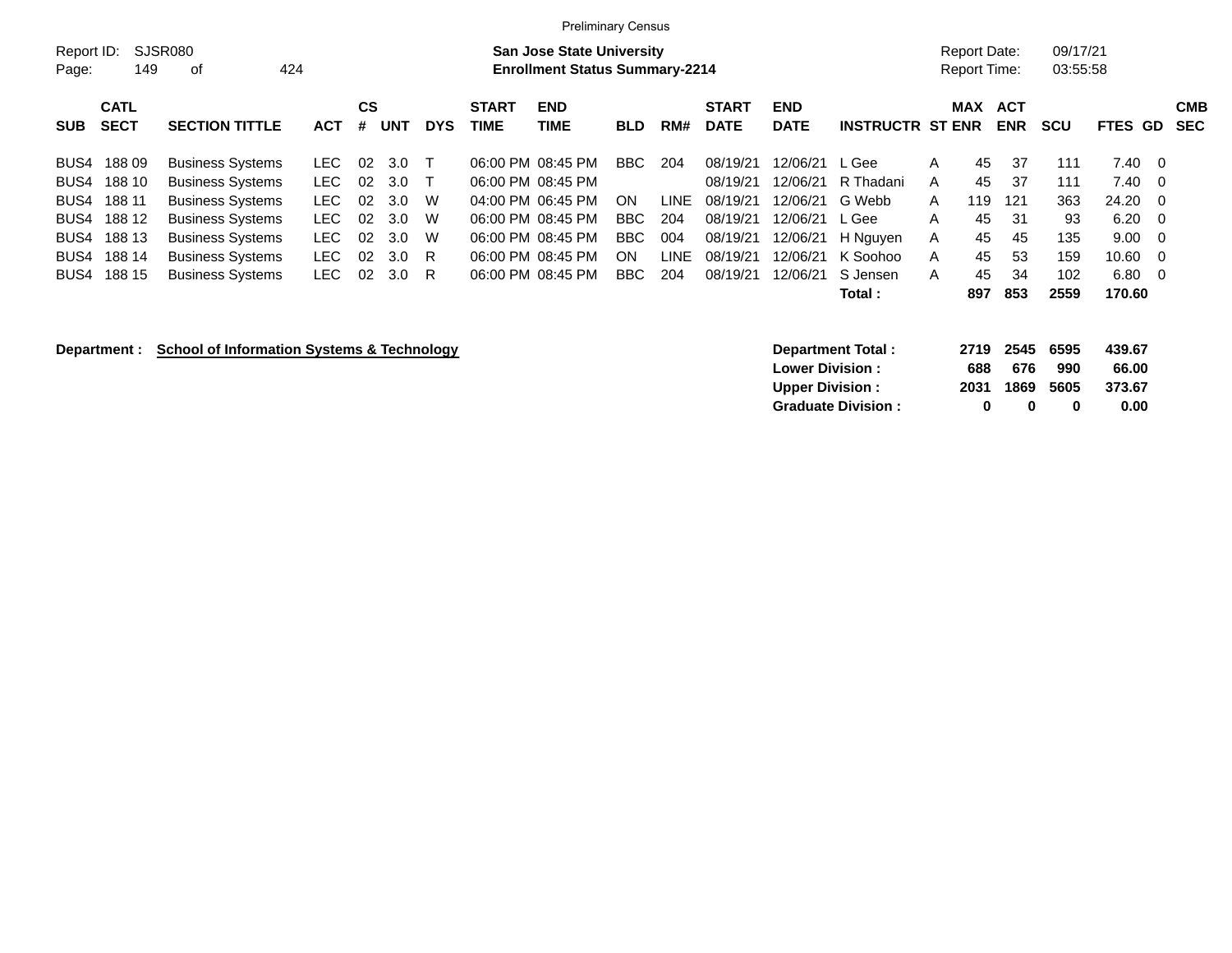Preliminary Census

Report ID: SJSR080

**San Jose State University**
**Enrollment Status Summary-2214**

Report Date: 09/17/21
Report Time: 03:55:58

| SUB | CATL SECT | SECTION TITTLE | ACT | CS # | UNT | DYS | START TIME | END TIME | BLD | RM# | START DATE | END DATE | INSTRUCTR | ST | MAX ENR | ACT ENR | SCU | FTES | GD | CMB SEC |
|---|---|---|---|---|---|---|---|---|---|---|---|---|---|---|---|---|---|---|---|---|
| BUS4 | 188 09 | Business Systems | LEC | 02 | 3.0 | T | 06:00 PM | 08:45 PM | BBC | 204 | 08/19/21 | 12/06/21 | L Gee | A | 45 | 37 | 111 | 7.40 | 0 | |
| BUS4 | 188 10 | Business Systems | LEC | 02 | 3.0 | T | 06:00 PM | 08:45 PM | | | 08/19/21 | 12/06/21 | R Thadani | A | 45 | 37 | 111 | 7.40 | 0 | |
| BUS4 | 188 11 | Business Systems | LEC | 02 | 3.0 | W | 04:00 PM | 06:45 PM | ON | LINE | 08/19/21 | 12/06/21 | G Webb | A | 119 | 121 | 363 | 24.20 | 0 | |
| BUS4 | 188 12 | Business Systems | LEC | 02 | 3.0 | W | 06:00 PM | 08:45 PM | BBC | 204 | 08/19/21 | 12/06/21 | L Gee | A | 45 | 31 | 93 | 6.20 | 0 | |
| BUS4 | 188 13 | Business Systems | LEC | 02 | 3.0 | W | 06:00 PM | 08:45 PM | BBC | 004 | 08/19/21 | 12/06/21 | H Nguyen | A | 45 | 45 | 135 | 9.00 | 0 | |
| BUS4 | 188 14 | Business Systems | LEC | 02 | 3.0 | R | 06:00 PM | 08:45 PM | ON | LINE | 08/19/21 | 12/06/21 | K Soohoo | A | 45 | 53 | 159 | 10.60 | 0 | |
| BUS4 | 188 15 | Business Systems | LEC | 02 | 3.0 | R | 06:00 PM | 08:45 PM | BBC | 204 | 08/19/21 | 12/06/21 | S Jensen | A | 45 | 34 | 102 | 6.80 | 0 | |
| | | | | | | | | | | | | | **Total :** | | **897** | **853** | **2559** | **170.60** | | |

**Department :** **School of Information Systems & Technology**

| | MAX ENR | ACT ENR | SCU | FTES |
|---|---|---|---|---|
| **Department Total :** | **2719** | **2545** | **6595** | **439.67** |
| **Lower Division :** | **688** | **676** | **990** | **66.00** |
| **Upper Division :** | **2031** | **1869** | **5605** | **373.67** |
| **Graduate Division :** | **0** | **0** | **0** | **0.00** |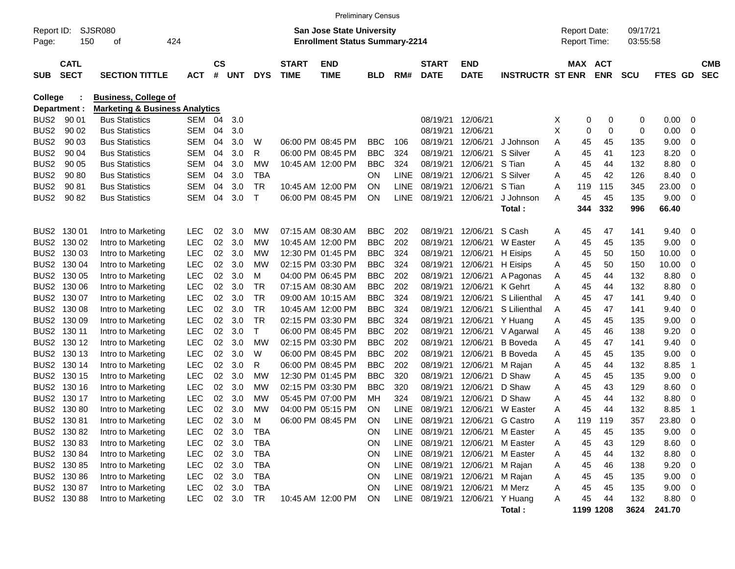Preliminary Census

Report ID: SJSR080
Page: 150 of 424

**San Jose State University**
**Enrollment Status Summary-2214**

Report Date: 09/17/21
Report Time: 03:55:58

**College : Business, College of**
**Department : Marketing & Business Analytics**

| SUB | CATL SECT | SECTION TITTLE | ACT | CS # | UNT | DYS | START TIME | END TIME | BLD | RM# | START DATE | END DATE | INSTRUCTR | ST | MAX ENR | ACT ENR | SCU | FTES | GD | CMB SEC |
|---|---|---|---|---|---|---|---|---|---|---|---|---|---|---|---|---|---|---|---|---|
| BUS2 | 90 01 | Bus Statistics | SEM | 04 | 3.0 | | | | | | 08/19/21 | 12/06/21 | | X | 0 | 0 | 0 | 0.00 | 0 | |
| BUS2 | 90 02 | Bus Statistics | SEM | 04 | 3.0 | | | | | | 08/19/21 | 12/06/21 | | X | 0 | 0 | 0 | 0.00 | 0 | |
| BUS2 | 90 03 | Bus Statistics | SEM | 04 | 3.0 | W | 06:00 PM | 08:45 PM | BBC | 106 | 08/19/21 | 12/06/21 | J Johnson | A | 45 | 45 | 135 | 9.00 | 0 | |
| BUS2 | 90 04 | Bus Statistics | SEM | 04 | 3.0 | R | 06:00 PM | 08:45 PM | BBC | 324 | 08/19/21 | 12/06/21 | S Silver | A | 45 | 41 | 123 | 8.20 | 0 | |
| BUS2 | 90 05 | Bus Statistics | SEM | 04 | 3.0 | MW | 10:45 AM | 12:00 PM | BBC | 324 | 08/19/21 | 12/06/21 | S Tian | A | 45 | 44 | 132 | 8.80 | 0 | |
| BUS2 | 90 80 | Bus Statistics | SEM | 04 | 3.0 | TBA | | | ON | LINE | 08/19/21 | 12/06/21 | S Silver | A | 45 | 42 | 126 | 8.40 | 0 | |
| BUS2 | 90 81 | Bus Statistics | SEM | 04 | 3.0 | TR | 10:45 AM | 12:00 PM | ON | LINE | 08/19/21 | 12/06/21 | S Tian | A | 119 | 115 | 345 | 23.00 | 0 | |
| BUS2 | 90 82 | Bus Statistics | SEM | 04 | 3.0 | T | 06:00 PM | 08:45 PM | ON | LINE | 08/19/21 | 12/06/21 | J Johnson | A | 45 | 45 | 135 | 9.00 | 0 | |
| | | | | | | | | | | | | | **Total :** | | **344** | **332** | **996** | **66.40** | | |
| BUS2 | 130 01 | Intro to Marketing | LEC | 02 | 3.0 | MW | 07:15 AM | 08:30 AM | BBC | 202 | 08/19/21 | 12/06/21 | S Cash | A | 45 | 47 | 141 | 9.40 | 0 | |
| BUS2 | 130 02 | Intro to Marketing | LEC | 02 | 3.0 | MW | 10:45 AM | 12:00 PM | BBC | 202 | 08/19/21 | 12/06/21 | W Easter | A | 45 | 45 | 135 | 9.00 | 0 | |
| BUS2 | 130 03 | Intro to Marketing | LEC | 02 | 3.0 | MW | 12:30 PM | 01:45 PM | BBC | 324 | 08/19/21 | 12/06/21 | H Eisips | A | 45 | 50 | 150 | 10.00 | 0 | |
| BUS2 | 130 04 | Intro to Marketing | LEC | 02 | 3.0 | MW | 02:15 PM | 03:30 PM | BBC | 324 | 08/19/21 | 12/06/21 | H Eisips | A | 45 | 50 | 150 | 10.00 | 0 | |
| BUS2 | 130 05 | Intro to Marketing | LEC | 02 | 3.0 | M | 04:00 PM | 06:45 PM | BBC | 202 | 08/19/21 | 12/06/21 | A Pagonas | A | 45 | 44 | 132 | 8.80 | 0 | |
| BUS2 | 130 06 | Intro to Marketing | LEC | 02 | 3.0 | TR | 07:15 AM | 08:30 AM | BBC | 202 | 08/19/21 | 12/06/21 | K Gehrt | A | 45 | 44 | 132 | 8.80 | 0 | |
| BUS2 | 130 07 | Intro to Marketing | LEC | 02 | 3.0 | TR | 09:00 AM | 10:15 AM | BBC | 324 | 08/19/21 | 12/06/21 | S Lilienthal | A | 45 | 47 | 141 | 9.40 | 0 | |
| BUS2 | 130 08 | Intro to Marketing | LEC | 02 | 3.0 | TR | 10:45 AM | 12:00 PM | BBC | 324 | 08/19/21 | 12/06/21 | S Lilienthal | A | 45 | 47 | 141 | 9.40 | 0 | |
| BUS2 | 130 09 | Intro to Marketing | LEC | 02 | 3.0 | TR | 02:15 PM | 03:30 PM | BBC | 324 | 08/19/21 | 12/06/21 | Y Huang | A | 45 | 45 | 135 | 9.00 | 0 | |
| BUS2 | 130 11 | Intro to Marketing | LEC | 02 | 3.0 | T | 06:00 PM | 08:45 PM | BBC | 202 | 08/19/21 | 12/06/21 | V Agarwal | A | 45 | 46 | 138 | 9.20 | 0 | |
| BUS2 | 130 12 | Intro to Marketing | LEC | 02 | 3.0 | MW | 02:15 PM | 03:30 PM | BBC | 202 | 08/19/21 | 12/06/21 | B Boveda | A | 45 | 47 | 141 | 9.40 | 0 | |
| BUS2 | 130 13 | Intro to Marketing | LEC | 02 | 3.0 | W | 06:00 PM | 08:45 PM | BBC | 202 | 08/19/21 | 12/06/21 | B Boveda | A | 45 | 45 | 135 | 9.00 | 0 | |
| BUS2 | 130 14 | Intro to Marketing | LEC | 02 | 3.0 | R | 06:00 PM | 08:45 PM | BBC | 202 | 08/19/21 | 12/06/21 | M Rajan | A | 45 | 44 | 132 | 8.85 | 1 | |
| BUS2 | 130 15 | Intro to Marketing | LEC | 02 | 3.0 | MW | 12:30 PM | 01:45 PM | BBC | 320 | 08/19/21 | 12/06/21 | D Shaw | A | 45 | 45 | 135 | 9.00 | 0 | |
| BUS2 | 130 16 | Intro to Marketing | LEC | 02 | 3.0 | MW | 02:15 PM | 03:30 PM | BBC | 320 | 08/19/21 | 12/06/21 | D Shaw | A | 45 | 43 | 129 | 8.60 | 0 | |
| BUS2 | 130 17 | Intro to Marketing | LEC | 02 | 3.0 | MW | 05:45 PM | 07:00 PM | MH | 324 | 08/19/21 | 12/06/21 | D Shaw | A | 45 | 44 | 132 | 8.80 | 0 | |
| BUS2 | 130 80 | Intro to Marketing | LEC | 02 | 3.0 | MW | 04:00 PM | 05:15 PM | ON | LINE | 08/19/21 | 12/06/21 | W Easter | A | 45 | 44 | 132 | 8.85 | 1 | |
| BUS2 | 130 81 | Intro to Marketing | LEC | 02 | 3.0 | M | 06:00 PM | 08:45 PM | ON | LINE | 08/19/21 | 12/06/21 | G Castro | A | 119 | 119 | 357 | 23.80 | 0 | |
| BUS2 | 130 82 | Intro to Marketing | LEC | 02 | 3.0 | TBA | | | ON | LINE | 08/19/21 | 12/06/21 | M Easter | A | 45 | 45 | 135 | 9.00 | 0 | |
| BUS2 | 130 83 | Intro to Marketing | LEC | 02 | 3.0 | TBA | | | ON | LINE | 08/19/21 | 12/06/21 | M Easter | A | 45 | 43 | 129 | 8.60 | 0 | |
| BUS2 | 130 84 | Intro to Marketing | LEC | 02 | 3.0 | TBA | | | ON | LINE | 08/19/21 | 12/06/21 | M Easter | A | 45 | 44 | 132 | 8.80 | 0 | |
| BUS2 | 130 85 | Intro to Marketing | LEC | 02 | 3.0 | TBA | | | ON | LINE | 08/19/21 | 12/06/21 | M Rajan | A | 45 | 46 | 138 | 9.20 | 0 | |
| BUS2 | 130 86 | Intro to Marketing | LEC | 02 | 3.0 | TBA | | | ON | LINE | 08/19/21 | 12/06/21 | M Rajan | A | 45 | 45 | 135 | 9.00 | 0 | |
| BUS2 | 130 87 | Intro to Marketing | LEC | 02 | 3.0 | TBA | | | ON | LINE | 08/19/21 | 12/06/21 | M Merz | A | 45 | 45 | 135 | 9.00 | 0 | |
| BUS2 | 130 88 | Intro to Marketing | LEC | 02 | 3.0 | TR | 10:45 AM | 12:00 PM | ON | LINE | 08/19/21 | 12/06/21 | Y Huang | A | 45 | 44 | 132 | 8.80 | 0 | |
| | | | | | | | | | | | | | **Total :** | | **1199** | **1208** | **3624** | **241.70** | | |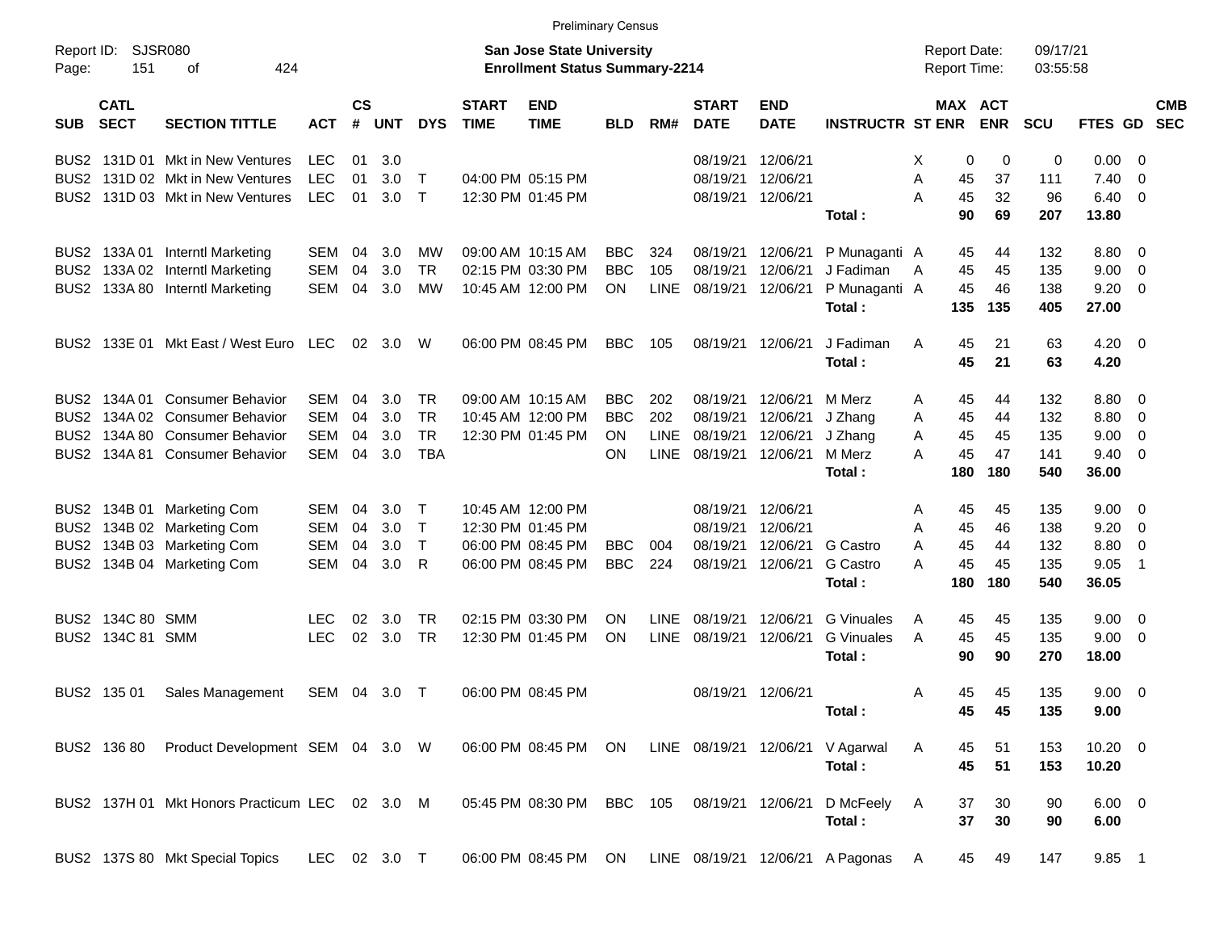Preliminary Census

Report ID: SJSR080
Page: 151 of 424

**San Jose State University**
**Enrollment Status Summary-2214**

Report Date: 09/17/21
Report Time: 03:55:58

| SUB | CATL SECT | SECTION TITTLE | ACT | CS # | UNT | DYS | START TIME | END TIME | BLD | RM# | START DATE | END DATE | INSTRUCTR | ST | MAX ENR | ACT ENR | SCU | FTES | GD | CMB SEC |
|---|---|---|---|---|---|---|---|---|---|---|---|---|---|---|---|---|---|---|---|---|
| BUS2 | 131D 01 | Mkt in New Ventures | LEC | 01 | 3.0 | | | | | | 08/19/21 | 12/06/21 | | X | 0 | 0 | 0 | 0.00 | 0 | |
| BUS2 | 131D 02 | Mkt in New Ventures | LEC | 01 | 3.0 | T | 04:00 PM | 05:15 PM | | | 08/19/21 | 12/06/21 | | A | 45 | 37 | 111 | 7.40 | 0 | |
| BUS2 | 131D 03 | Mkt in New Ventures | LEC | 01 | 3.0 | T | 12:30 PM | 01:45 PM | | | 08/19/21 | 12/06/21 | | A | 45 | 32 | 96 | 6.40 | 0 | |
| | | | | | | | | | | | | | **Total :** | | **90** | **69** | **207** | **13.80** | | |
| BUS2 | 133A 01 | Interntl Marketing | SEM | 04 | 3.0 | MW | 09:00 AM | 10:15 AM | BBC | 324 | 08/19/21 | 12/06/21 | P Munaganti | A | 45 | 44 | 132 | 8.80 | 0 | |
| BUS2 | 133A 02 | Interntl Marketing | SEM | 04 | 3.0 | TR | 02:15 PM | 03:30 PM | BBC | 105 | 08/19/21 | 12/06/21 | J Fadiman | A | 45 | 45 | 135 | 9.00 | 0 | |
| BUS2 | 133A 80 | Interntl Marketing | SEM | 04 | 3.0 | MW | 10:45 AM | 12:00 PM | ON | LINE | 08/19/21 | 12/06/21 | P Munaganti | A | 45 | 46 | 138 | 9.20 | 0 | |
| | | | | | | | | | | | | | **Total :** | | **135** | **135** | **405** | **27.00** | | |
| BUS2 | 133E 01 | Mkt East / West Euro | LEC | 02 | 3.0 | W | 06:00 PM | 08:45 PM | BBC | 105 | 08/19/21 | 12/06/21 | J Fadiman | A | 45 | 21 | 63 | 4.20 | 0 | |
| | | | | | | | | | | | | | **Total :** | | **45** | **21** | **63** | **4.20** | | |
| BUS2 | 134A 01 | Consumer Behavior | SEM | 04 | 3.0 | TR | 09:00 AM | 10:15 AM | BBC | 202 | 08/19/21 | 12/06/21 | M Merz | A | 45 | 44 | 132 | 8.80 | 0 | |
| BUS2 | 134A 02 | Consumer Behavior | SEM | 04 | 3.0 | TR | 10:45 AM | 12:00 PM | BBC | 202 | 08/19/21 | 12/06/21 | J Zhang | A | 45 | 44 | 132 | 8.80 | 0 | |
| BUS2 | 134A 80 | Consumer Behavior | SEM | 04 | 3.0 | TR | 12:30 PM | 01:45 PM | ON | LINE | 08/19/21 | 12/06/21 | J Zhang | A | 45 | 45 | 135 | 9.00 | 0 | |
| BUS2 | 134A 81 | Consumer Behavior | SEM | 04 | 3.0 | TBA | | | ON | LINE | 08/19/21 | 12/06/21 | M Merz | A | 45 | 47 | 141 | 9.40 | 0 | |
| | | | | | | | | | | | | | **Total :** | | **180** | **180** | **540** | **36.00** | | |
| BUS2 | 134B 01 | Marketing Com | SEM | 04 | 3.0 | T | 10:45 AM | 12:00 PM | | | 08/19/21 | 12/06/21 | | A | 45 | 45 | 135 | 9.00 | 0 | |
| BUS2 | 134B 02 | Marketing Com | SEM | 04 | 3.0 | T | 12:30 PM | 01:45 PM | | | 08/19/21 | 12/06/21 | | A | 45 | 46 | 138 | 9.20 | 0 | |
| BUS2 | 134B 03 | Marketing Com | SEM | 04 | 3.0 | T | 06:00 PM | 08:45 PM | BBC | 004 | 08/19/21 | 12/06/21 | G Castro | A | 45 | 44 | 132 | 8.80 | 0 | |
| BUS2 | 134B 04 | Marketing Com | SEM | 04 | 3.0 | R | 06:00 PM | 08:45 PM | BBC | 224 | 08/19/21 | 12/06/21 | G Castro | A | 45 | 45 | 135 | 9.05 | 1 | |
| | | | | | | | | | | | | | **Total :** | | **180** | **180** | **540** | **36.05** | | |
| BUS2 | 134C 80 | SMM | LEC | 02 | 3.0 | TR | 02:15 PM | 03:30 PM | ON | LINE | 08/19/21 | 12/06/21 | G Vinuales | A | 45 | 45 | 135 | 9.00 | 0 | |
| BUS2 | 134C 81 | SMM | LEC | 02 | 3.0 | TR | 12:30 PM | 01:45 PM | ON | LINE | 08/19/21 | 12/06/21 | G Vinuales | A | 45 | 45 | 135 | 9.00 | 0 | |
| | | | | | | | | | | | | | **Total :** | | **90** | **90** | **270** | **18.00** | | |
| BUS2 | 135 01 | Sales Management | SEM | 04 | 3.0 | T | 06:00 PM | 08:45 PM | | | 08/19/21 | 12/06/21 | | A | 45 | 45 | 135 | 9.00 | 0 | |
| | | | | | | | | | | | | | **Total :** | | **45** | **45** | **135** | **9.00** | | |
| BUS2 | 136 80 | Product Development | SEM | 04 | 3.0 | W | 06:00 PM | 08:45 PM | ON | LINE | 08/19/21 | 12/06/21 | V Agarwal | A | 45 | 51 | 153 | 10.20 | 0 | |
| | | | | | | | | | | | | | **Total :** | | **45** | **51** | **153** | **10.20** | | |
| BUS2 | 137H 01 | Mkt Honors Practicum | LEC | 02 | 3.0 | M | 05:45 PM | 08:30 PM | BBC | 105 | 08/19/21 | 12/06/21 | D McFeely | A | 37 | 30 | 90 | 6.00 | 0 | |
| | | | | | | | | | | | | | **Total :** | | **37** | **30** | **90** | **6.00** | | |
| BUS2 | 137S 80 | Mkt Special Topics | LEC | 02 | 3.0 | T | 06:00 PM | 08:45 PM | ON | LINE | 08/19/21 | 12/06/21 | A Pagonas | A | 45 | 49 | 147 | 9.85 | 1 | |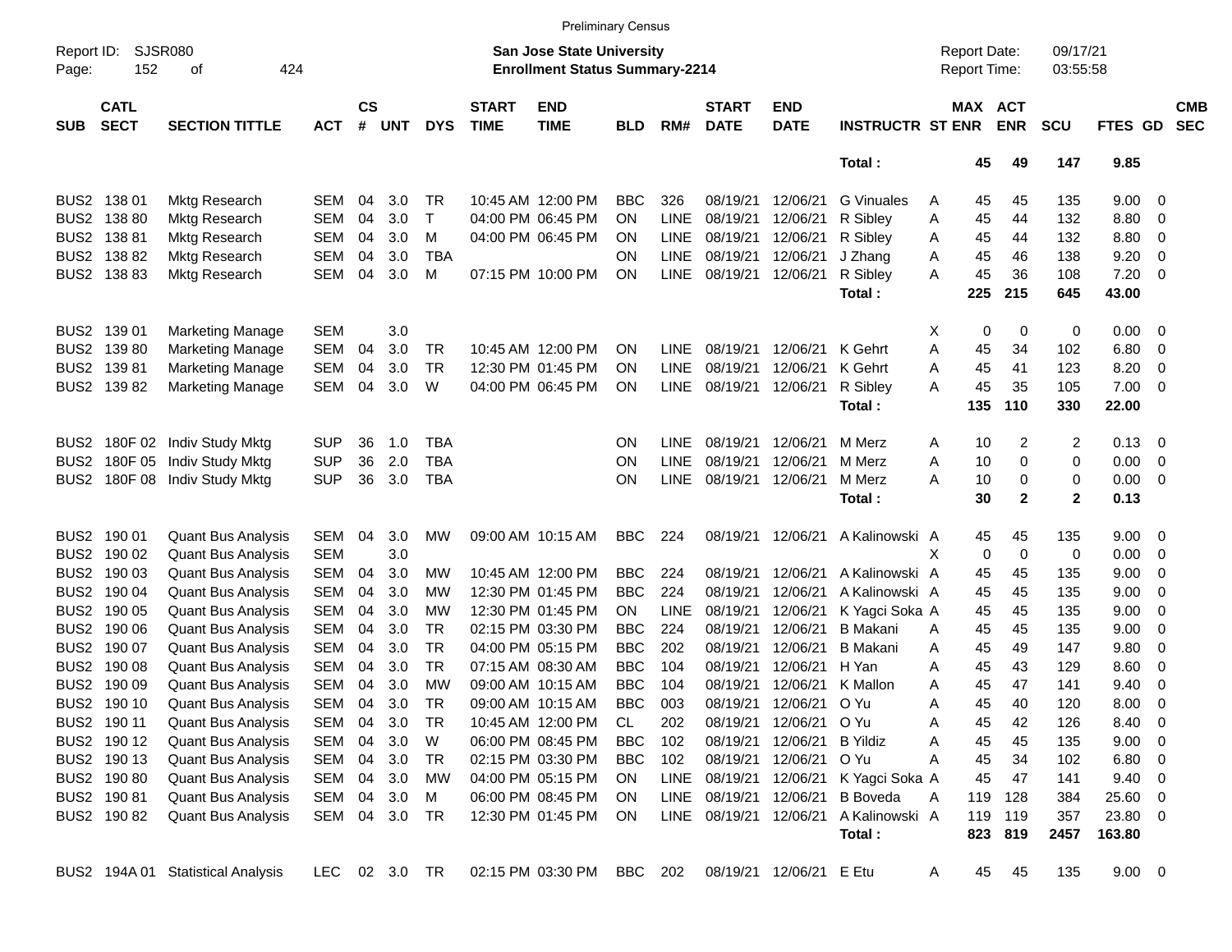Preliminary Census

Report ID: SJSR080
Page: 152 of 424

**San Jose State University**
**Enrollment Status Summary-2214**

Report Date: 09/17/21
Report Time: 03:55:58

| SUB | CATL SECT | SECTION TITTLE | ACT | CS # | UNT | DYS | START TIME | END TIME | BLD | RM# | START DATE | END DATE | INSTRUCTR | ST | MAX ENR | ACT ENR | SCU | FTES | GD | CMB SEC |
|---|---|---|---|---|---|---|---|---|---|---|---|---|---|---|---|---|---|---|---|---|
| | | | | | | | | | | | | | Total : | | 45 | 49 | 147 | 9.85 | | |
| BUS2 | 138 01 | Mktg Research | SEM | 04 | 3.0 | TR | 10:45 AM | 12:00 PM | BBC | 326 | 08/19/21 | 12/06/21 | G Vinuales | A | 45 | 45 | 135 | 9.00 | 0 | |
| BUS2 | 138 80 | Mktg Research | SEM | 04 | 3.0 | T | 04:00 PM | 06:45 PM | ON | LINE | 08/19/21 | 12/06/21 | R Sibley | A | 45 | 44 | 132 | 8.80 | 0 | |
| BUS2 | 138 81 | Mktg Research | SEM | 04 | 3.0 | M | 04:00 PM | 06:45 PM | ON | LINE | 08/19/21 | 12/06/21 | R Sibley | A | 45 | 44 | 132 | 8.80 | 0 | |
| BUS2 | 138 82 | Mktg Research | SEM | 04 | 3.0 | TBA | | | ON | LINE | 08/19/21 | 12/06/21 | J Zhang | A | 45 | 46 | 138 | 9.20 | 0 | |
| BUS2 | 138 83 | Mktg Research | SEM | 04 | 3.0 | M | 07:15 PM | 10:00 PM | ON | LINE | 08/19/21 | 12/06/21 | R Sibley | A | 45 | 36 | 108 | 7.20 | 0 | |
| | | | | | | | | | | | | | Total : | | 225 | 215 | 645 | 43.00 | | |
| BUS2 | 139 01 | Marketing Manage | SEM | | 3.0 | | | | | | | | | X | 0 | 0 | 0 | 0.00 | 0 | |
| BUS2 | 139 80 | Marketing Manage | SEM | 04 | 3.0 | TR | 10:45 AM | 12:00 PM | ON | LINE | 08/19/21 | 12/06/21 | K Gehrt | A | 45 | 34 | 102 | 6.80 | 0 | |
| BUS2 | 139 81 | Marketing Manage | SEM | 04 | 3.0 | TR | 12:30 PM | 01:45 PM | ON | LINE | 08/19/21 | 12/06/21 | K Gehrt | A | 45 | 41 | 123 | 8.20 | 0 | |
| BUS2 | 139 82 | Marketing Manage | SEM | 04 | 3.0 | W | 04:00 PM | 06:45 PM | ON | LINE | 08/19/21 | 12/06/21 | R Sibley | A | 45 | 35 | 105 | 7.00 | 0 | |
| | | | | | | | | | | | | | Total : | | 135 | 110 | 330 | 22.00 | | |
| BUS2 | 180F 02 | Indiv Study Mktg | SUP | 36 | 1.0 | TBA | | | ON | LINE | 08/19/21 | 12/06/21 | M Merz | A | 10 | 2 | 2 | 0.13 | 0 | |
| BUS2 | 180F 05 | Indiv Study Mktg | SUP | 36 | 2.0 | TBA | | | ON | LINE | 08/19/21 | 12/06/21 | M Merz | A | 10 | 0 | 0 | 0.00 | 0 | |
| BUS2 | 180F 08 | Indiv Study Mktg | SUP | 36 | 3.0 | TBA | | | ON | LINE | 08/19/21 | 12/06/21 | M Merz | A | 10 | 0 | 0 | 0.00 | 0 | |
| | | | | | | | | | | | | | Total : | | 30 | 2 | 2 | 0.13 | | |
| BUS2 | 190 01 | Quant Bus Analysis | SEM | 04 | 3.0 | MW | 09:00 AM | 10:15 AM | BBC | 224 | 08/19/21 | 12/06/21 | A Kalinowski | A | 45 | 45 | 135 | 9.00 | 0 | |
| BUS2 | 190 02 | Quant Bus Analysis | SEM | | 3.0 | | | | | | | | | X | 0 | 0 | 0 | 0.00 | 0 | |
| BUS2 | 190 03 | Quant Bus Analysis | SEM | 04 | 3.0 | MW | 10:45 AM | 12:00 PM | BBC | 224 | 08/19/21 | 12/06/21 | A Kalinowski | A | 45 | 45 | 135 | 9.00 | 0 | |
| BUS2 | 190 04 | Quant Bus Analysis | SEM | 04 | 3.0 | MW | 12:30 PM | 01:45 PM | BBC | 224 | 08/19/21 | 12/06/21 | A Kalinowski | A | 45 | 45 | 135 | 9.00 | 0 | |
| BUS2 | 190 05 | Quant Bus Analysis | SEM | 04 | 3.0 | MW | 12:30 PM | 01:45 PM | ON | LINE | 08/19/21 | 12/06/21 | K Yagci Soka | A | 45 | 45 | 135 | 9.00 | 0 | |
| BUS2 | 190 06 | Quant Bus Analysis | SEM | 04 | 3.0 | TR | 02:15 PM | 03:30 PM | BBC | 224 | 08/19/21 | 12/06/21 | B Makani | A | 45 | 45 | 135 | 9.00 | 0 | |
| BUS2 | 190 07 | Quant Bus Analysis | SEM | 04 | 3.0 | TR | 04:00 PM | 05:15 PM | BBC | 202 | 08/19/21 | 12/06/21 | B Makani | A | 45 | 49 | 147 | 9.80 | 0 | |
| BUS2 | 190 08 | Quant Bus Analysis | SEM | 04 | 3.0 | TR | 07:15 AM | 08:30 AM | BBC | 104 | 08/19/21 | 12/06/21 | H Yan | A | 45 | 43 | 129 | 8.60 | 0 | |
| BUS2 | 190 09 | Quant Bus Analysis | SEM | 04 | 3.0 | MW | 09:00 AM | 10:15 AM | BBC | 104 | 08/19/21 | 12/06/21 | K Mallon | A | 45 | 47 | 141 | 9.40 | 0 | |
| BUS2 | 190 10 | Quant Bus Analysis | SEM | 04 | 3.0 | TR | 09:00 AM | 10:15 AM | BBC | 003 | 08/19/21 | 12/06/21 | O Yu | A | 45 | 40 | 120 | 8.00 | 0 | |
| BUS2 | 190 11 | Quant Bus Analysis | SEM | 04 | 3.0 | TR | 10:45 AM | 12:00 PM | CL | 202 | 08/19/21 | 12/06/21 | O Yu | A | 45 | 42 | 126 | 8.40 | 0 | |
| BUS2 | 190 12 | Quant Bus Analysis | SEM | 04 | 3.0 | W | 06:00 PM | 08:45 PM | BBC | 102 | 08/19/21 | 12/06/21 | B Yildiz | A | 45 | 45 | 135 | 9.00 | 0 | |
| BUS2 | 190 13 | Quant Bus Analysis | SEM | 04 | 3.0 | TR | 02:15 PM | 03:30 PM | BBC | 102 | 08/19/21 | 12/06/21 | O Yu | A | 45 | 34 | 102 | 6.80 | 0 | |
| BUS2 | 190 80 | Quant Bus Analysis | SEM | 04 | 3.0 | MW | 04:00 PM | 05:15 PM | ON | LINE | 08/19/21 | 12/06/21 | K Yagci Soka | A | 45 | 47 | 141 | 9.40 | 0 | |
| BUS2 | 190 81 | Quant Bus Analysis | SEM | 04 | 3.0 | M | 06:00 PM | 08:45 PM | ON | LINE | 08/19/21 | 12/06/21 | B Boveda | A | 119 | 128 | 384 | 25.60 | 0 | |
| BUS2 | 190 82 | Quant Bus Analysis | SEM | 04 | 3.0 | TR | 12:30 PM | 01:45 PM | ON | LINE | 08/19/21 | 12/06/21 | A Kalinowski | A | 119 | 119 | 357 | 23.80 | 0 | |
| | | | | | | | | | | | | | Total : | | 823 | 819 | 2457 | 163.80 | | |
| BUS2 | 194A 01 | Statistical Analysis | LEC | 02 | 3.0 | TR | 02:15 PM | 03:30 PM | BBC | 202 | 08/19/21 | 12/06/21 | E Etu | A | 45 | 45 | 135 | 9.00 | 0 | |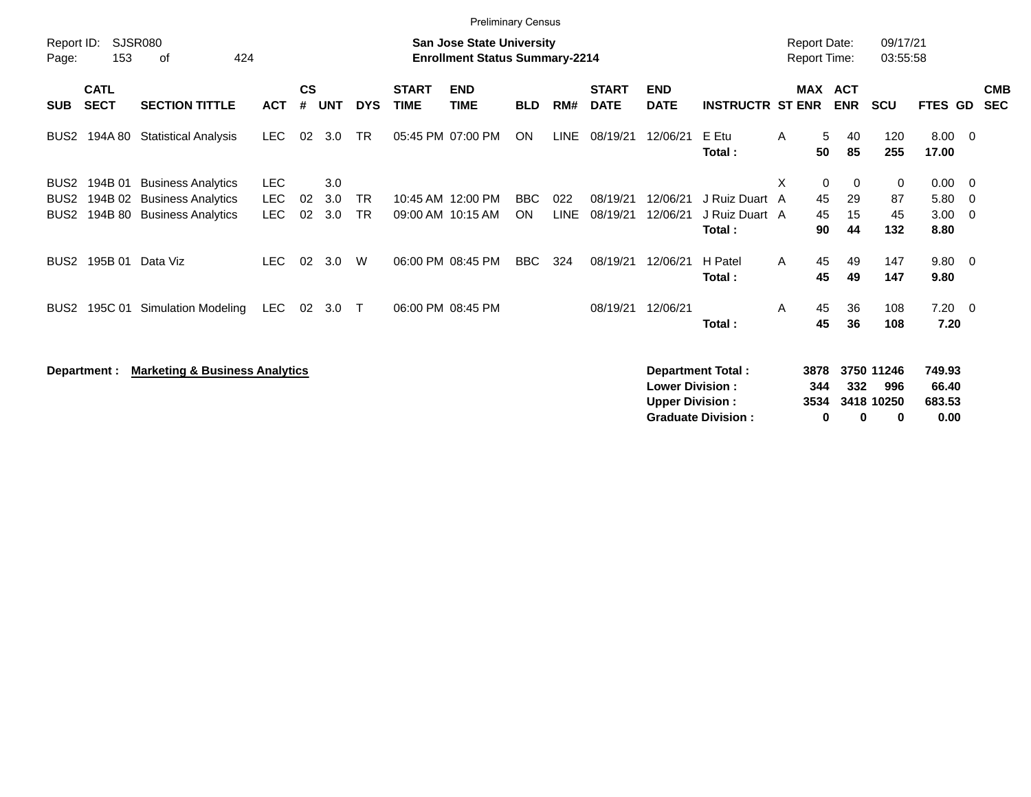Preliminary Census

Report ID: SJSR080

**San Jose State University**
**Enrollment Status Summary-2214**

Report Date: 09/17/21
Report Time: 03:55:58

| SUB | CATL SECT | SECTION TITTLE | ACT | CS # | UNT | DYS | START TIME | END TIME | BLD | RM# | START DATE | END DATE | INSTRUCTR | ST | MAX ENR | ACT ENR | SCU | FTES | GD | CMB SEC |
|---|---|---|---|---|---|---|---|---|---|---|---|---|---|---|---|---|---|---|---|---|
| BUS2 | 194A 80 | Statistical Analysis | LEC | 02 | 3.0 | TR | 05:45 PM | 07:00 PM | ON | LINE | 08/19/21 | 12/06/21 | E Etu | A | 5 | 40 | 120 | 8.00 | 0 | |
| | | | | | | | | | | | | | **Total :** | | **50** | **85** | **255** | **17.00** | | |
| BUS2 | 194B 01 | Business Analytics | LEC | | 3.0 | | | | | | | | | X | 0 | 0 | 0 | 0.00 | 0 | |
| BUS2 | 194B 02 | Business Analytics | LEC | 02 | 3.0 | TR | 10:45 AM | 12:00 PM | BBC | 022 | 08/19/21 | 12/06/21 | J Ruiz Duart | A | 45 | 29 | 87 | 5.80 | 0 | |
| BUS2 | 194B 80 | Business Analytics | LEC | 02 | 3.0 | TR | 09:00 AM | 10:15 AM | ON | LINE | 08/19/21 | 12/06/21 | J Ruiz Duart | A | 45 | 15 | 45 | 3.00 | 0 | |
| | | | | | | | | | | | | | **Total :** | | **90** | **44** | **132** | **8.80** | | |
| BUS2 | 195B 01 | Data Viz | LEC | 02 | 3.0 | W | 06:00 PM | 08:45 PM | BBC | 324 | 08/19/21 | 12/06/21 | H Patel | A | 45 | 49 | 147 | 9.80 | 0 | |
| | | | | | | | | | | | | | **Total :** | | **45** | **49** | **147** | **9.80** | | |
| BUS2 | 195C 01 | Simulation Modeling | LEC | 02 | 3.0 | T | 06:00 PM | 08:45 PM | | | 08/19/21 | 12/06/21 | | A | 45 | 36 | 108 | 7.20 | 0 | |
| | | | | | | | | | | | | | **Total :** | | **45** | **36** | **108** | **7.20** | | |

**Department :** **Marketing & Business Analytics**

| | MAX ENR | ACT ENR | SCU | FTES |
|---|---|---|---|---|
| **Department Total :** | **3878** | **3750** | **11246** | **749.93** |
| **Lower Division :** | **344** | **332** | **996** | **66.40** |
| **Upper Division :** | **3534** | **3418** | **10250** | **683.53** |
| **Graduate Division :** | **0** | **0** | **0** | **0.00** |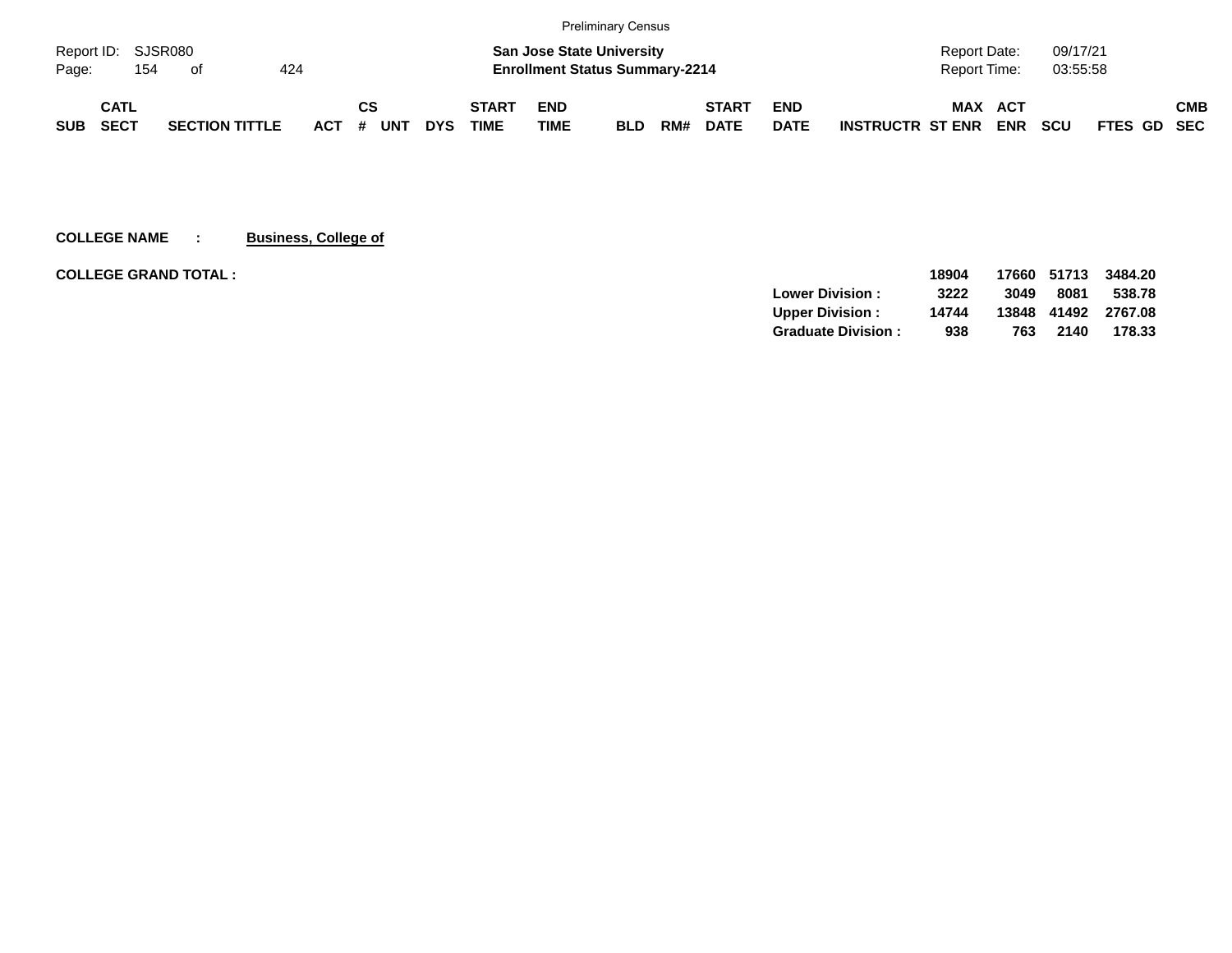Preliminary Census

Report ID: SJSR080

**San Jose State University**
**Enrollment Status Summary-2214**

Report Date: 09/17/21
Report Time: 03:55:58

| SUB | CATL SECT | SECTION TITTLE | ACT | CS # | UNT | DYS | START TIME | END TIME | BLD | RM# | START DATE | END DATE | INSTRUCTR | MAX ST ENR | ACT ENR | SCU | FTES | GD | CMB SEC |
|---|---|---|---|---|---|---|---|---|---|---|---|---|---|---|---|---|---|---|---|

**COLLEGE NAME : Business, College of**

| | | MAX ST ENR | ACT ENR | SCU | FTES |
|---|---|---|---|---|---|
| **COLLEGE GRAND TOTAL :** | | **18904** | **17660** | **51713** | **3484.20** |
| | **Lower Division :** | **3222** | **3049** | **8081** | **538.78** |
| | **Upper Division :** | **14744** | **13848** | **41492** | **2767.08** |
| | **Graduate Division :** | **938** | **763** | **2140** | **178.33** |